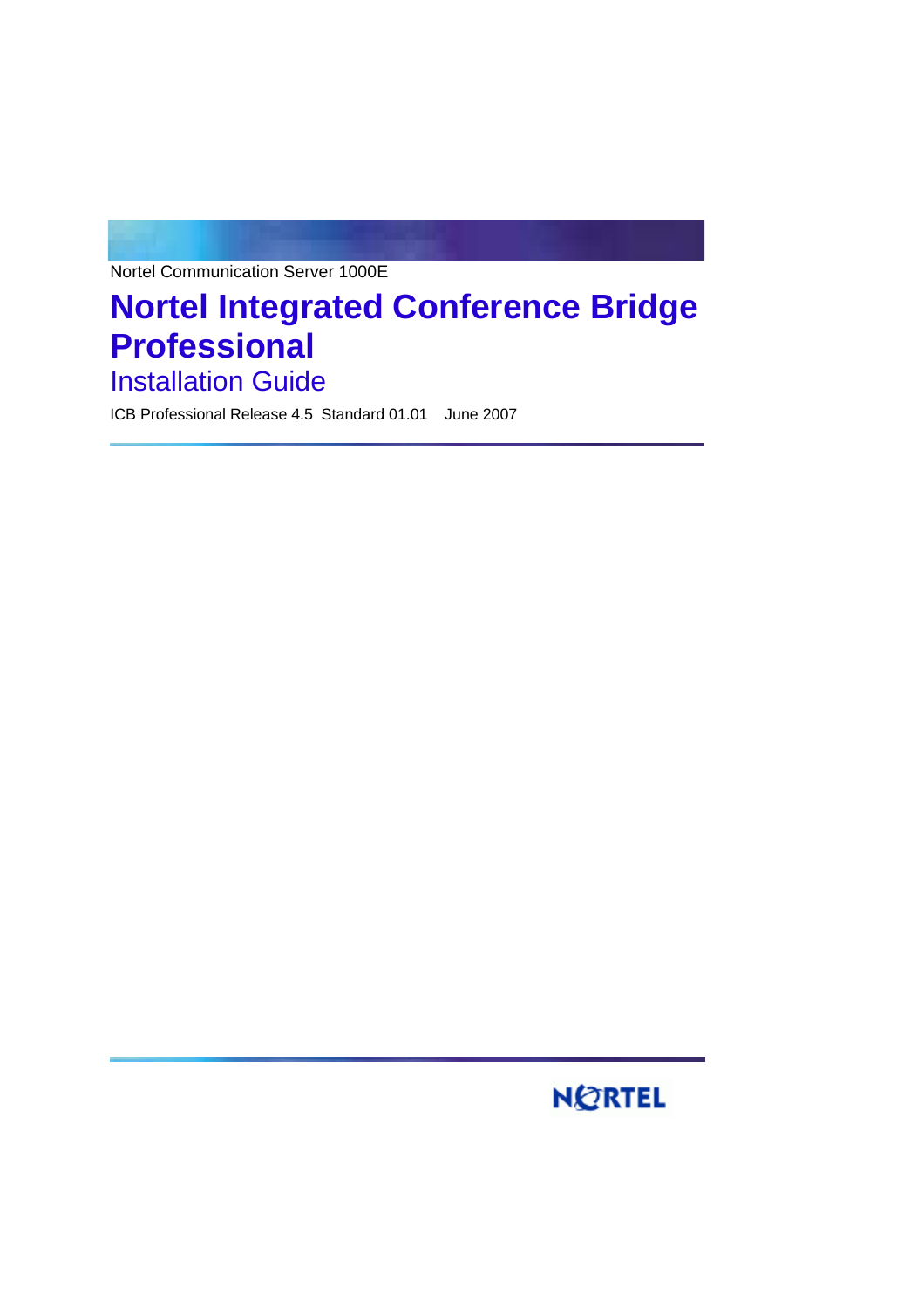Nortel Communication Server 1000E

# Nortel Integrated Conference Bridge Professional

## Installation Guide

ICB Professional Release 4.5 Standard 01.01 June 2007

NORTEL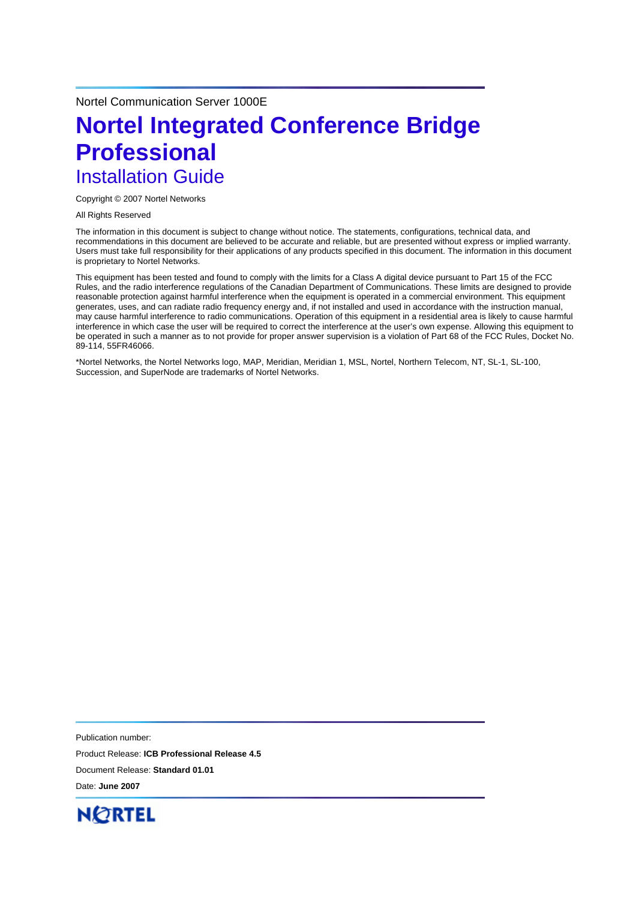Nortel Communication Server 1000E

# Nortel Integrated Conference Bridge Professional

## Installation Guide

Copyright © 2007 Nortel Networks

All Rights Reserved

The information in this document is subject to change without notice. The statements, configurations, technical data, and recommendations in this document are believed to be accurate and reliable, but are presented without express or implied warranty. Users must take full responsibility for their applications of any products specified in this document. The information in this document is proprietary to Nortel Networks.

This equipment has been tested and found to comply with the limits for a Class A digital device pursuant to Part 15 of the FCC Rules, and the radio interference regulations of the Canadian Department of Communications. These limits are designed to provide reasonable protection against harmful interference when the equipment is operated in a commercial environment. This equipment generates, uses, and can radiate radio frequency energy and, if not installed and used in accordance with the instruction manual, may cause harmful interference to radio communications. Operation of this equipment in a residential area is likely to cause harmful interference in which case the user will be required to correct the interference at the user's own expense. Allowing this equipment to be operated in such a manner as to not provide for proper answer supervision is a violation of Part 68 of the FCC Rules, Docket No. 89-114, 55FR46066.

*Nortel Networks, the Nortel Networks logo, MAP, Meridian, Meridian 1, MSL, Nortel, Northern Telecom, NT, SL-1, SL-100, Succession, and SuperNode are trademarks of Nortel Networks.

Publication number:

Product Release: **ICB Professional Release 4.5**

Document Release: **Standard 01.01**

Date: **June 2007**

NORTEL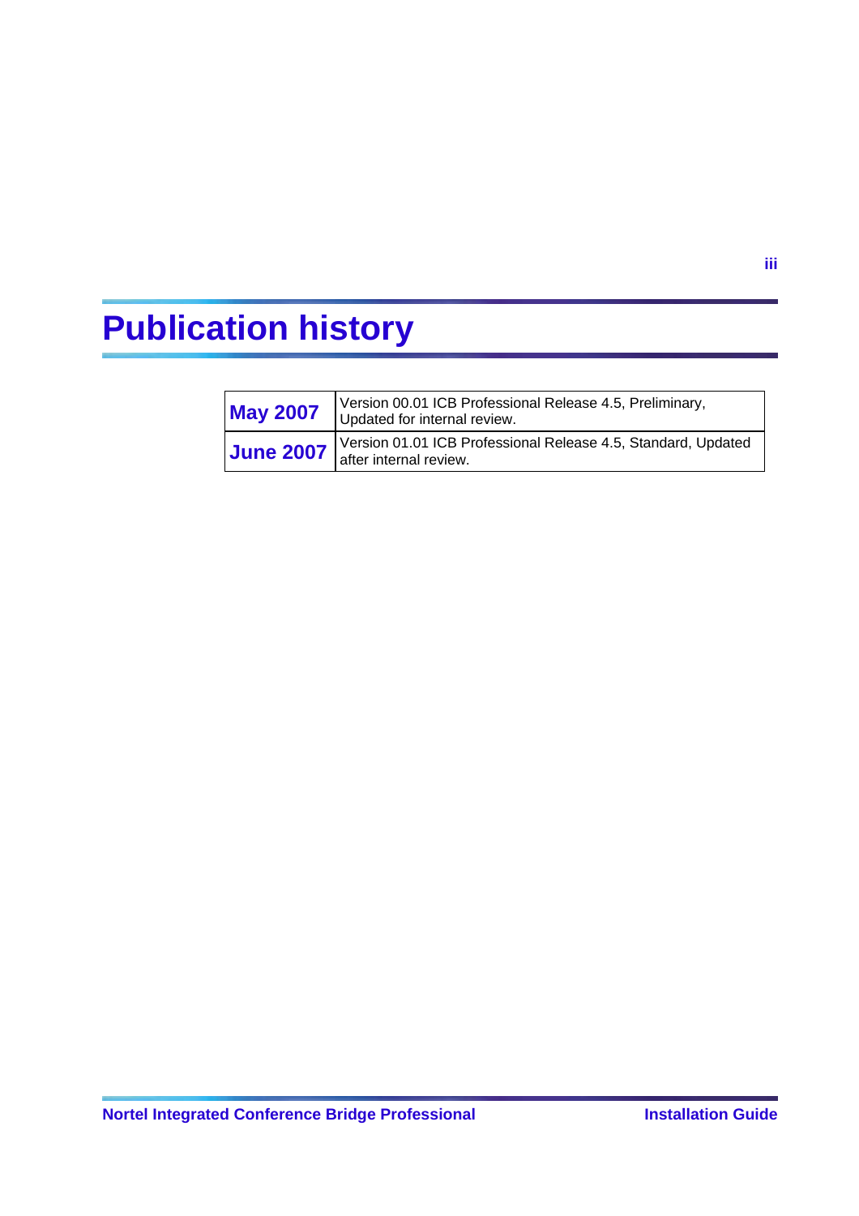# Publication history

| May 2007 | Version 00.01 ICB Professional Release 4.5, Preliminary, Updated for internal review. |
|---|---|
| June 2007 | Version 01.01 ICB Professional Release 4.5, Standard, Updated after internal review. |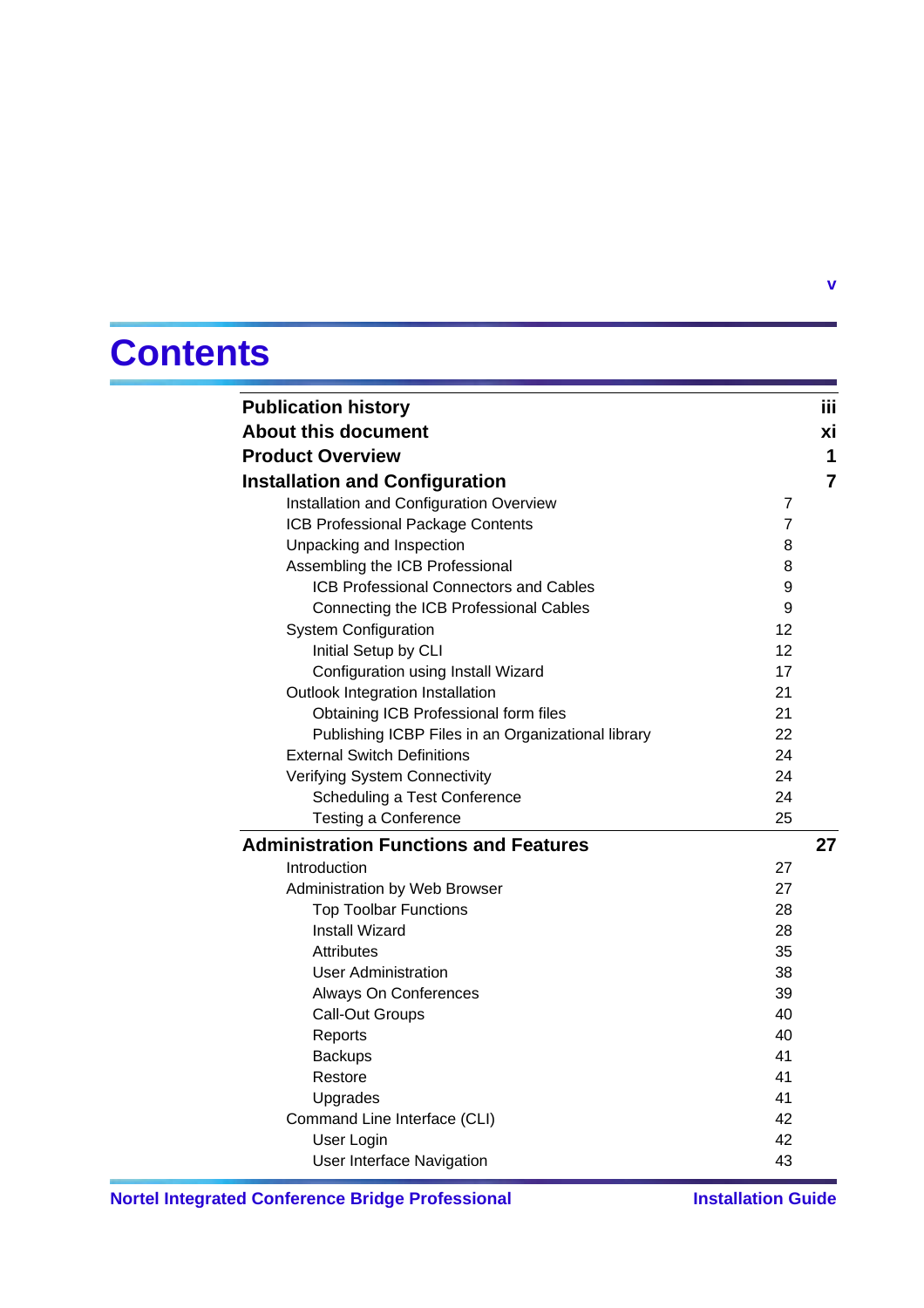# Contents

| | |
|---|---|
| **Publication history** | **iii** |
| **About this document** | **xi** |
| **Product Overview** | **1** |
| **Installation and Configuration** | **7** |
| Installation and Configuration Overview | 7 |
| ICB Professional Package Contents | 7 |
| Unpacking and Inspection | 8 |
| Assembling the ICB Professional | 8 |
| ICB Professional Connectors and Cables | 9 |
| Connecting the ICB Professional Cables | 9 |
| System Configuration | 12 |
| Initial Setup by CLI | 12 |
| Configuration using Install Wizard | 17 |
| Outlook Integration Installation | 21 |
| Obtaining ICB Professional form files | 21 |
| Publishing ICBP Files in an Organizational library | 22 |
| External Switch Definitions | 24 |
| Verifying System Connectivity | 24 |
| Scheduling a Test Conference | 24 |
| Testing a Conference | 25 |
| **Administration Functions and Features** | **27** |
| Introduction | 27 |
| Administration by Web Browser | 27 |
| Top Toolbar Functions | 28 |
| Install Wizard | 28 |
| Attributes | 35 |
| User Administration | 38 |
| Always On Conferences | 39 |
| Call-Out Groups | 40 |
| Reports | 40 |
| Backups | 41 |
| Restore | 41 |
| Upgrades | 41 |
| Command Line Interface (CLI) | 42 |
| User Login | 42 |
| User Interface Navigation | 43 |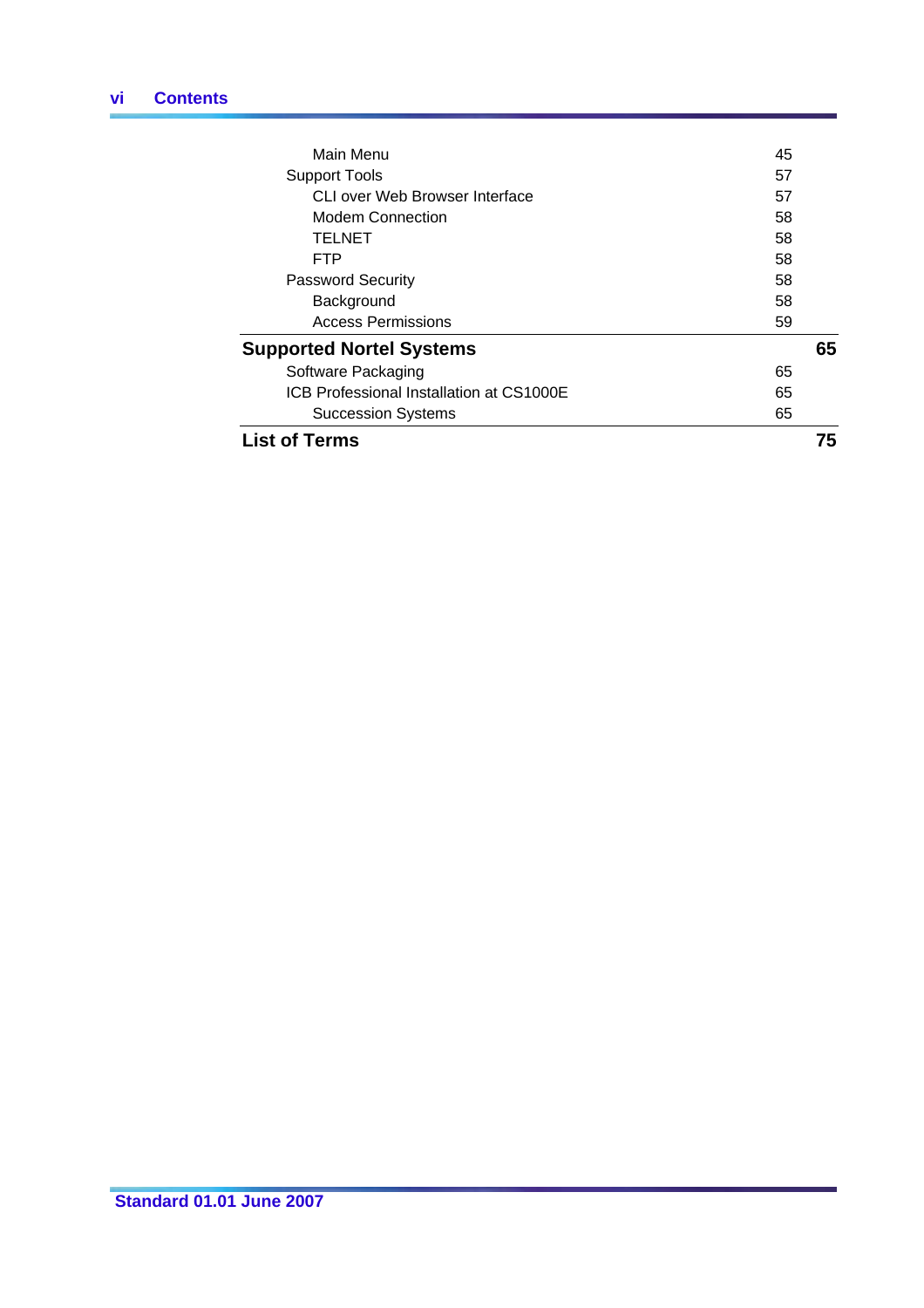| | |
|---|---|
| Main Menu | 45 |
| Support Tools | 57 |
| CLI over Web Browser Interface | 57 |
| Modem Connection | 58 |
| TELNET | 58 |
| FTP | 58 |
| Password Security | 58 |
| Background | 58 |
| Access Permissions | 59 |
| **Supported Nortel Systems** | **65** |
| Software Packaging | 65 |
| ICB Professional Installation at CS1000E | 65 |
| Succession Systems | 65 |
| **List of Terms** | **75** |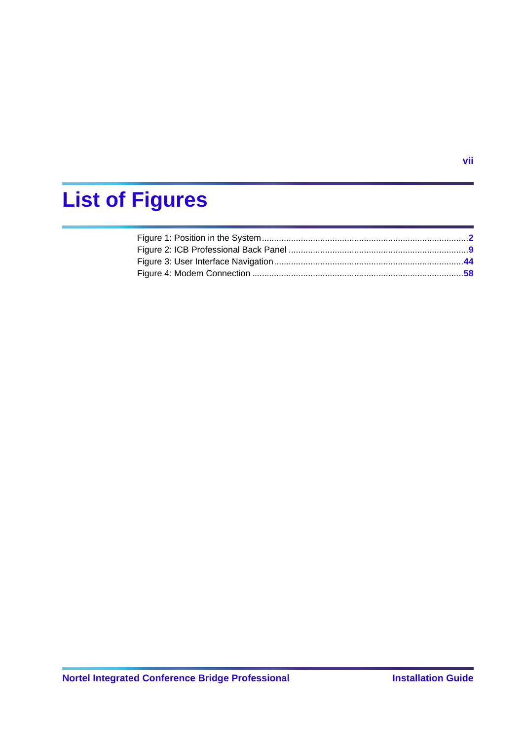# List of Figures

Figure 1: Position in the System ............................................................................. 2
Figure 2: ICB Professional Back Panel ..................................................................... 9
Figure 3: User Interface Navigation ......................................................................... 44
Figure 4: Modem Connection ................................................................................. 58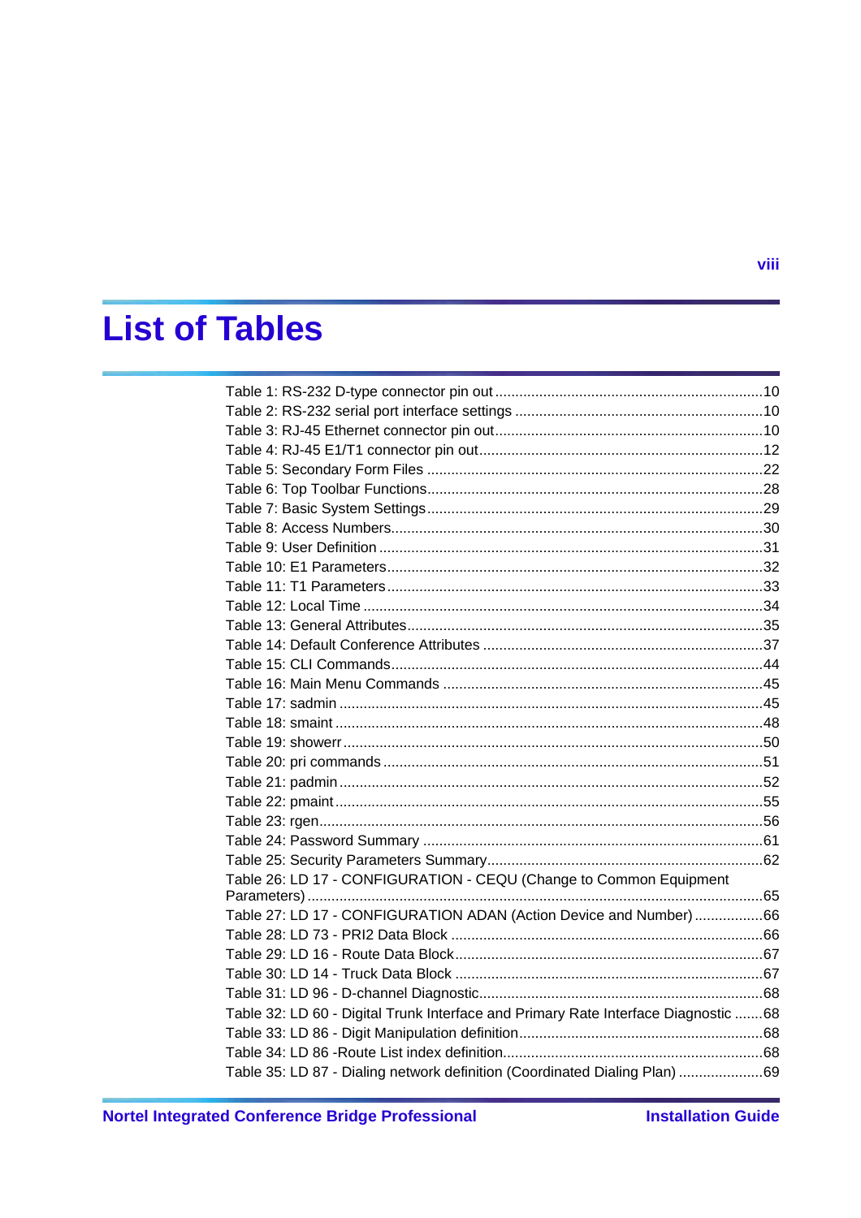# List of Tables

Table 1: RS-232 D-type connector pin out ....................................................................10
Table 2: RS-232 serial port interface settings ..............................................................10
Table 3: RJ-45 Ethernet connector pin out ....................................................................10
Table 4: RJ-45 E1/T1 connector pin out ........................................................................12
Table 5: Secondary Form Files .....................................................................................22
Table 6: Top Toolbar Functions .....................................................................................28
Table 7: Basic System Settings .....................................................................................29
Table 8: Access Numbers ..............................................................................................30
Table 9: User Definition .................................................................................................31
Table 10: E1 Parameters ...............................................................................................32
Table 11: T1 Parameters ...............................................................................................33
Table 12: Local Time .....................................................................................................34
Table 13: General Attributes ..........................................................................................35
Table 14: Default Conference Attributes ........................................................................37
Table 15: CLI Commands ...............................................................................................44
Table 16: Main Menu Commands ...................................................................................45
Table 17: sadmin ...........................................................................................................45
Table 18: smaint ............................................................................................................48
Table 19: showerr ..........................................................................................................50
Table 20: pri commands .................................................................................................51
Table 21: padmin ...........................................................................................................52
Table 22: pmaint ............................................................................................................55
Table 23: rgen ...............................................................................................................56
Table 24: Password Summary ........................................................................................61
Table 25: Security Parameters Summary ........................................................................62
Table 26: LD 17 - CONFIGURATION - CEQU (Change to Common Equipment Parameters) ......................................................................................................................65
Table 27: LD 17 - CONFIGURATION ADAN (Action Device and Number) .....................66
Table 28: LD 73 - PRI2 Data Block .................................................................................66
Table 29: LD 16 - Route Data Block ...............................................................................67
Table 30: LD 14 - Truck Data Block ................................................................................67
Table 31: LD 96 - D-channel Diagnostic .........................................................................68
Table 32: LD 60 - Digital Trunk Interface and Primary Rate Interface Diagnostic .......68
Table 33: LD 86 - Digit Manipulation definition ..............................................................68
Table 34: LD 86 -Route List index definition ..................................................................68
Table 35: LD 87 - Dialing network definition (Coordinated Dialing Plan) .....................69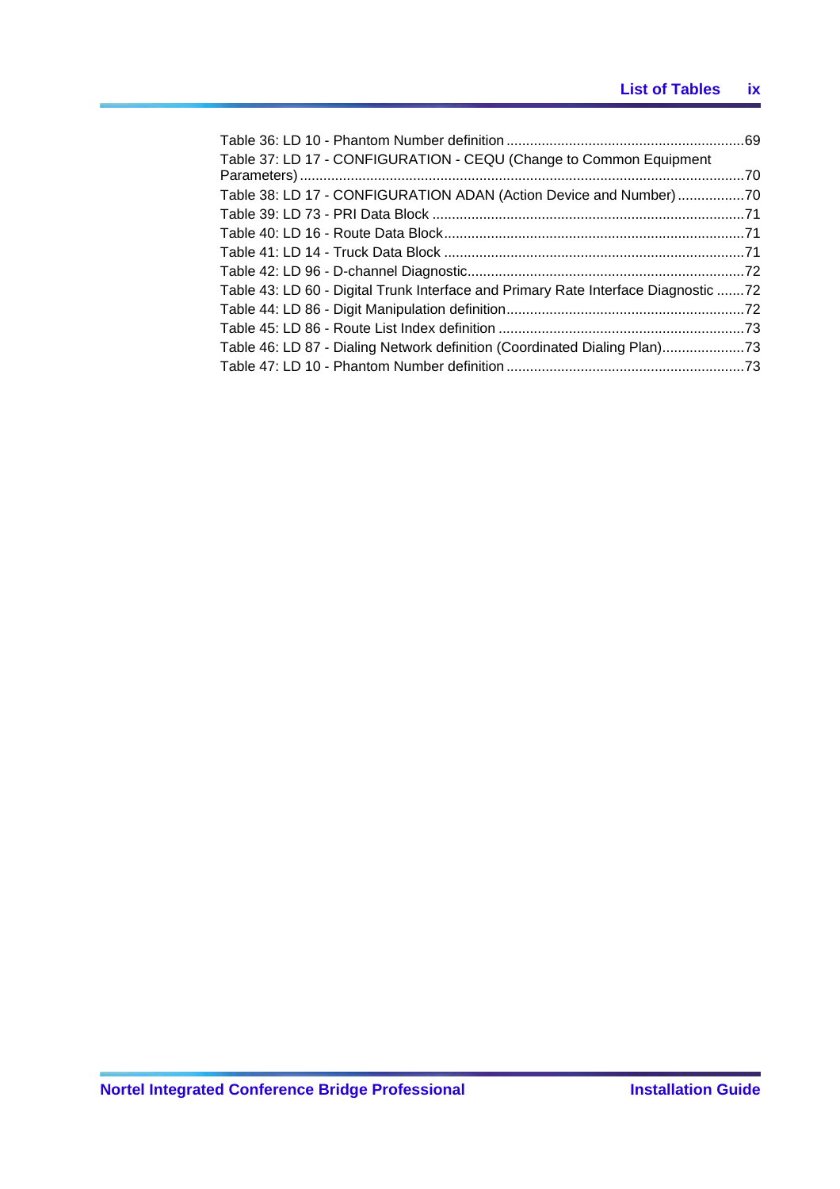Table 36: LD 10 - Phantom Number definition ............................................................69
Table 37: LD 17 - CONFIGURATION - CEQU (Change to Common Equipment Parameters) ................................................................................................................70
Table 38: LD 17 - CONFIGURATION ADAN (Action Device and Number).................70
Table 39: LD 73 - PRI Data Block ................................................................................71
Table 40: LD 16 - Route Data Block............................................................................71
Table 41: LD 14 - Truck Data Block ............................................................................71
Table 42: LD 96 - D-channel Diagnostic......................................................................72
Table 43: LD 60 - Digital Trunk Interface and Primary Rate Interface Diagnostic .......72
Table 44: LD 86 - Digit Manipulation definition............................................................72
Table 45: LD 86 - Route List Index definition ..............................................................73
Table 46: LD 87 - Dialing Network definition (Coordinated Dialing Plan).....................73
Table 47: LD 10 - Phantom Number definition ............................................................73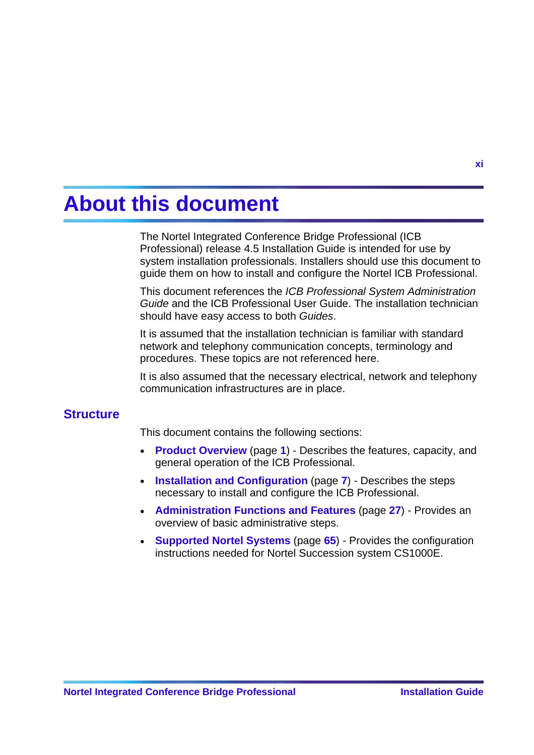# About this document

The Nortel Integrated Conference Bridge Professional (ICB Professional) release 4.5 Installation Guide is intended for use by system installation professionals. Installers should use this document to guide them on how to install and configure the Nortel ICB Professional.

This document references the *ICB Professional System Administration Guide* and the ICB Professional User Guide. The installation technician should have easy access to both *Guides*.

It is assumed that the installation technician is familiar with standard network and telephony communication concepts, terminology and procedures. These topics are not referenced here.

It is also assumed that the necessary electrical, network and telephony communication infrastructures are in place.

## Structure

This document contains the following sections:

- **Product Overview** (page **1**) - Describes the features, capacity, and general operation of the ICB Professional.
- **Installation and Configuration** (page **7**) - Describes the steps necessary to install and configure the ICB Professional.
- **Administration Functions and Features** (page **27**) - Provides an overview of basic administrative steps.
- **Supported Nortel Systems** (page **65**) - Provides the configuration instructions needed for Nortel Succession system CS1000E.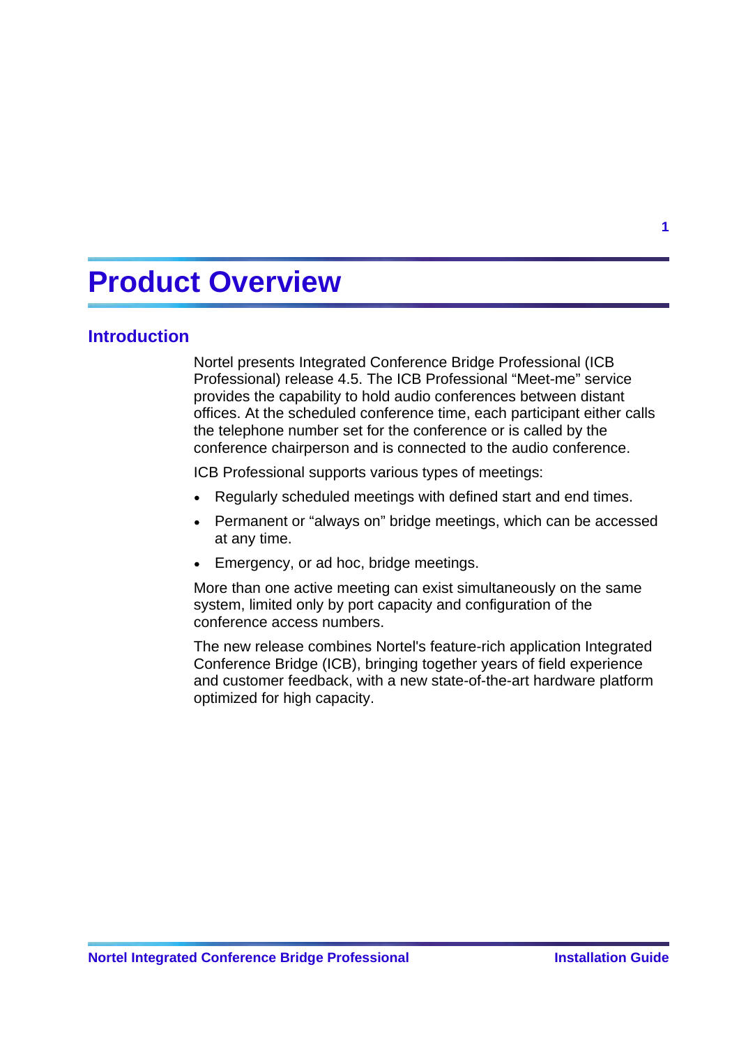# Product Overview

## Introduction

Nortel presents Integrated Conference Bridge Professional (ICB Professional) release 4.5. The ICB Professional “Meet-me” service provides the capability to hold audio conferences between distant offices. At the scheduled conference time, each participant either calls the telephone number set for the conference or is called by the conference chairperson and is connected to the audio conference.

ICB Professional supports various types of meetings:

- Regularly scheduled meetings with defined start and end times.
- Permanent or “always on” bridge meetings, which can be accessed at any time.
- Emergency, or ad hoc, bridge meetings.

More than one active meeting can exist simultaneously on the same system, limited only by port capacity and configuration of the conference access numbers.

The new release combines Nortel's feature-rich application Integrated Conference Bridge (ICB), bringing together years of field experience and customer feedback, with a new state-of-the-art hardware platform optimized for high capacity.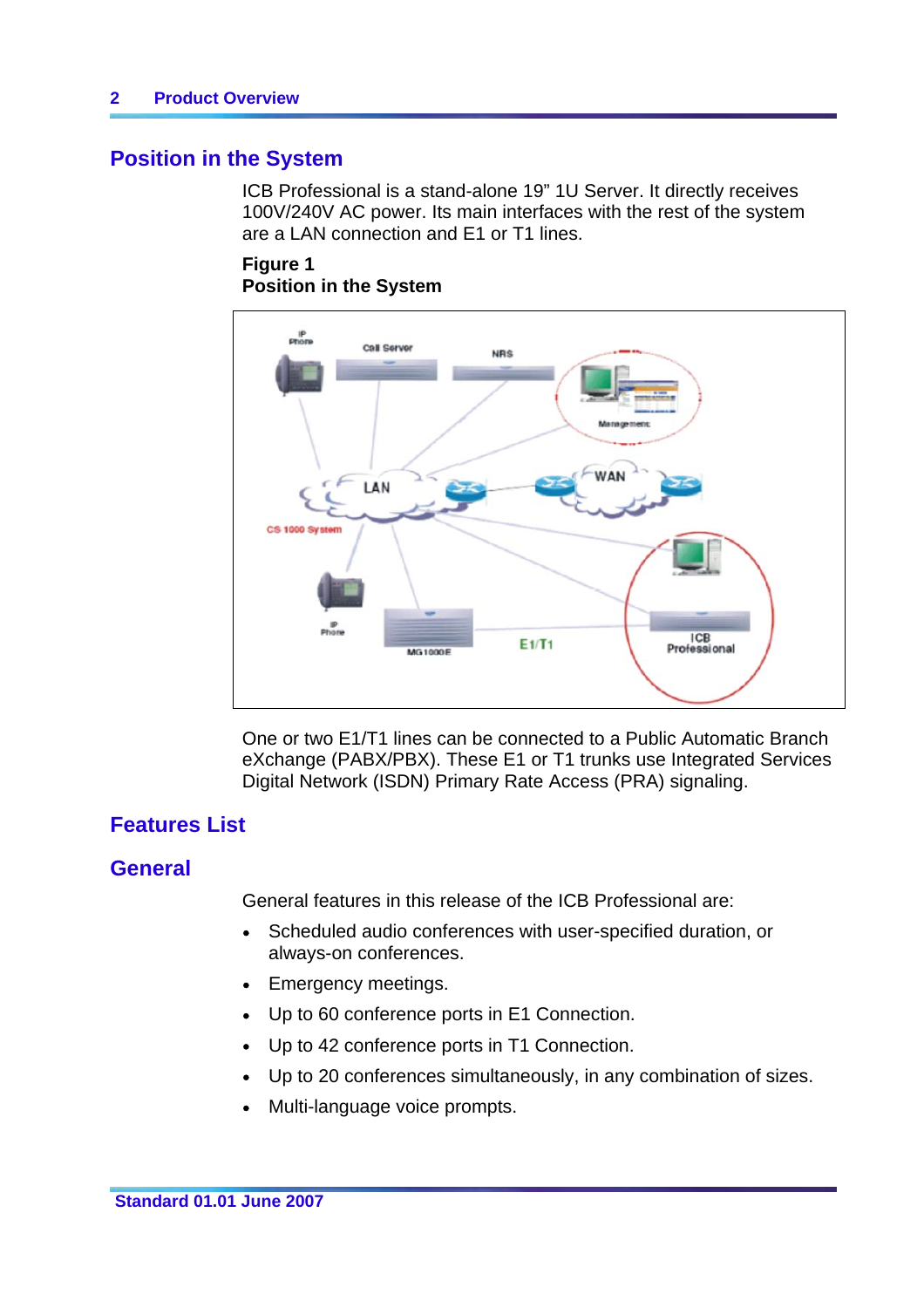## Position in the System

ICB Professional is a stand-alone 19” 1U Server. It directly receives 100V/240V AC power. Its main interfaces with the rest of the system are a LAN connection and E1 or T1 lines.

**Figure 1**
**Position in the System**

One or two E1/T1 lines can be connected to a Public Automatic Branch eXchange (PABX/PBX). These E1 or T1 trunks use Integrated Services Digital Network (ISDN) Primary Rate Access (PRA) signaling.

## Features List

## General

General features in this release of the ICB Professional are:

- Scheduled audio conferences with user-specified duration, or always-on conferences.
- Emergency meetings.
- Up to 60 conference ports in E1 Connection.
- Up to 42 conference ports in T1 Connection.
- Up to 20 conferences simultaneously, in any combination of sizes.
- Multi-language voice prompts.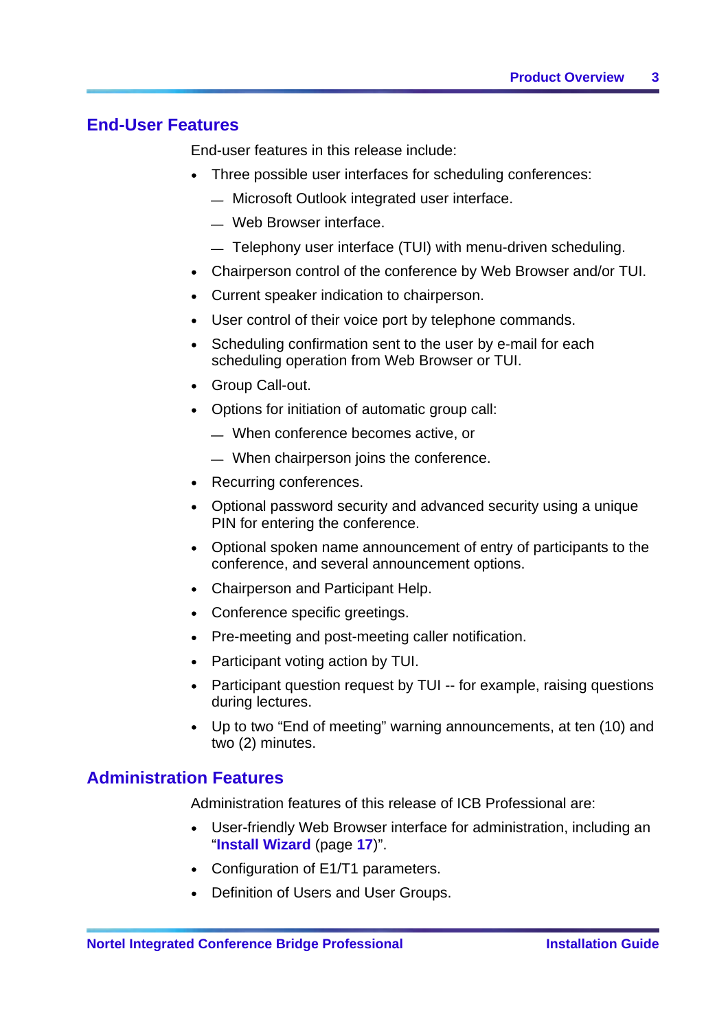## End-User Features

End-user features in this release include:

- Three possible user interfaces for scheduling conferences:
  - Microsoft Outlook integrated user interface.
  - Web Browser interface.
  - Telephony user interface (TUI) with menu-driven scheduling.
- Chairperson control of the conference by Web Browser and/or TUI.
- Current speaker indication to chairperson.
- User control of their voice port by telephone commands.
- Scheduling confirmation sent to the user by e-mail for each scheduling operation from Web Browser or TUI.
- Group Call-out.
- Options for initiation of automatic group call:
  - When conference becomes active, or
  - When chairperson joins the conference.
- Recurring conferences.
- Optional password security and advanced security using a unique PIN for entering the conference.
- Optional spoken name announcement of entry of participants to the conference, and several announcement options.
- Chairperson and Participant Help.
- Conference specific greetings.
- Pre-meeting and post-meeting caller notification.
- Participant voting action by TUI.
- Participant question request by TUI -- for example, raising questions during lectures.
- Up to two “End of meeting” warning announcements, at ten (10) and two (2) minutes.

## Administration Features

Administration features of this release of ICB Professional are:

- User-friendly Web Browser interface for administration, including an “**Install Wizard** (page **17**)”.
- Configuration of E1/T1 parameters.
- Definition of Users and User Groups.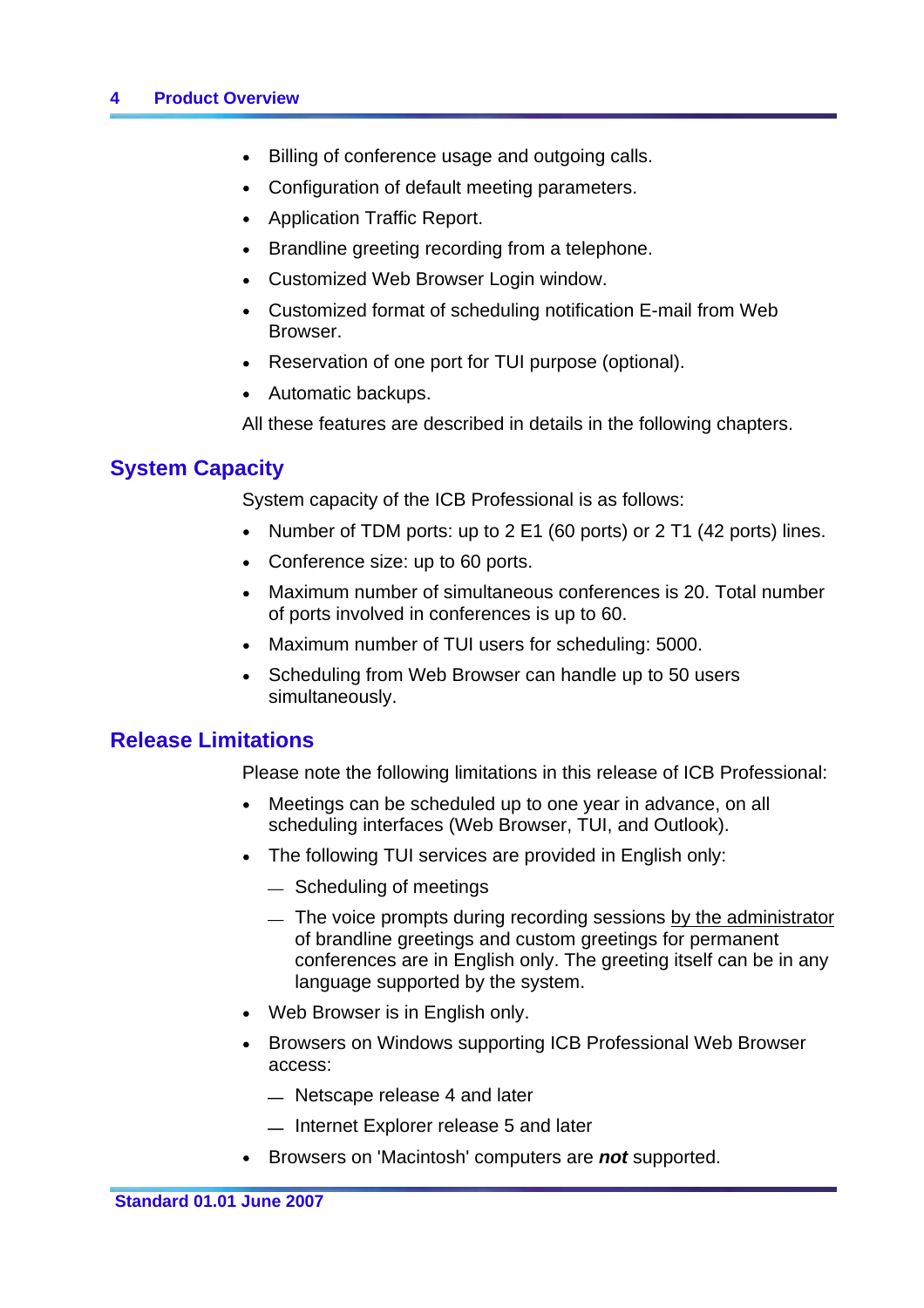- Billing of conference usage and outgoing calls.
- Configuration of default meeting parameters.
- Application Traffic Report.
- Brandline greeting recording from a telephone.
- Customized Web Browser Login window.
- Customized format of scheduling notification E-mail from Web Browser.
- Reservation of one port for TUI purpose (optional).
- Automatic backups.

All these features are described in details in the following chapters.

## System Capacity

System capacity of the ICB Professional is as follows:

- Number of TDM ports: up to 2 E1 (60 ports) or 2 T1 (42 ports) lines.
- Conference size: up to 60 ports.
- Maximum number of simultaneous conferences is 20. Total number of ports involved in conferences is up to 60.
- Maximum number of TUI users for scheduling: 5000.
- Scheduling from Web Browser can handle up to 50 users simultaneously.

## Release Limitations

Please note the following limitations in this release of ICB Professional:

- Meetings can be scheduled up to one year in advance, on all scheduling interfaces (Web Browser, TUI, and Outlook).
- The following TUI services are provided in English only:
  - Scheduling of meetings
  - The voice prompts during recording sessions <u>by the administrator</u> of brandline greetings and custom greetings for permanent conferences are in English only. The greeting itself can be in any language supported by the system.
- Web Browser is in English only.
- Browsers on Windows supporting ICB Professional Web Browser access:
  - Netscape release 4 and later
  - Internet Explorer release 5 and later
- Browsers on 'Macintosh' computers are ***not*** supported.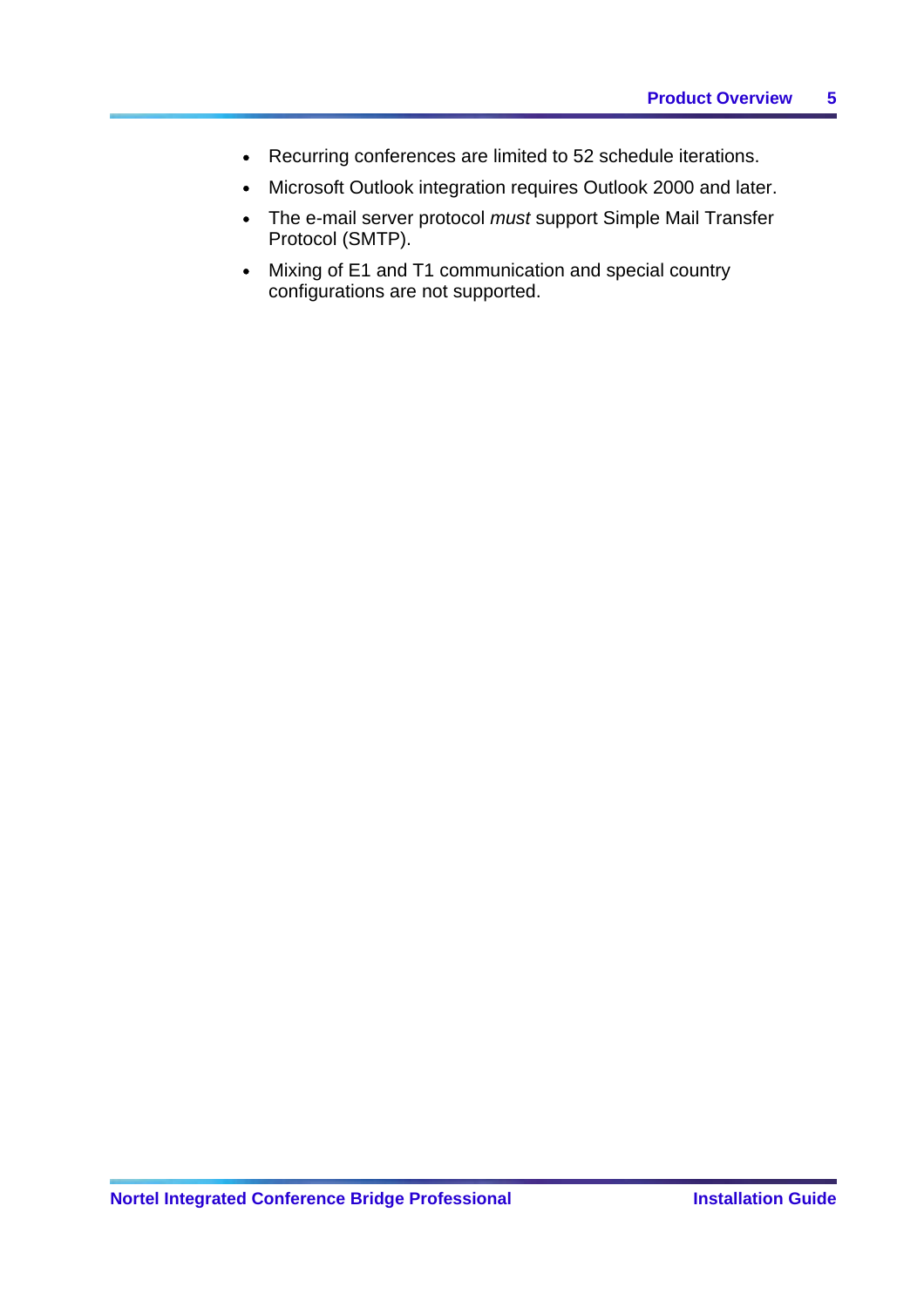- Recurring conferences are limited to 52 schedule iterations.
- Microsoft Outlook integration requires Outlook 2000 and later.
- The e-mail server protocol *must* support Simple Mail Transfer Protocol (SMTP).
- Mixing of E1 and T1 communication and special country configurations are not supported.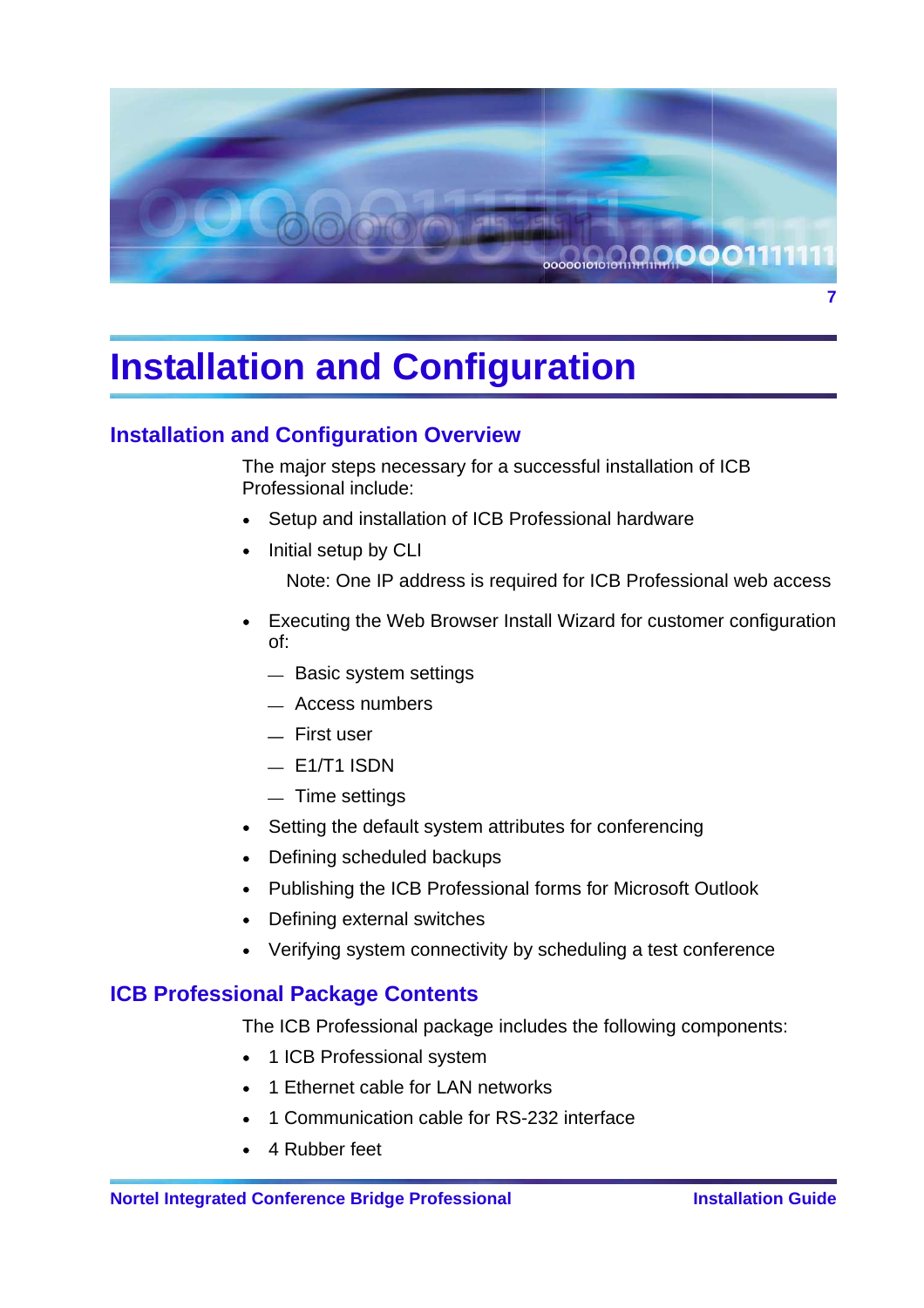# Installation and Configuration

## Installation and Configuration Overview

The major steps necessary for a successful installation of ICB Professional include:

- Setup and installation of ICB Professional hardware
- Initial setup by CLI

  Note: One IP address is required for ICB Professional web access

- Executing the Web Browser Install Wizard for customer configuration of:
  - Basic system settings
  - Access numbers
  - First user
  - E1/T1 ISDN
  - Time settings
- Setting the default system attributes for conferencing
- Defining scheduled backups
- Publishing the ICB Professional forms for Microsoft Outlook
- Defining external switches
- Verifying system connectivity by scheduling a test conference

## ICB Professional Package Contents

The ICB Professional package includes the following components:

- 1 ICB Professional system
- 1 Ethernet cable for LAN networks
- 1 Communication cable for RS-232 interface
- 4 Rubber feet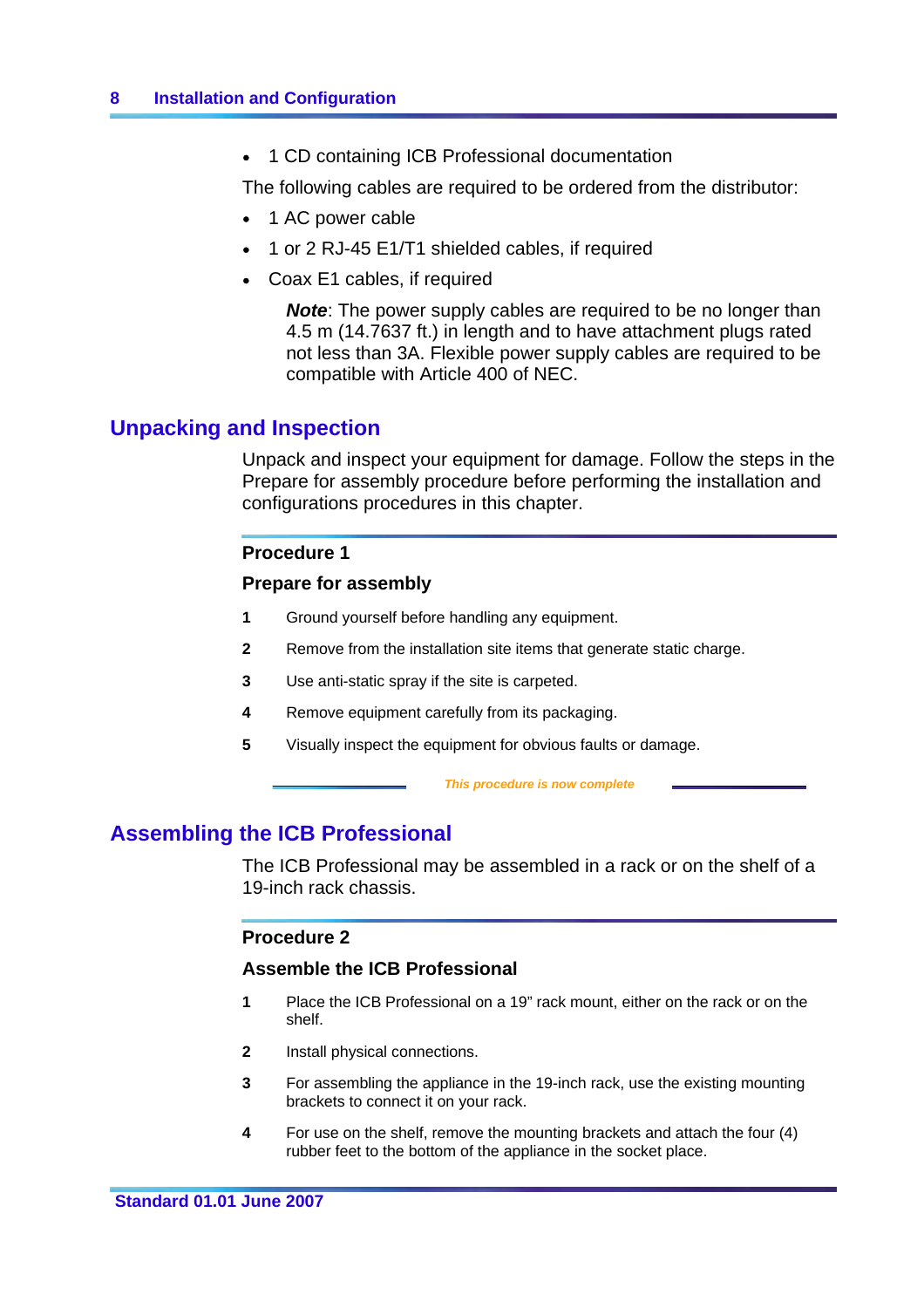- 1 CD containing ICB Professional documentation

The following cables are required to be ordered from the distributor:

- 1 AC power cable
- 1 or 2 RJ-45 E1/T1 shielded cables, if required
- Coax E1 cables, if required

***Note***: The power supply cables are required to be no longer than 4.5 m (14.7637 ft.) in length and to have attachment plugs rated not less than 3A. Flexible power supply cables are required to be compatible with Article 400 of NEC.

## Unpacking and Inspection

Unpack and inspect your equipment for damage. Follow the steps in the Prepare for assembly procedure before performing the installation and configurations procedures in this chapter.

### Procedure 1

### Prepare for assembly

1. Ground yourself before handling any equipment.
2. Remove from the installation site items that generate static charge.
3. Use anti-static spray if the site is carpeted.
4. Remove equipment carefully from its packaging.
5. Visually inspect the equipment for obvious faults or damage.

*This procedure is now complete*

## Assembling the ICB Professional

The ICB Professional may be assembled in a rack or on the shelf of a 19-inch rack chassis.

### Procedure 2

### Assemble the ICB Professional

1. Place the ICB Professional on a 19” rack mount, either on the rack or on the shelf.
2. Install physical connections.
3. For assembling the appliance in the 19-inch rack, use the existing mounting brackets to connect it on your rack.
4. For use on the shelf, remove the mounting brackets and attach the four (4) rubber feet to the bottom of the appliance in the socket place.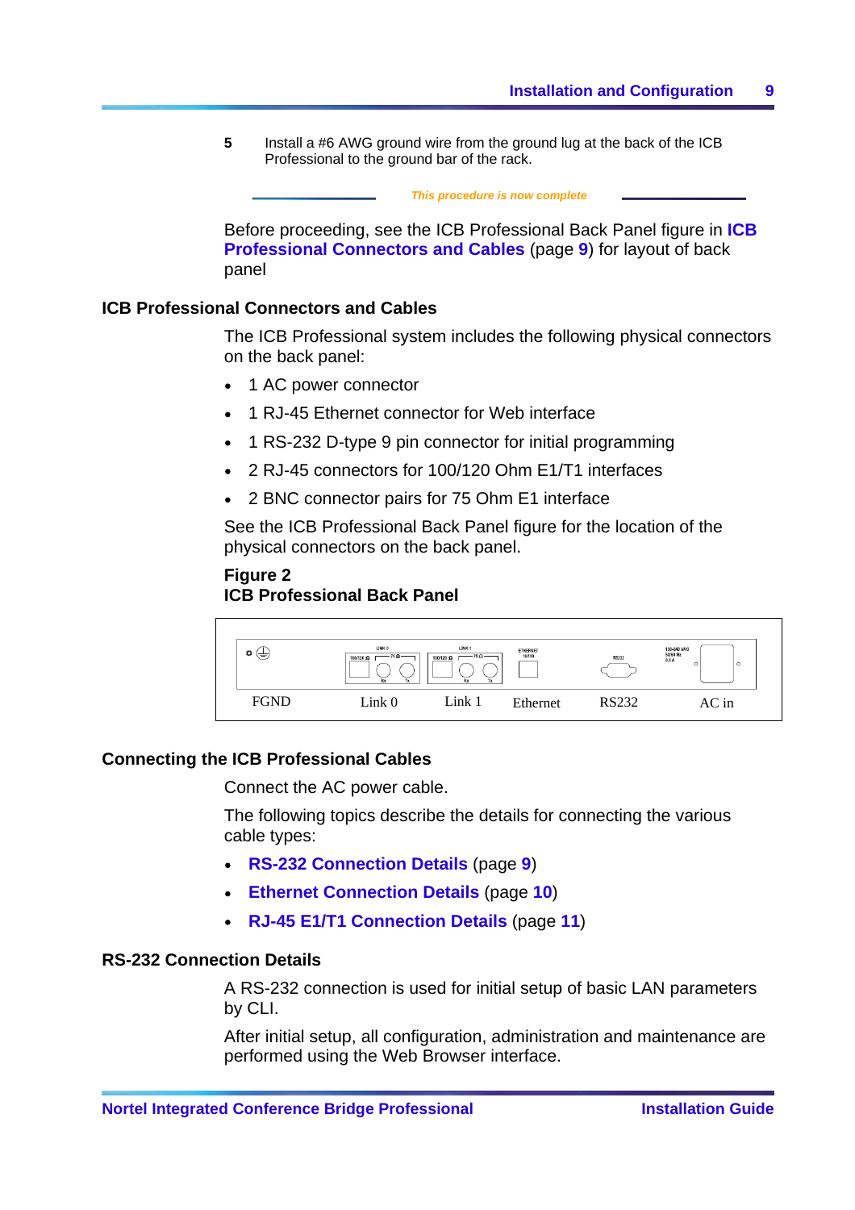5 Install a #6 AWG ground wire from the ground lug at the back of the ICB Professional to the ground bar of the rack.

*This procedure is now complete*

Before proceeding, see the ICB Professional Back Panel figure in **ICB Professional Connectors and Cables** (page **9**) for layout of back panel

## ICB Professional Connectors and Cables

The ICB Professional system includes the following physical connectors on the back panel:

- 1 AC power connector
- 1 RJ-45 Ethernet connector for Web interface
- 1 RS-232 D-type 9 pin connector for initial programming
- 2 RJ-45 connectors for 100/120 Ohm E1/T1 interfaces
- 2 BNC connector pairs for 75 Ohm E1 interface

See the ICB Professional Back Panel figure for the location of the physical connectors on the back panel.

**Figure 2**
**ICB Professional Back Panel**

FGND Link 0 Link 1 Ethernet RS232 AC in

## Connecting the ICB Professional Cables

Connect the AC power cable.

The following topics describe the details for connecting the various cable types:

- **RS-232 Connection Details** (page **9**)
- **Ethernet Connection Details** (page **10**)
- **RJ-45 E1/T1 Connection Details** (page **11**)

## RS-232 Connection Details

A RS-232 connection is used for initial setup of basic LAN parameters by CLI.

After initial setup, all configuration, administration and maintenance are performed using the Web Browser interface.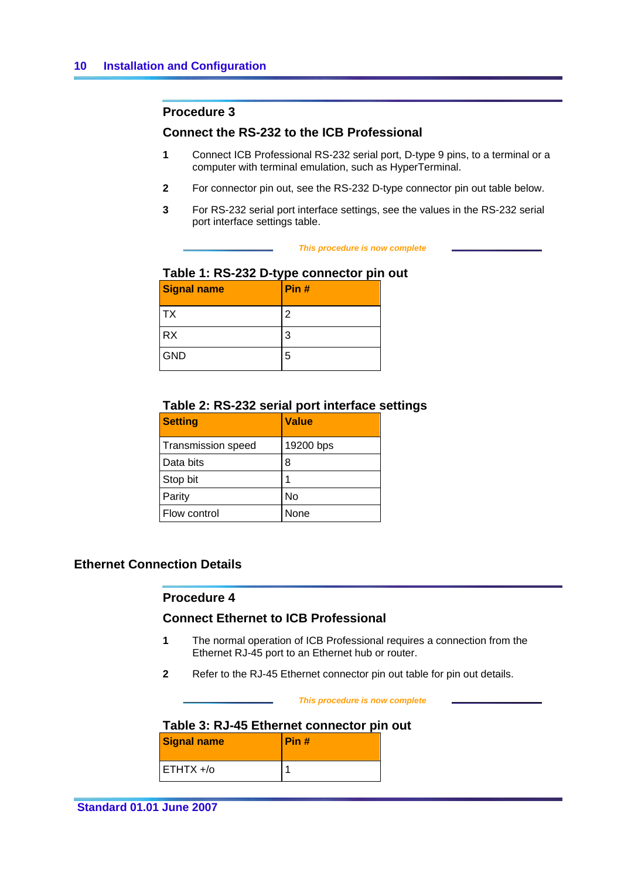### Procedure 3

### Connect the RS-232 to the ICB Professional

1. Connect ICB Professional RS-232 serial port, D-type 9 pins, to a terminal or a computer with terminal emulation, such as HyperTerminal.
2. For connector pin out, see the RS-232 D-type connector pin out table below.
3. For RS-232 serial port interface settings, see the values in the RS-232 serial port interface settings table.

*This procedure is now complete*

**Table 1: RS-232 D-type connector pin out**

| Signal name | Pin # |
|---|---|
| TX | 2 |
| RX | 3 |
| GND | 5 |

**Table 2: RS-232 serial port interface settings**

| Setting | Value |
|---|---|
| Transmission speed | 19200 bps |
| Data bits | 8 |
| Stop bit | 1 |
| Parity | No |
| Flow control | None |

## Ethernet Connection Details

### Procedure 4

### Connect Ethernet to ICB Professional

1. The normal operation of ICB Professional requires a connection from the Ethernet RJ-45 port to an Ethernet hub or router.
2. Refer to the RJ-45 Ethernet connector pin out table for pin out details.

*This procedure is now complete*

**Table 3: RJ-45 Ethernet connector pin out**

| Signal name | Pin # |
|---|---|
| ETHTX +/o | 1 |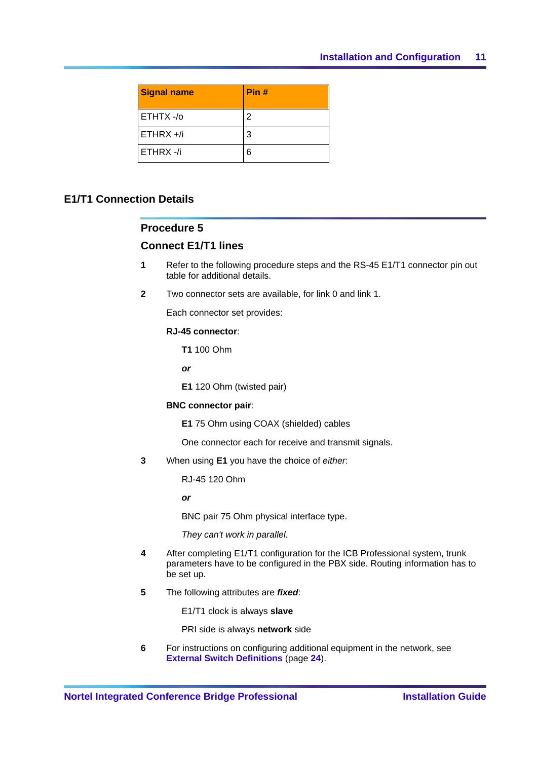| Signal name | Pin # |
|---|---|
| ETHTX -/o | 2 |
| ETHRX +/i | 3 |
| ETHRX -/i | 6 |

## E1/T1 Connection Details

### Procedure 5

### Connect E1/T1 lines

**1** Refer to the following procedure steps and the RS-45 E1/T1 connector pin out table for additional details.

**2** Two connector sets are available, for link 0 and link 1.

Each connector set provides:

**RJ-45 connector**:

**T1** 100 Ohm

***or***

**E1** 120 Ohm (twisted pair)

**BNC connector pair**:

**E1** 75 Ohm using COAX (shielded) cables

One connector each for receive and transmit signals.

**3** When using **E1** you have the choice of *either*:

RJ-45 120 Ohm

***or***

BNC pair 75 Ohm physical interface type.

*They can't work in parallel.*

**4** After completing E1/T1 configuration for the ICB Professional system, trunk parameters have to be configured in the PBX side. Routing information has to be set up.

**5** The following attributes are ***fixed***:

E1/T1 clock is always **slave**

PRI side is always **network** side

**6** For instructions on configuring additional equipment in the network, see **External Switch Definitions** (page **24**).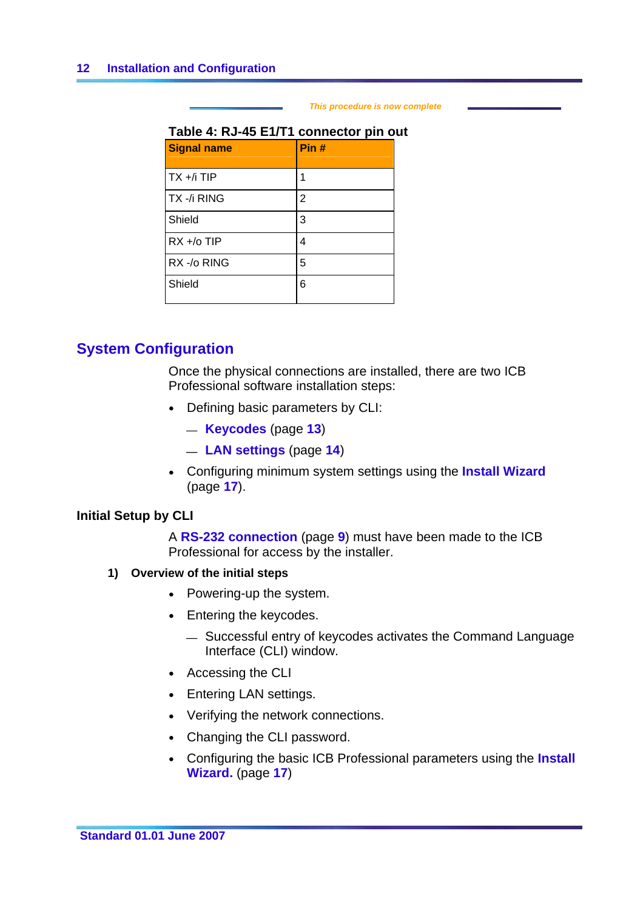*This procedure is now complete*

**Table 4: RJ-45 E1/T1 connector pin out**

| Signal name | Pin # |
|---|---|
| TX +/i TIP | 1 |
| TX -/i RING | 2 |
| Shield | 3 |
| RX +/o TIP | 4 |
| RX -/o RING | 5 |
| Shield | 6 |

## System Configuration

Once the physical connections are installed, there are two ICB Professional software installation steps:

- Defining basic parameters by CLI:
  - **Keycodes** (page **13**)
  - **LAN settings** (page **14**)
- Configuring minimum system settings using the **Install Wizard** (page **17**).

### Initial Setup by CLI

A **RS-232 connection** (page **9**) must have been made to the ICB Professional for access by the installer.

**1) Overview of the initial steps**

- Powering-up the system.
- Entering the keycodes.
  - Successful entry of keycodes activates the Command Language Interface (CLI) window.
- Accessing the CLI
- Entering LAN settings.
- Verifying the network connections.
- Changing the CLI password.
- Configuring the basic ICB Professional parameters using the **Install Wizard.** (page **17**)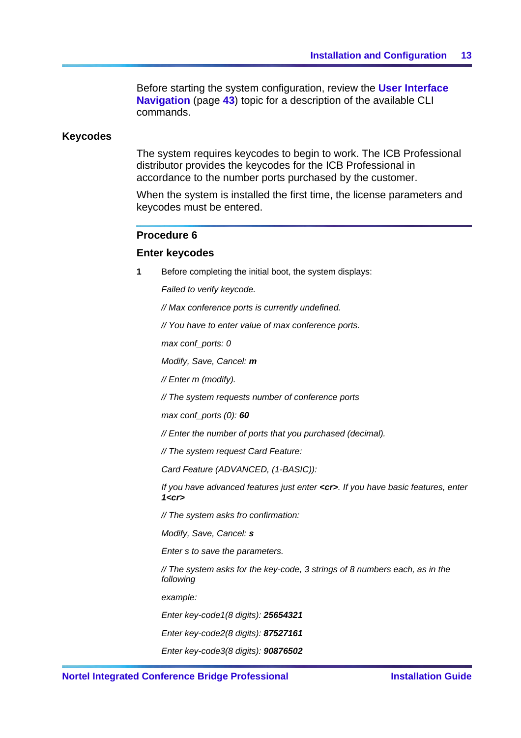Before starting the system configuration, review the **User Interface Navigation** (page **43**) topic for a description of the available CLI commands.

## Keycodes

The system requires keycodes to begin to work. The ICB Professional distributor provides the keycodes for the ICB Professional in accordance to the number ports purchased by the customer.

When the system is installed the first time, the license parameters and keycodes must be entered.

### Procedure 6

### Enter keycodes

**1** Before completing the initial boot, the system displays:

*Failed to verify keycode.*

*// Max conference ports is currently undefined.*

*// You have to enter value of max conference ports.*

*max conf_ports: 0*

*Modify, Save, Cancel:* ***m***

*// Enter m (modify).*

*// The system requests number of conference ports*

*max conf_ports (0):* ***60***

*// Enter the number of ports that you purchased (decimal).*

*// The system request Card Feature:*

*Card Feature (ADVANCED, (1-BASIC)):*

*If you have advanced features just enter* ***<cr>****. If you have basic features, enter* ***1<cr>***

*// The system asks fro confirmation:*

*Modify, Save, Cancel:* ***s***

*Enter s to save the parameters.*

*// The system asks for the key-code, 3 strings of 8 numbers each, as in the following*

*example:*

*Enter key-code1(8 digits):* ***25654321***

*Enter key-code2(8 digits):* ***87527161***

*Enter key-code3(8 digits):* ***90876502***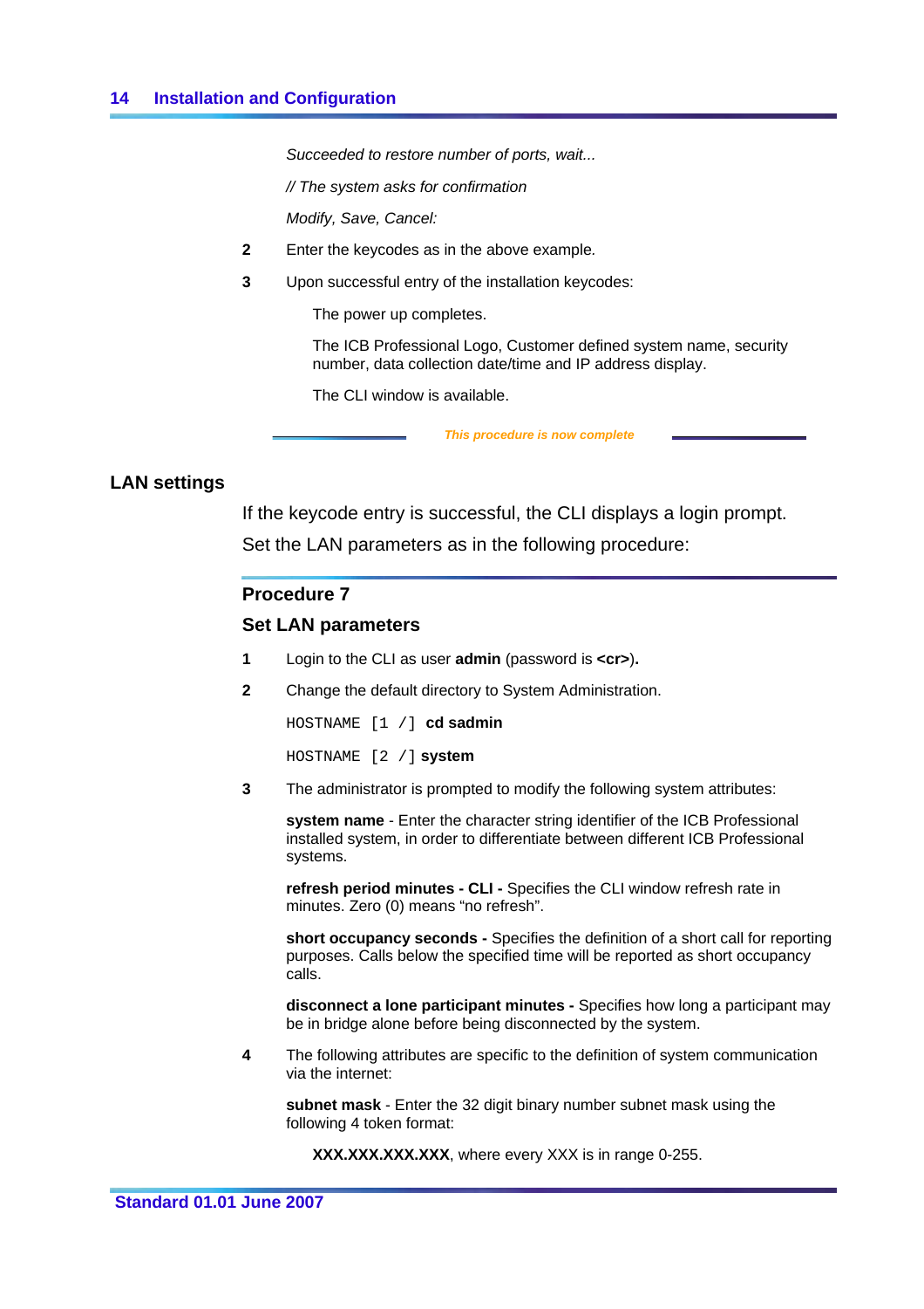*Succeeded to restore number of ports, wait...*

*// The system asks for confirmation*

*Modify, Save, Cancel:*

2. Enter the keycodes as in the above example.
3. Upon successful entry of the installation keycodes:

   The power up completes.

   The ICB Professional Logo, Customer defined system name, security number, data collection date/time and IP address display.

   The CLI window is available.

*This procedure is now complete*

## LAN settings

If the keycode entry is successful, the CLI displays a login prompt.

Set the LAN parameters as in the following procedure:

### Procedure 7

### Set LAN parameters

1. Login to the CLI as user **admin** (password is **<cr>**).
2. Change the default directory to System Administration.

   `HOSTNAME [1 /]` **cd sadmin**

   `HOSTNAME [2 /]` **system**

3. The administrator is prompted to modify the following system attributes:

   **system name** - Enter the character string identifier of the ICB Professional installed system, in order to differentiate between different ICB Professional systems.

   **refresh period minutes - CLI -** Specifies the CLI window refresh rate in minutes. Zero (0) means “no refresh”.

   **short occupancy seconds -** Specifies the definition of a short call for reporting purposes. Calls below the specified time will be reported as short occupancy calls.

   **disconnect a lone participant minutes -** Specifies how long a participant may be in bridge alone before being disconnected by the system.

4. The following attributes are specific to the definition of system communication via the internet:

   **subnet mask** - Enter the 32 digit binary number subnet mask using the following 4 token format:

   **XXX.XXX.XXX.XXX**, where every XXX is in range 0-255.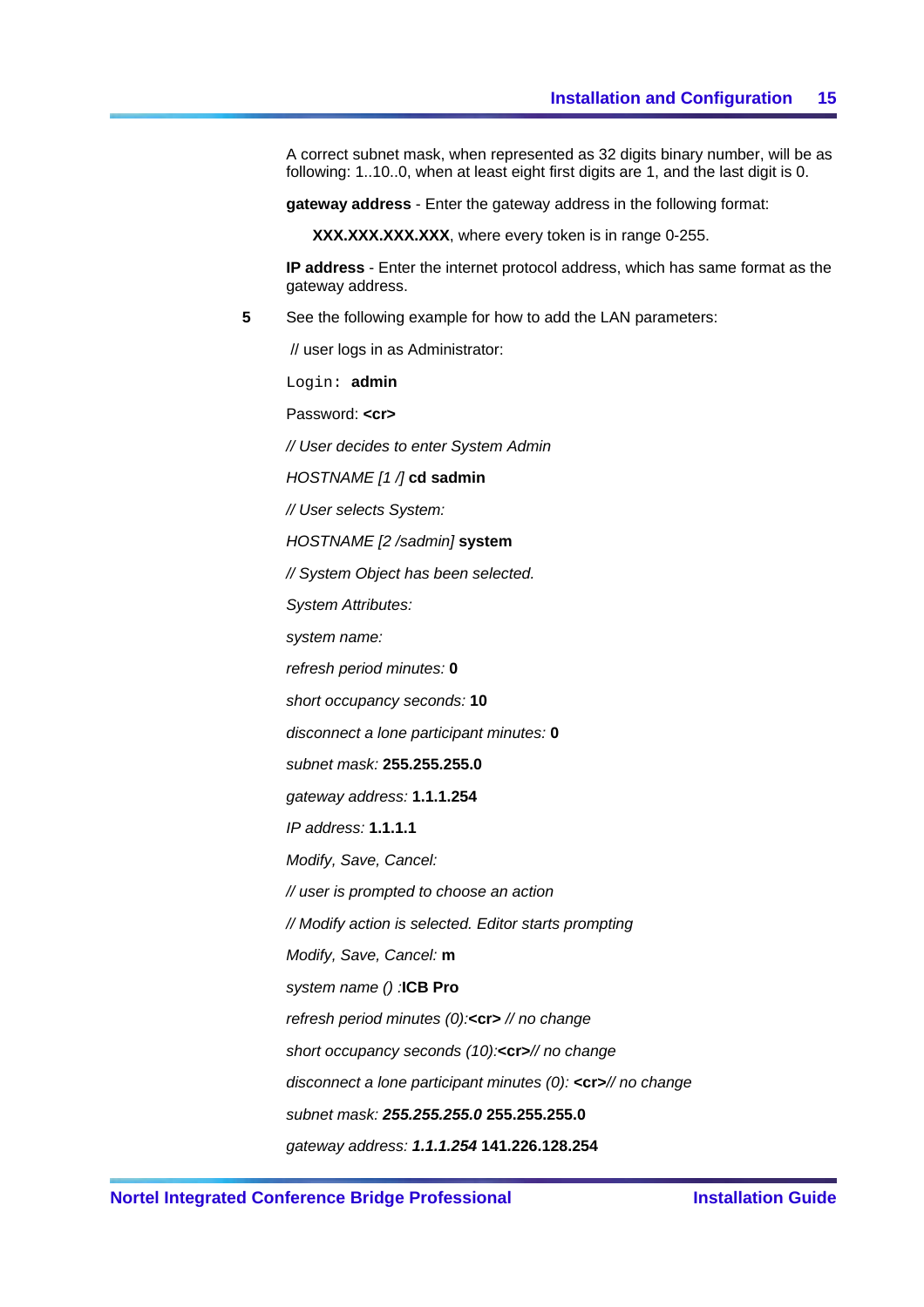A correct subnet mask, when represented as 32 digits binary number, will be as following: 1..10..0, when at least eight first digits are 1, and the last digit is 0.

**gateway address** - Enter the gateway address in the following format:

**XXX.XXX.XXX.XXX**, where every token is in range 0-255.

**IP address** - Enter the internet protocol address, which has same format as the gateway address.

**5** See the following example for how to add the LAN parameters:

// user logs in as Administrator:

`Login:` **admin**

Password: **<cr>**

*// User decides to enter System Admin*

*HOSTNAME [1 /]* **cd sadmin**

*// User selects System:*

*HOSTNAME [2 /sadmin]* **system**

*// System Object has been selected.*

*System Attributes:*

*system name:*

*refresh period minutes:* **0**

*short occupancy seconds:* **10**

*disconnect a lone participant minutes:* **0**

*subnet mask:* **255.255.255.0**

*gateway address:* **1.1.1.254**

*IP address:* **1.1.1.1**

*Modify, Save, Cancel:*

*// user is prompted to choose an action*

*// Modify action is selected. Editor starts prompting*

*Modify, Save, Cancel:* **m**

*system name () :***ICB Pro**

*refresh period minutes (0):***<cr>** *// no change*

*short occupancy seconds (10):***<cr>***// no change*

*disconnect a lone participant minutes (0):* **<cr>***// no change*

*subnet mask:* ***255.255.255.0*** **255.255.255.0**

*gateway address:* ***1.1.1.254*** **141.226.128.254**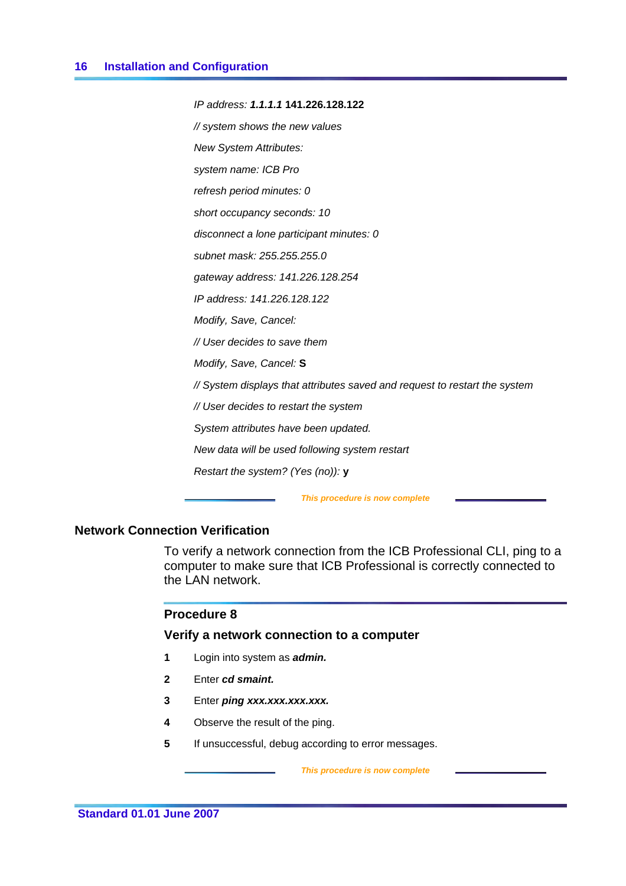*IP address: **1.1.1.1*** **141.226.128.122**

*// system shows the new values*

*New System Attributes:*

*system name: ICB Pro*

*refresh period minutes: 0*

*short occupancy seconds: 10*

*disconnect a lone participant minutes: 0*

*subnet mask: 255.255.255.0*

*gateway address: 141.226.128.254*

*IP address: 141.226.128.122*

*Modify, Save, Cancel:*

*// User decides to save them*

*Modify, Save, Cancel:* **S**

*// System displays that attributes saved and request to restart the system*

*// User decides to restart the system*

*System attributes have been updated.*

*New data will be used following system restart*

*Restart the system? (Yes (no)):* **y**

***This procedure is now complete***

## Network Connection Verification

To verify a network connection from the ICB Professional CLI, ping to a computer to make sure that ICB Professional is correctly connected to the LAN network.

### Procedure 8

### Verify a network connection to a computer

1. Login into system as ***admin.***
2. Enter ***cd smaint.***
3. Enter ***ping xxx.xxx.xxx.xxx.***
4. Observe the result of the ping.
5. If unsuccessful, debug according to error messages.

***This procedure is now complete***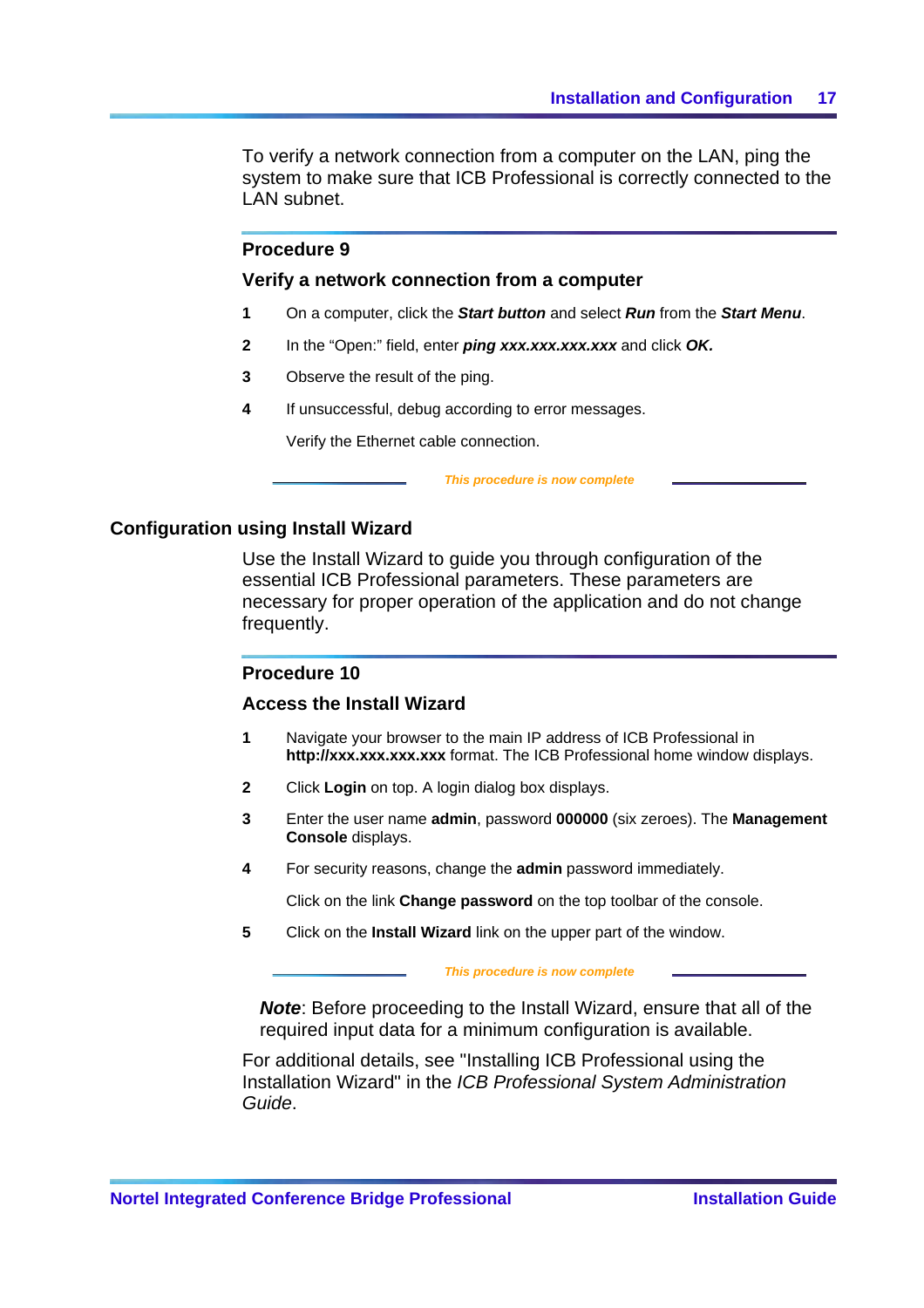To verify a network connection from a computer on the LAN, ping the system to make sure that ICB Professional is correctly connected to the LAN subnet.

### Procedure 9

### Verify a network connection from a computer

1. On a computer, click the ***Start button*** and select ***Run*** from the ***Start Menu***.
2. In the “Open:” field, enter ***ping xxx.xxx.xxx.xxx*** and click ***OK.***
3. Observe the result of the ping.
4. If unsuccessful, debug according to error messages.

   Verify the Ethernet cable connection.

*This procedure is now complete*

## Configuration using Install Wizard

Use the Install Wizard to guide you through configuration of the essential ICB Professional parameters. These parameters are necessary for proper operation of the application and do not change frequently.

### Procedure 10

### Access the Install Wizard

1. Navigate your browser to the main IP address of ICB Professional in **http://xxx.xxx.xxx.xxx** format. The ICB Professional home window displays.
2. Click **Login** on top. A login dialog box displays.
3. Enter the user name **admin**, password **000000** (six zeroes). The **Management Console** displays.
4. For security reasons, change the **admin** password immediately.

   Click on the link **Change password** on the top toolbar of the console.
5. Click on the **Install Wizard** link on the upper part of the window.

*This procedure is now complete*

***Note***: Before proceeding to the Install Wizard, ensure that all of the required input data for a minimum configuration is available.

For additional details, see "Installing ICB Professional using the Installation Wizard" in the *ICB Professional System Administration Guide*.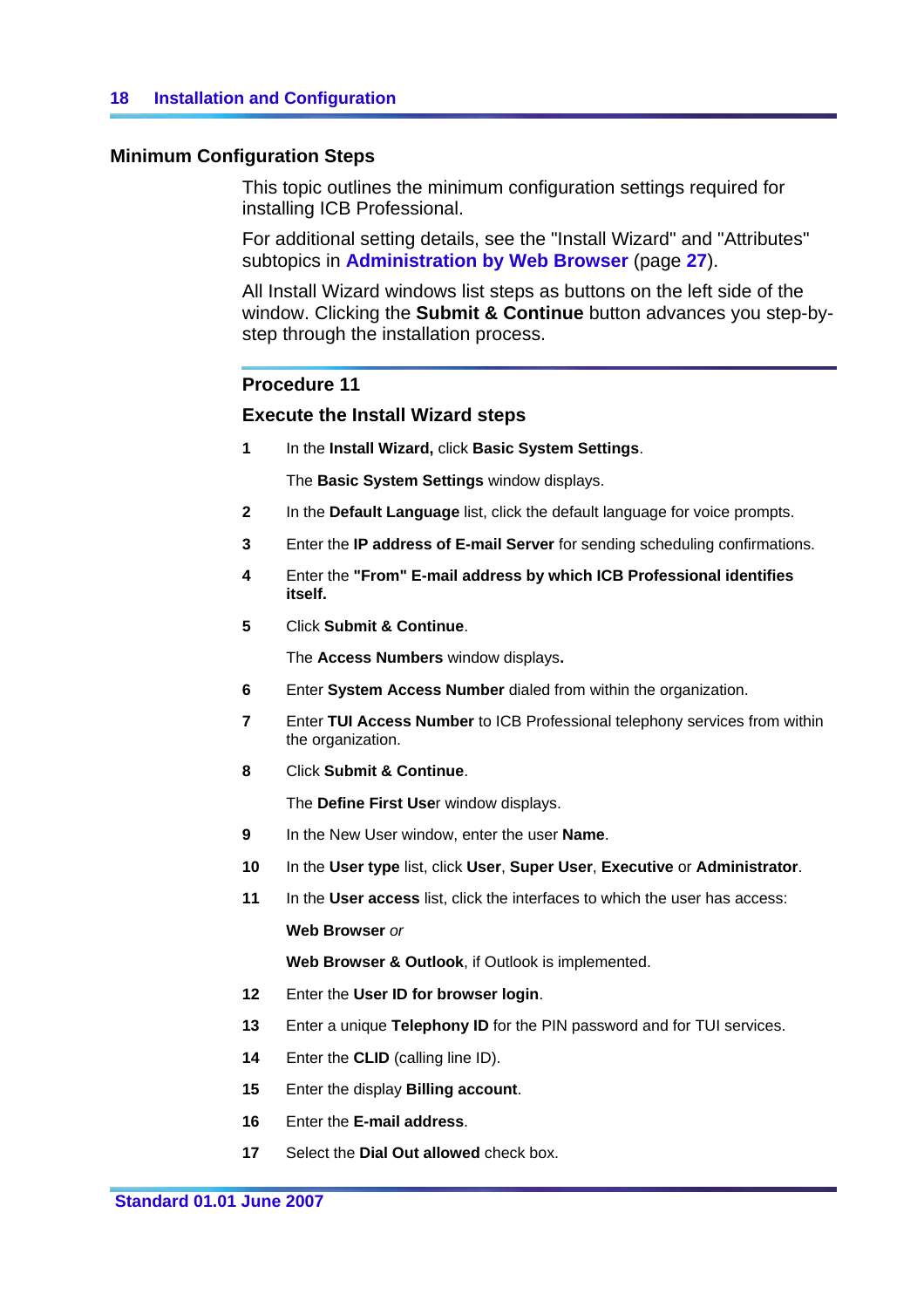## Minimum Configuration Steps

This topic outlines the minimum configuration settings required for installing ICB Professional.

For additional setting details, see the "Install Wizard" and "Attributes" subtopics in **Administration by Web Browser** (page **27**).

All Install Wizard windows list steps as buttons on the left side of the window. Clicking the **Submit & Continue** button advances you step-by-step through the installation process.

---

### Procedure 11

### Execute the Install Wizard steps

1. In the **Install Wizard,** click **Basic System Settings**.

   The **Basic System Settings** window displays.

2. In the **Default Language** list, click the default language for voice prompts.
3. Enter the **IP address of E-mail Server** for sending scheduling confirmations.
4. Enter the **"From" E-mail address by which ICB Professional identifies itself.**
5. Click **Submit & Continue**.

   The **Access Numbers** window displays**.**

6. Enter **System Access Number** dialed from within the organization.
7. Enter **TUI Access Number** to ICB Professional telephony services from within the organization.
8. Click **Submit & Continue**.

   The **Define First Use**r window displays.

9. In the New User window, enter the user **Name**.
10. In the **User type** list, click **User**, **Super User**, **Executive** or **Administrator**.
11. In the **User access** list, click the interfaces to which the user has access:

    **Web Browser** *or*

    **Web Browser & Outlook**, if Outlook is implemented.

12. Enter the **User ID for browser login**.
13. Enter a unique **Telephony ID** for the PIN password and for TUI services.
14. Enter the **CLID** (calling line ID).
15. Enter the display **Billing account**.
16. Enter the **E-mail address**.
17. Select the **Dial Out allowed** check box.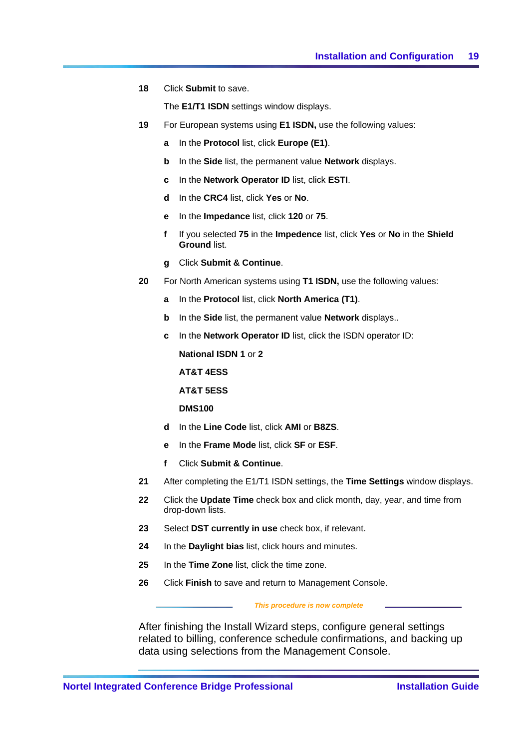18 Click **Submit** to save.

The **E1/T1 ISDN** settings window displays.

19 For European systems using **E1 ISDN,** use the following values:

   **a** In the **Protocol** list, click **Europe (E1)**.

   **b** In the **Side** list, the permanent value **Network** displays.

   **c** In the **Network Operator ID** list, click **ESTI**.

   **d** In the **CRC4** list, click **Yes** or **No**.

   **e** In the **Impedance** list, click **120** or **75**.

   **f** If you selected **75** in the **Impedence** list, click **Yes** or **No** in the **Shield Ground** list.

   **g** Click **Submit & Continue**.

20 For North American systems using **T1 ISDN,** use the following values:

   **a** In the **Protocol** list, click **North America (T1)**.

   **b** In the **Side** list, the permanent value **Network** displays..

   **c** In the **Network Operator ID** list, click the ISDN operator ID:

   **National ISDN 1** or **2**

   **AT&T 4ESS**

   **AT&T 5ESS**

   **DMS100**

   **d** In the **Line Code** list, click **AMI** or **B8ZS**.

   **e** In the **Frame Mode** list, click **SF** or **ESF**.

   **f** Click **Submit & Continue**.

21 After completing the E1/T1 ISDN settings, the **Time Settings** window displays.

22 Click the **Update Time** check box and click month, day, year, and time from drop-down lists.

23 Select **DST currently in use** check box, if relevant.

24 In the **Daylight bias** list, click hours and minutes.

25 In the **Time Zone** list, click the time zone.

26 Click **Finish** to save and return to Management Console.

*This procedure is now complete*

After finishing the Install Wizard steps, configure general settings related to billing, conference schedule confirmations, and backing up data using selections from the Management Console.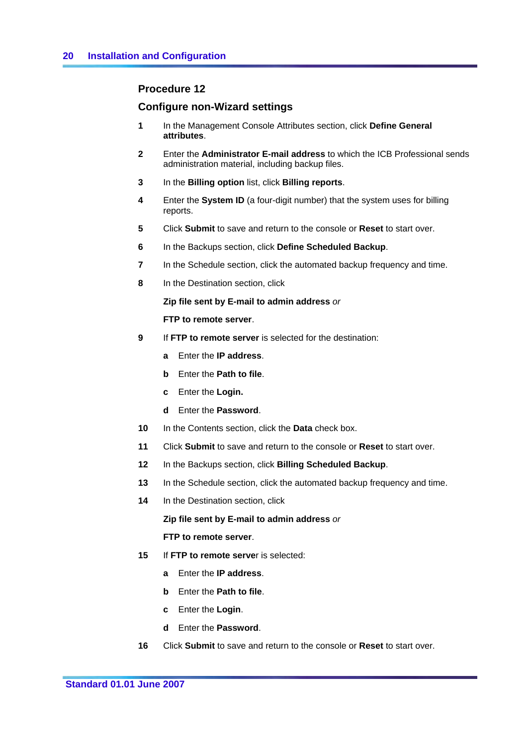## Procedure 12

## Configure non-Wizard settings

1. In the Management Console Attributes section, click **Define General attributes**.
2. Enter the **Administrator E-mail address** to which the ICB Professional sends administration material, including backup files.
3. In the **Billing option** list, click **Billing reports**.
4. Enter the **System ID** (a four-digit number) that the system uses for billing reports.
5. Click **Submit** to save and return to the console or **Reset** to start over.
6. In the Backups section, click **Define Scheduled Backup**.
7. In the Schedule section, click the automated backup frequency and time.
8. In the Destination section, click

   **Zip file sent by E-mail to admin address** *or*

   **FTP to remote server**.
9. If **FTP to remote server** is selected for the destination:
   - **a** Enter the **IP address**.
   - **b** Enter the **Path to file**.
   - **c** Enter the **Login.**
   - **d** Enter the **Password**.
10. In the Contents section, click the **Data** check box.
11. Click **Submit** to save and return to the console or **Reset** to start over.
12. In the Backups section, click **Billing Scheduled Backup**.
13. In the Schedule section, click the automated backup frequency and time.
14. In the Destination section, click

    **Zip file sent by E-mail to admin address** *or*

    **FTP to remote server**.
15. If **FTP to remote serve**r is selected:
    - **a** Enter the **IP address**.
    - **b** Enter the **Path to file**.
    - **c** Enter the **Login**.
    - **d** Enter the **Password**.
16. Click **Submit** to save and return to the console or **Reset** to start over.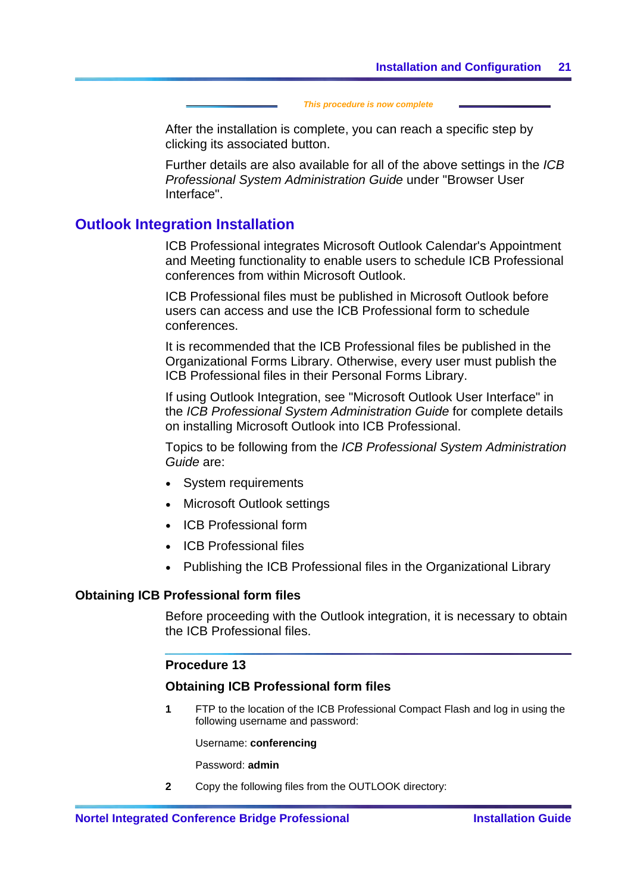*This procedure is now complete*

After the installation is complete, you can reach a specific step by clicking its associated button.

Further details are also available for all of the above settings in the *ICB Professional System Administration Guide* under "Browser User Interface".

## Outlook Integration Installation

ICB Professional integrates Microsoft Outlook Calendar's Appointment and Meeting functionality to enable users to schedule ICB Professional conferences from within Microsoft Outlook.

ICB Professional files must be published in Microsoft Outlook before users can access and use the ICB Professional form to schedule conferences.

It is recommended that the ICB Professional files be published in the Organizational Forms Library. Otherwise, every user must publish the ICB Professional files in their Personal Forms Library.

If using Outlook Integration, see "Microsoft Outlook User Interface" in the *ICB Professional System Administration Guide* for complete details on installing Microsoft Outlook into ICB Professional.

Topics to be following from the *ICB Professional System Administration Guide* are:

- System requirements
- Microsoft Outlook settings
- ICB Professional form
- ICB Professional files
- Publishing the ICB Professional files in the Organizational Library

### Obtaining ICB Professional form files

Before proceeding with the Outlook integration, it is necessary to obtain the ICB Professional files.

#### Procedure 13

#### Obtaining ICB Professional form files

1. FTP to the location of the ICB Professional Compact Flash and log in using the following username and password:

   Username: **conferencing**

   Password: **admin**

2. Copy the following files from the OUTLOOK directory: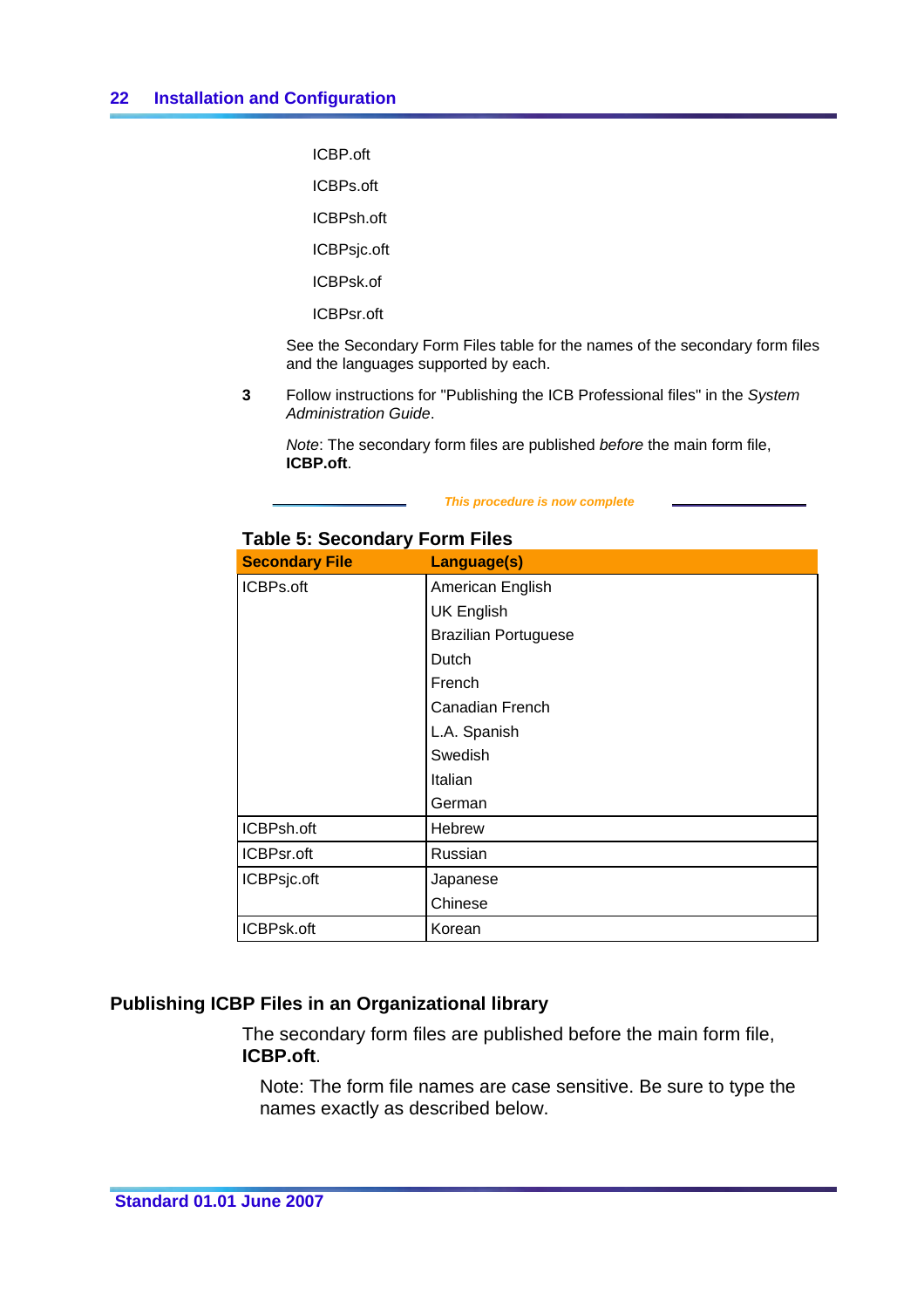ICBP.oft

ICBPs.oft

ICBPsh.oft

ICBPsjc.oft

ICBPsk.of

ICBPsr.oft

See the Secondary Form Files table for the names of the secondary form files and the languages supported by each.

3 Follow instructions for "Publishing the ICB Professional files" in the *System Administration Guide*.

*Note*: The secondary form files are published *before* the main form file, **ICBP.oft**.

*This procedure is now complete*

**Table 5: Secondary Form Files**

| Secondary File | Language(s) |
|---|---|
| ICBPs.oft | American English<br>UK English<br>Brazilian Portuguese<br>Dutch<br>French<br>Canadian French<br>L.A. Spanish<br>Swedish<br>Italian<br>German |
| ICBPsh.oft | Hebrew |
| ICBPsr.oft | Russian |
| ICBPsjc.oft | Japanese<br>Chinese |
| ICBPsk.oft | Korean |

## Publishing ICBP Files in an Organizational library

The secondary form files are published before the main form file, **ICBP.oft**.

Note: The form file names are case sensitive. Be sure to type the names exactly as described below.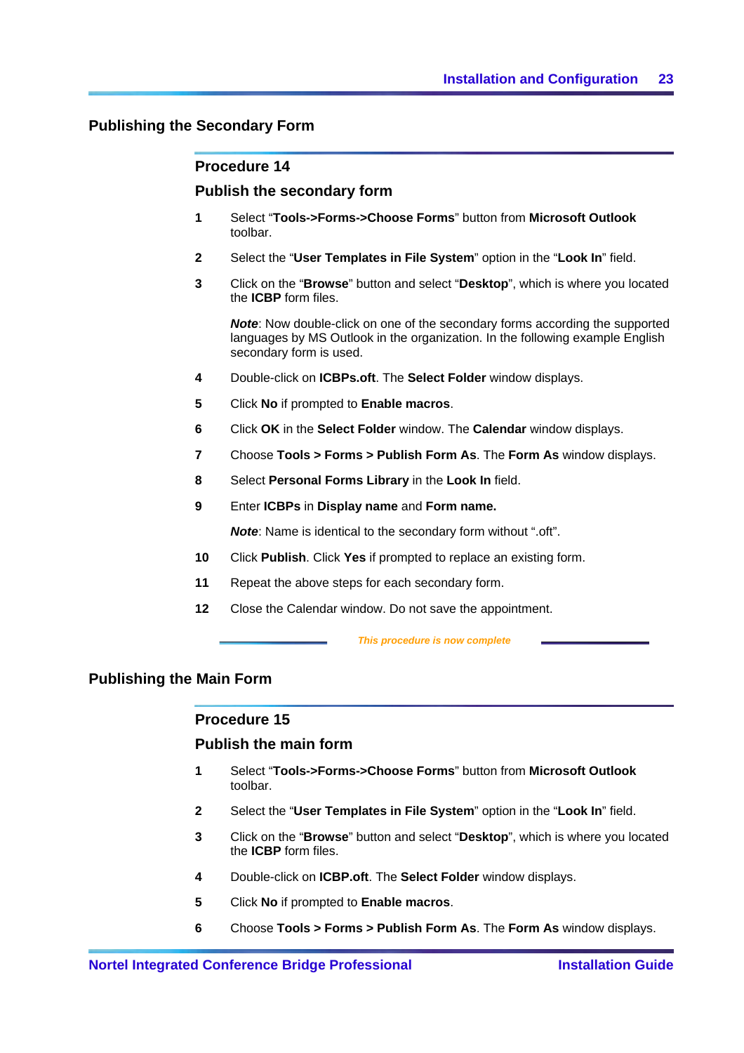## Publishing the Secondary Form

### Procedure 14

### Publish the secondary form

1. Select "**Tools->Forms->Choose Forms**" button from **Microsoft Outlook** toolbar.

2. Select the "**User Templates in File System**" option in the "**Look In**" field.

3. Click on the "**Browse**" button and select "**Desktop**", which is where you located the **ICBP** form files.

   ***Note***: Now double-click on one of the secondary forms according the supported languages by MS Outlook in the organization. In the following example English secondary form is used.

4. Double-click on **ICBPs.oft**. The **Select Folder** window displays.

5. Click **No** if prompted to **Enable macros**.

6. Click **OK** in the **Select Folder** window. The **Calendar** window displays.

7. Choose **Tools > Forms > Publish Form As**. The **Form As** window displays.

8. Select **Personal Forms Library** in the **Look In** field.

9. Enter **ICBPs** in **Display name** and **Form name.**

   ***Note***: Name is identical to the secondary form without ".oft".

10. Click **Publish**. Click **Yes** if prompted to replace an existing form.

11. Repeat the above steps for each secondary form.

12. Close the Calendar window. Do not save the appointment.

*This procedure is now complete*

## Publishing the Main Form

### Procedure 15

### Publish the main form

1. Select "**Tools->Forms->Choose Forms**" button from **Microsoft Outlook** toolbar.

2. Select the "**User Templates in File System**" option in the "**Look In**" field.

3. Click on the "**Browse**" button and select "**Desktop**", which is where you located the **ICBP** form files.

4. Double-click on **ICBP.oft**. The **Select Folder** window displays.

5. Click **No** if prompted to **Enable macros**.

6. Choose **Tools > Forms > Publish Form As**. The **Form As** window displays.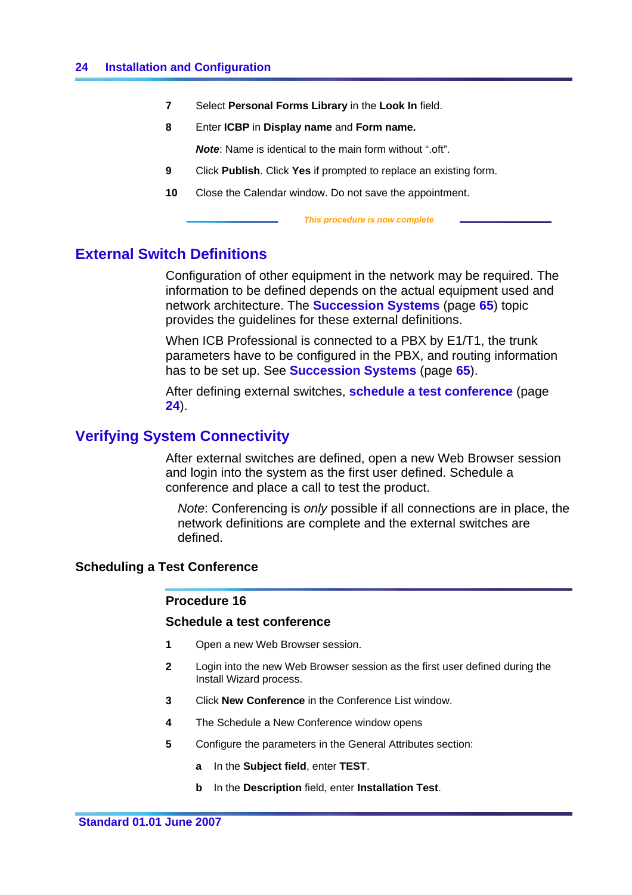7 Select **Personal Forms Library** in the **Look In** field.

8 Enter **ICBP** in **Display name** and **Form name.**

***Note***: Name is identical to the main form without ".oft".

9 Click **Publish**. Click **Yes** if prompted to replace an existing form.

10 Close the Calendar window. Do not save the appointment.

*This procedure is now complete*

## External Switch Definitions

Configuration of other equipment in the network may be required. The information to be defined depends on the actual equipment used and network architecture. The **Succession Systems** (page **65**) topic provides the guidelines for these external definitions.

When ICB Professional is connected to a PBX by E1/T1, the trunk parameters have to be configured in the PBX, and routing information has to be set up. See **Succession Systems** (page **65**).

After defining external switches, **schedule a test conference** (page **24**).

## Verifying System Connectivity

After external switches are defined, open a new Web Browser session and login into the system as the first user defined. Schedule a conference and place a call to test the product.

*Note*: Conferencing is *only* possible if all connections are in place, the network definitions are complete and the external switches are defined.

### Scheduling a Test Conference

#### Procedure 16

#### Schedule a test conference

1 Open a new Web Browser session.

2 Login into the new Web Browser session as the first user defined during the Install Wizard process.

3 Click **New Conference** in the Conference List window.

4 The Schedule a New Conference window opens

5 Configure the parameters in the General Attributes section:

**a** In the **Subject field**, enter **TEST**.

**b** In the **Description** field, enter **Installation Test**.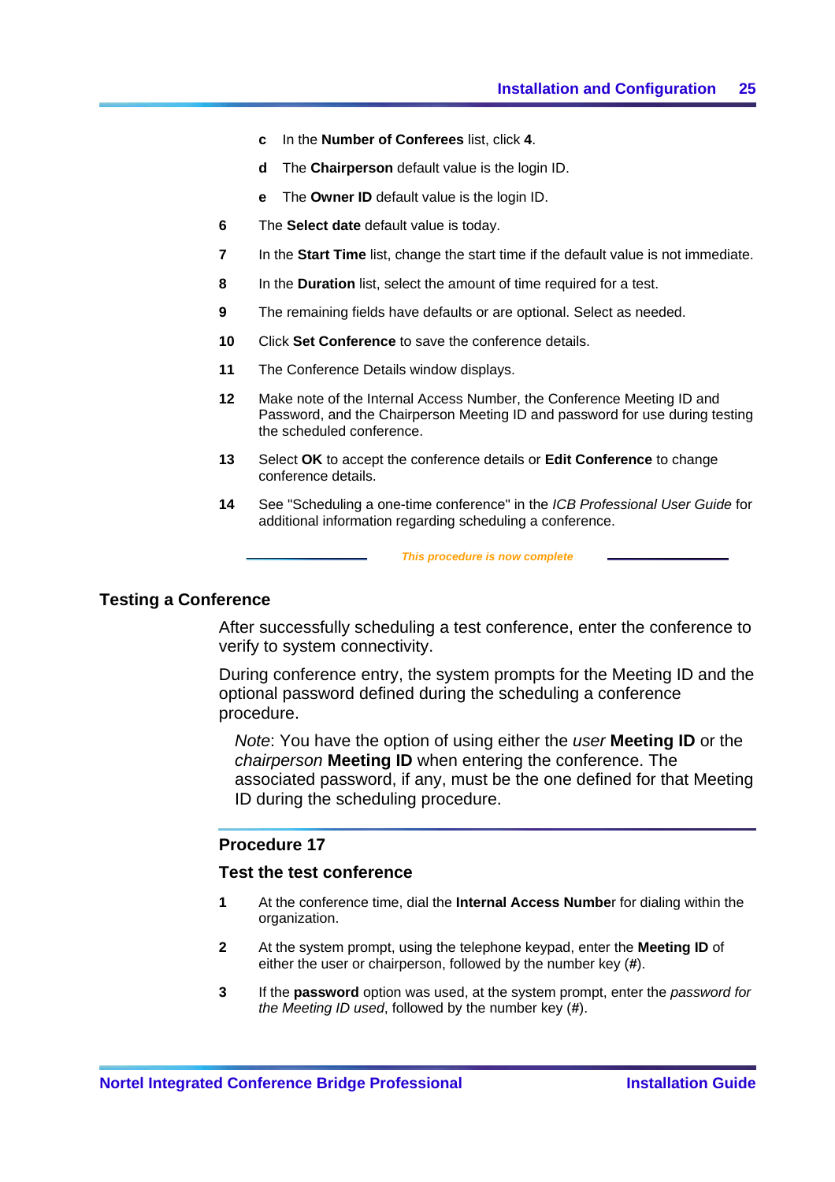c. In the **Number of Conferees** list, click **4**.

   d. The **Chairperson** default value is the login ID.

   e. The **Owner ID** default value is the login ID.

6. The **Select date** default value is today.

7. In the **Start Time** list, change the start time if the default value is not immediate.

8. In the **Duration** list, select the amount of time required for a test.

9. The remaining fields have defaults or are optional. Select as needed.

10. Click **Set Conference** to save the conference details.

11. The Conference Details window displays.

12. Make note of the Internal Access Number, the Conference Meeting ID and Password, and the Chairperson Meeting ID and password for use during testing the scheduled conference.

13. Select **OK** to accept the conference details or **Edit Conference** to change conference details.

14. See "Scheduling a one-time conference" in the *ICB Professional User Guide* for additional information regarding scheduling a conference.

*This procedure is now complete*

## Testing a Conference

After successfully scheduling a test conference, enter the conference to verify to system connectivity.

During conference entry, the system prompts for the Meeting ID and the optional password defined during the scheduling a conference procedure.

> *Note*: You have the option of using either the *user* **Meeting ID** or the *chairperson* **Meeting ID** when entering the conference. The associated password, if any, must be the one defined for that Meeting ID during the scheduling procedure.

### Procedure 17

### Test the test conference

1. At the conference time, dial the **Internal Access Numbe**r for dialing within the organization.

2. At the system prompt, using the telephone keypad, enter the **Meeting ID** of either the user or chairperson, followed by the number key (**#**).

3. If the **password** option was used, at the system prompt, enter the *password for the Meeting ID used*, followed by the number key (**#**).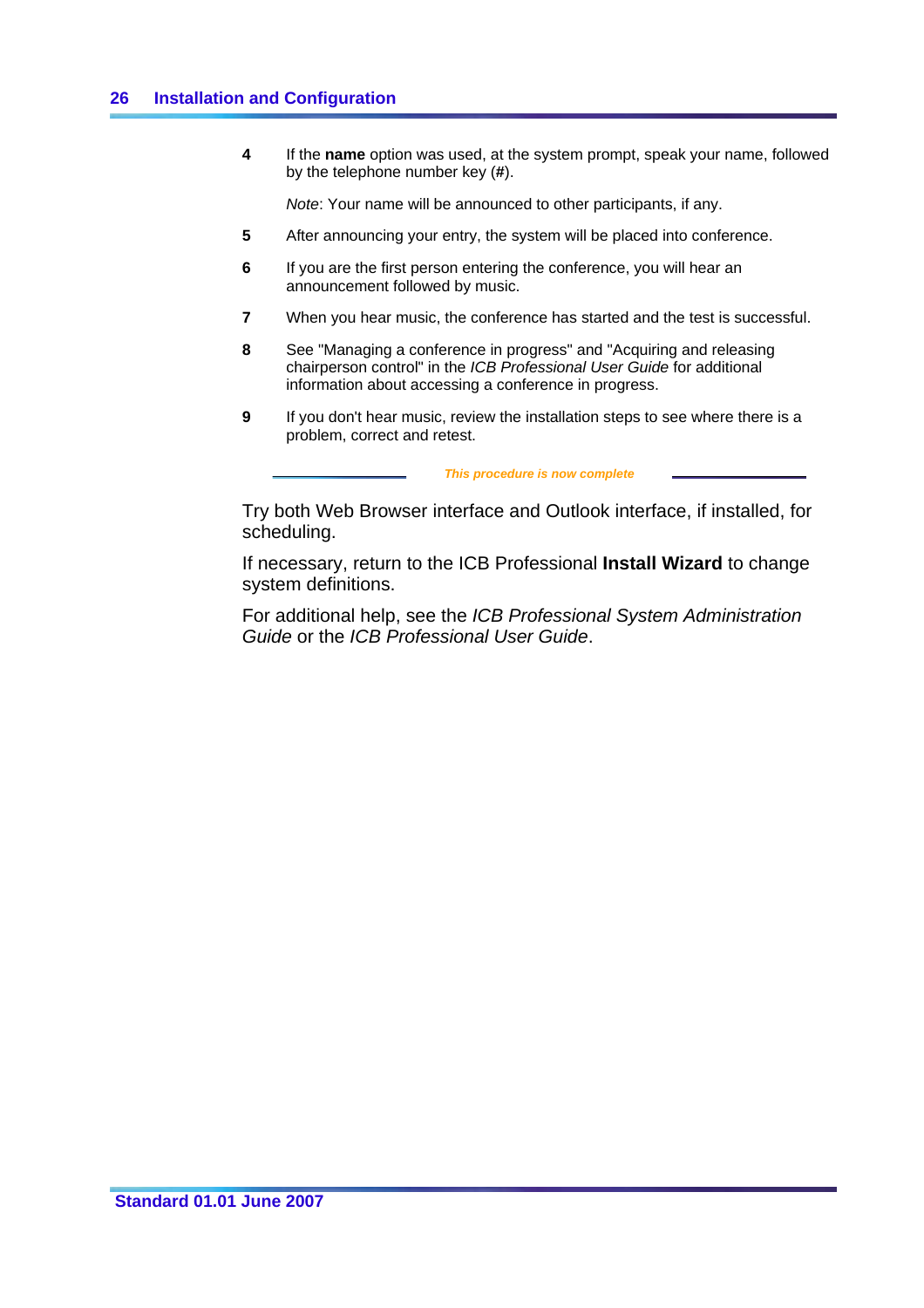4. If the **name** option was used, at the system prompt, speak your name, followed by the telephone number key (**#**).

   *Note*: Your name will be announced to other participants, if any.

5. After announcing your entry, the system will be placed into conference.

6. If you are the first person entering the conference, you will hear an announcement followed by music.

7. When you hear music, the conference has started and the test is successful.

8. See "Managing a conference in progress" and "Acquiring and releasing chairperson control" in the *ICB Professional User Guide* for additional information about accessing a conference in progress.

9. If you don't hear music, review the installation steps to see where there is a problem, correct and retest.

***This procedure is now complete***

Try both Web Browser interface and Outlook interface, if installed, for scheduling.

If necessary, return to the ICB Professional **Install Wizard** to change system definitions.

For additional help, see the *ICB Professional System Administration Guide* or the *ICB Professional User Guide*.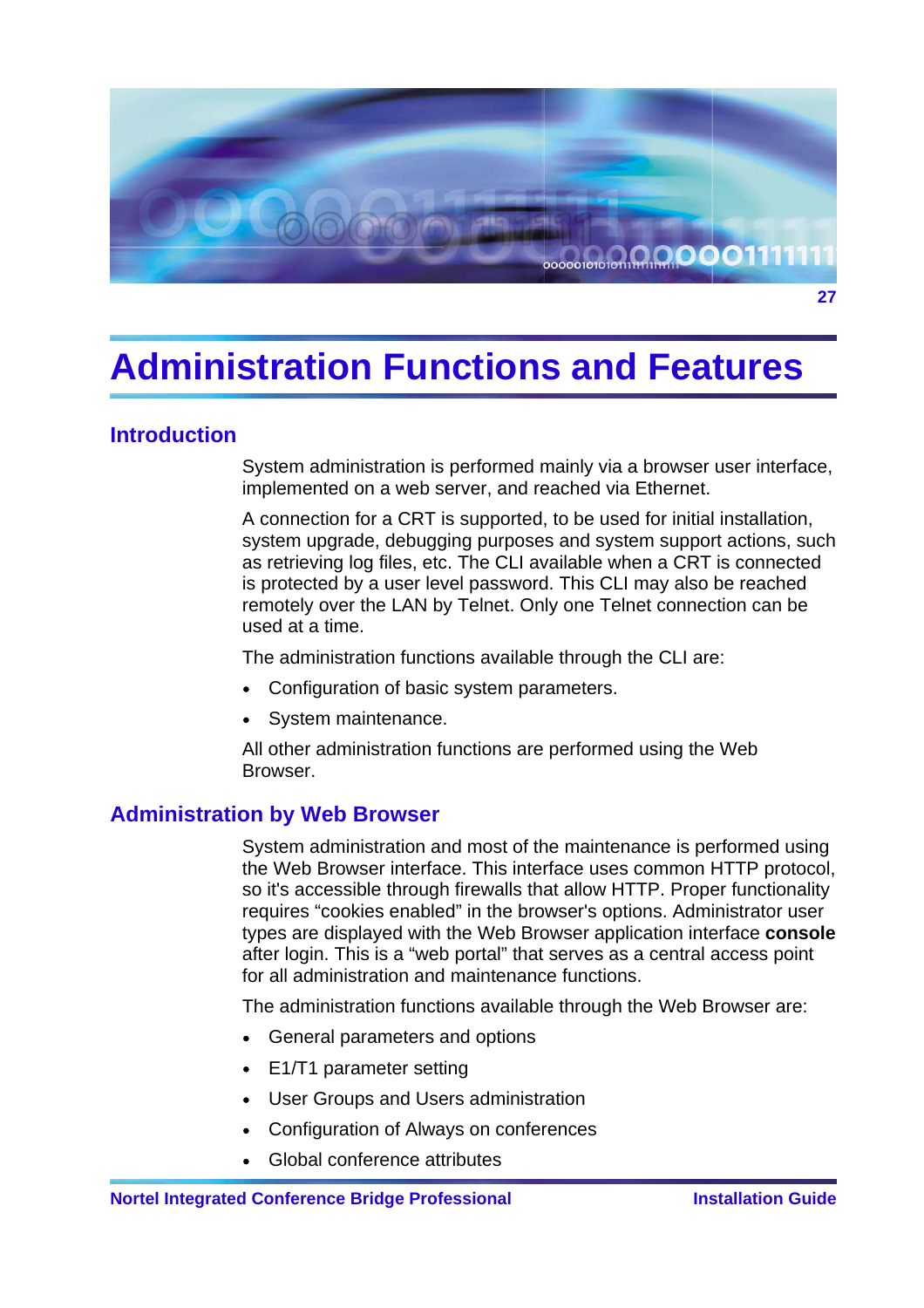# Administration Functions and Features

## Introduction

System administration is performed mainly via a browser user interface, implemented on a web server, and reached via Ethernet.

A connection for a CRT is supported, to be used for initial installation, system upgrade, debugging purposes and system support actions, such as retrieving log files, etc. The CLI available when a CRT is connected is protected by a user level password. This CLI may also be reached remotely over the LAN by Telnet. Only one Telnet connection can be used at a time.

The administration functions available through the CLI are:

- Configuration of basic system parameters.
- System maintenance.

All other administration functions are performed using the Web Browser.

## Administration by Web Browser

System administration and most of the maintenance is performed using the Web Browser interface. This interface uses common HTTP protocol, so it's accessible through firewalls that allow HTTP. Proper functionality requires “cookies enabled” in the browser's options. Administrator user types are displayed with the Web Browser application interface **console** after login. This is a “web portal” that serves as a central access point for all administration and maintenance functions.

The administration functions available through the Web Browser are:

- General parameters and options
- E1/T1 parameter setting
- User Groups and Users administration
- Configuration of Always on conferences
- Global conference attributes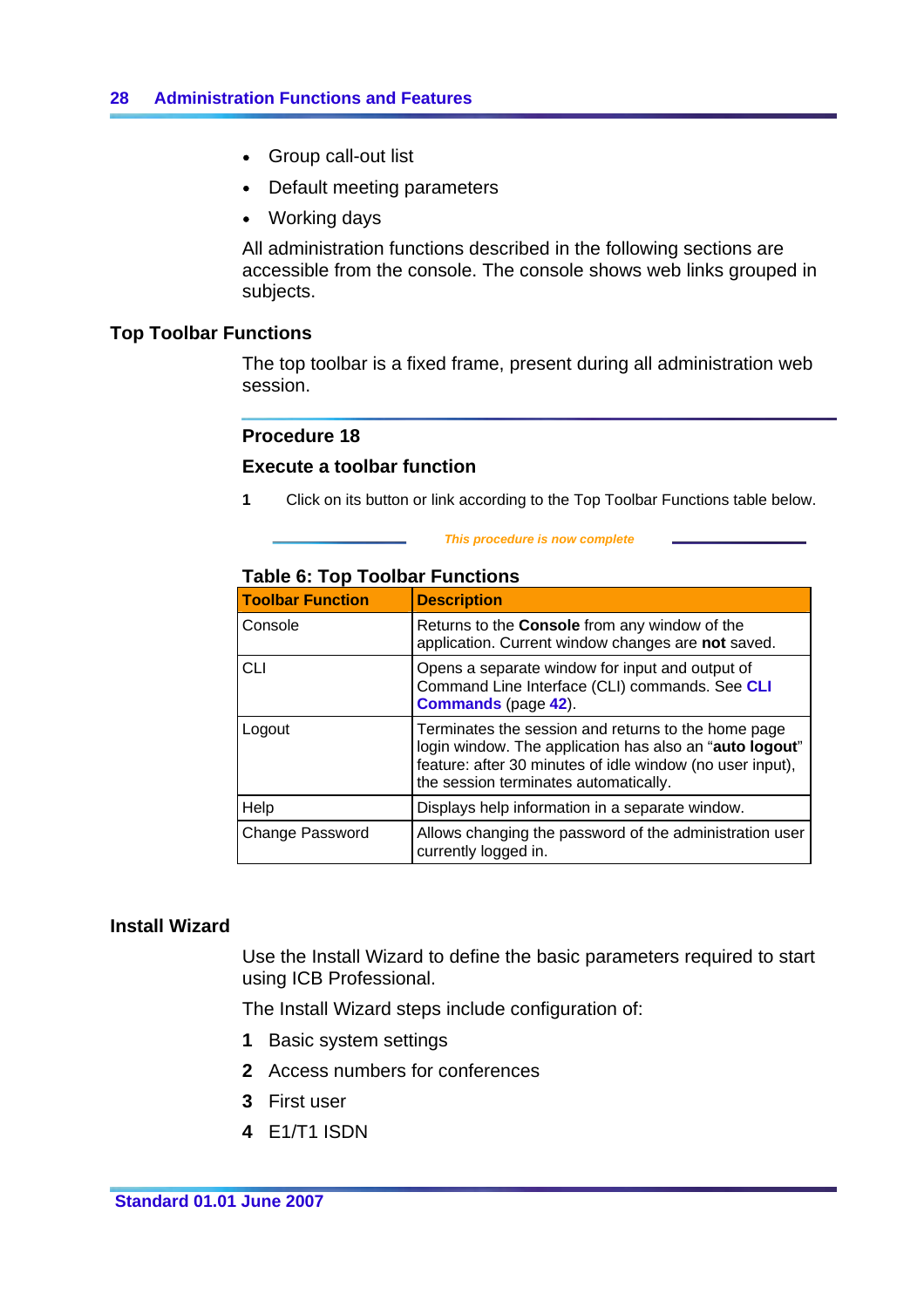- Group call-out list
- Default meeting parameters
- Working days

All administration functions described in the following sections are accessible from the console. The console shows web links grouped in subjects.

## Top Toolbar Functions

The top toolbar is a fixed frame, present during all administration web session.

### Procedure 18

### Execute a toolbar function

**1** Click on its button or link according to the Top Toolbar Functions table below.

*This procedure is now complete*

**Table 6: Top Toolbar Functions**

| Toolbar Function | Description |
|---|---|
| Console | Returns to the **Console** from any window of the application. Current window changes are **not** saved. |
| CLI | Opens a separate window for input and output of Command Line Interface (CLI) commands. See **CLI Commands** (page **42**). |
| Logout | Terminates the session and returns to the home page login window. The application has also an "**auto logout**" feature: after 30 minutes of idle window (no user input), the session terminates automatically. |
| Help | Displays help information in a separate window. |
| Change Password | Allows changing the password of the administration user currently logged in. |

## Install Wizard

Use the Install Wizard to define the basic parameters required to start using ICB Professional.

The Install Wizard steps include configuration of:

1. Basic system settings
2. Access numbers for conferences
3. First user
4. E1/T1 ISDN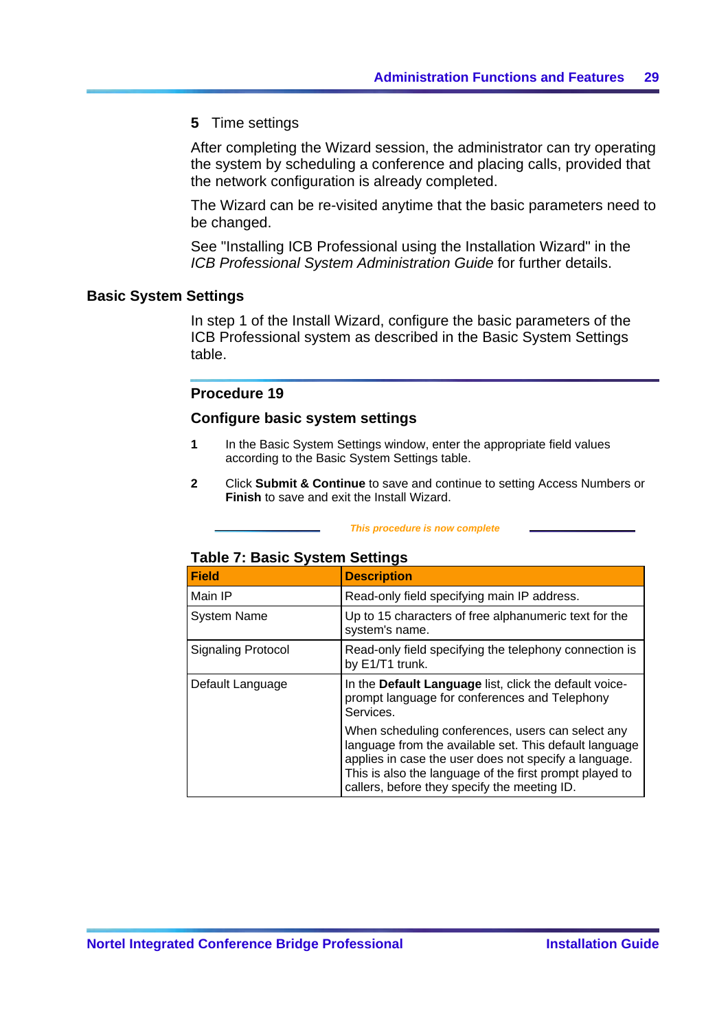**5** Time settings

After completing the Wizard session, the administrator can try operating the system by scheduling a conference and placing calls, provided that the network configuration is already completed.

The Wizard can be re-visited anytime that the basic parameters need to be changed.

See "Installing ICB Professional using the Installation Wizard" in the *ICB Professional System Administration Guide* for further details.

## Basic System Settings

In step 1 of the Install Wizard, configure the basic parameters of the ICB Professional system as described in the Basic System Settings table.

### Procedure 19

### Configure basic system settings

1. In the Basic System Settings window, enter the appropriate field values according to the Basic System Settings table.
2. Click **Submit & Continue** to save and continue to setting Access Numbers or **Finish** to save and exit the Install Wizard.

*This procedure is now complete*

**Table 7: Basic System Settings**

| Field | Description |
|---|---|
| Main IP | Read-only field specifying main IP address. |
| System Name | Up to 15 characters of free alphanumeric text for the system's name. |
| Signaling Protocol | Read-only field specifying the telephony connection is by E1/T1 trunk. |
| Default Language | In the **Default Language** list, click the default voice-prompt language for conferences and Telephony Services.<br><br>When scheduling conferences, users can select any language from the available set. This default language applies in case the user does not specify a language. This is also the language of the first prompt played to callers, before they specify the meeting ID. |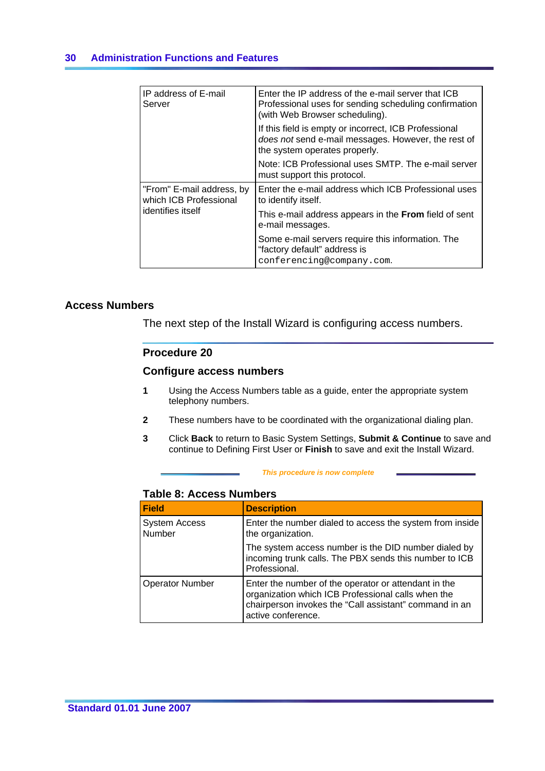| IP address of E-mail Server | Enter the IP address of the e-mail server that ICB Professional uses for sending scheduling confirmation (with Web Browser scheduling).<br><br>If this field is empty or incorrect, ICB Professional *does not* send e-mail messages. However, the rest of the system operates properly.<br><br>Note: ICB Professional uses SMTP. The e-mail server must support this protocol. |
|---|---|
| "From" E-mail address, by which ICB Professional identifies itself | Enter the e-mail address which ICB Professional uses to identify itself.<br><br>This e-mail address appears in the **From** field of sent e-mail messages.<br><br>Some e-mail servers require this information. The "factory default" address is `conferencing@company.com`. |

## Access Numbers

The next step of the Install Wizard is configuring access numbers.

### Procedure 20

### Configure access numbers

1. Using the Access Numbers table as a guide, enter the appropriate system telephony numbers.
2. These numbers have to be coordinated with the organizational dialing plan.
3. Click **Back** to return to Basic System Settings, **Submit & Continue** to save and continue to Defining First User or **Finish** to save and exit the Install Wizard.

*This procedure is now complete*

**Table 8: Access Numbers**

| Field | Description |
|---|---|
| System Access Number | Enter the number dialed to access the system from inside the organization.<br><br>The system access number is the DID number dialed by incoming trunk calls. The PBX sends this number to ICB Professional. |
| Operator Number | Enter the number of the operator or attendant in the organization which ICB Professional calls when the chairperson invokes the "Call assistant" command in an active conference. |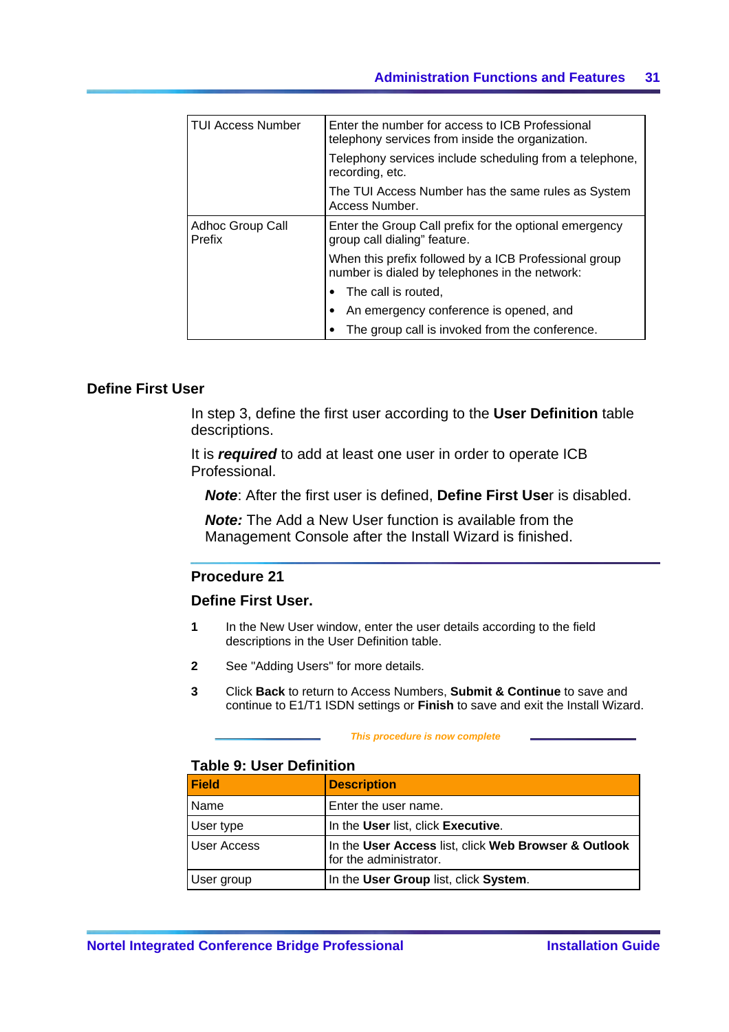| | |
|---|---|
| TUI Access Number | Enter the number for access to ICB Professional telephony services from inside the organization.<br>Telephony services include scheduling from a telephone, recording, etc.<br>The TUI Access Number has the same rules as System Access Number. |
| Adhoc Group Call Prefix | Enter the Group Call prefix for the optional emergency group call dialing" feature.<br>When this prefix followed by a ICB Professional group number is dialed by telephones in the network:<br>• The call is routed,<br>• An emergency conference is opened, and<br>• The group call is invoked from the conference. |

## Define First User

In step 3, define the first user according to the **User Definition** table descriptions.

It is ***required*** to add at least one user in order to operate ICB Professional.

> ***Note***: After the first user is defined, **Define First Use**r is disabled.
>
> ***Note:*** The Add a New User function is available from the Management Console after the Install Wizard is finished.

### Procedure 21

### Define First User.

1. In the New User window, enter the user details according to the field descriptions in the User Definition table.
2. See "Adding Users" for more details.
3. Click **Back** to return to Access Numbers, **Submit & Continue** to save and continue to E1/T1 ISDN settings or **Finish** to save and exit the Install Wizard.

*This procedure is now complete*

**Table 9: User Definition**

| Field | Description |
|---|---|
| Name | Enter the user name. |
| User type | In the **User** list, click **Executive**. |
| User Access | In the **User Access** list, click **Web Browser & Outlook** for the administrator. |
| User group | In the **User Group** list, click **System**. |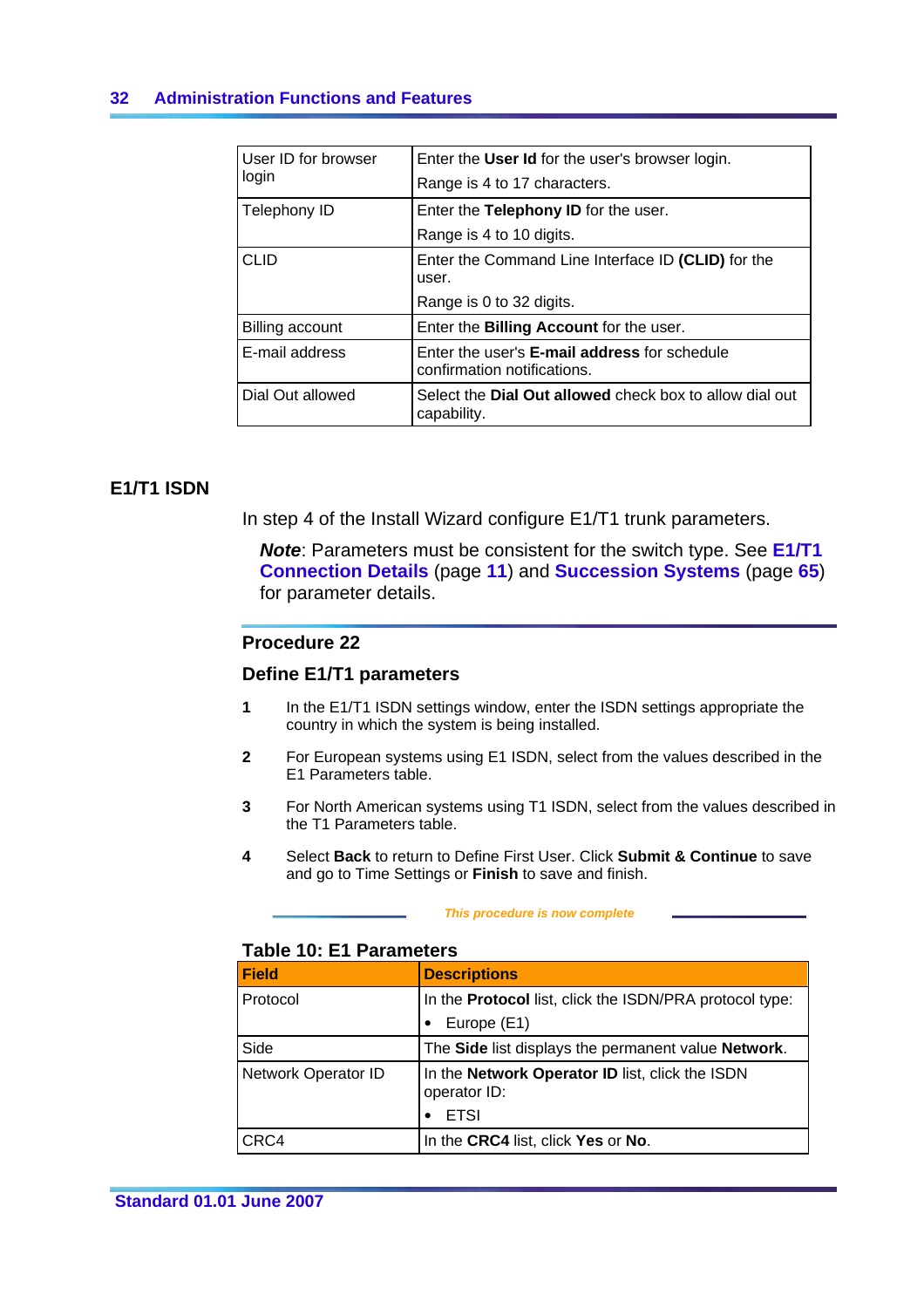| User ID for browser login | Enter the **User Id** for the user's browser login.<br>Range is 4 to 17 characters. |
|---|---|
| Telephony ID | Enter the **Telephony ID** for the user.<br>Range is 4 to 10 digits. |
| CLID | Enter the Command Line Interface ID **(CLID)** for the user.<br>Range is 0 to 32 digits. |
| Billing account | Enter the **Billing Account** for the user. |
| E-mail address | Enter the user's **E-mail address** for schedule confirmation notifications. |
| Dial Out allowed | Select the **Dial Out allowed** check box to allow dial out capability. |

## E1/T1 ISDN

In step 4 of the Install Wizard configure E1/T1 trunk parameters.

***Note***: Parameters must be consistent for the switch type. See **E1/T1 Connection Details** (page **11**) and **Succession Systems** (page **65**) for parameter details.

### Procedure 22

### Define E1/T1 parameters

1. In the E1/T1 ISDN settings window, enter the ISDN settings appropriate the country in which the system is being installed.
2. For European systems using E1 ISDN, select from the values described in the E1 Parameters table.
3. For North American systems using T1 ISDN, select from the values described in the T1 Parameters table.
4. Select **Back** to return to Define First User. Click **Submit & Continue** to save and go to Time Settings or **Finish** to save and finish.

*This procedure is now complete*

**Table 10: E1 Parameters**

| Field | Descriptions |
|---|---|
| Protocol | In the **Protocol** list, click the ISDN/PRA protocol type:<br>• Europe (E1) |
| Side | The **Side** list displays the permanent value **Network**. |
| Network Operator ID | In the **Network Operator ID** list, click the ISDN operator ID:<br>• ETSI |
| CRC4 | In the **CRC4** list, click **Yes** or **No**. |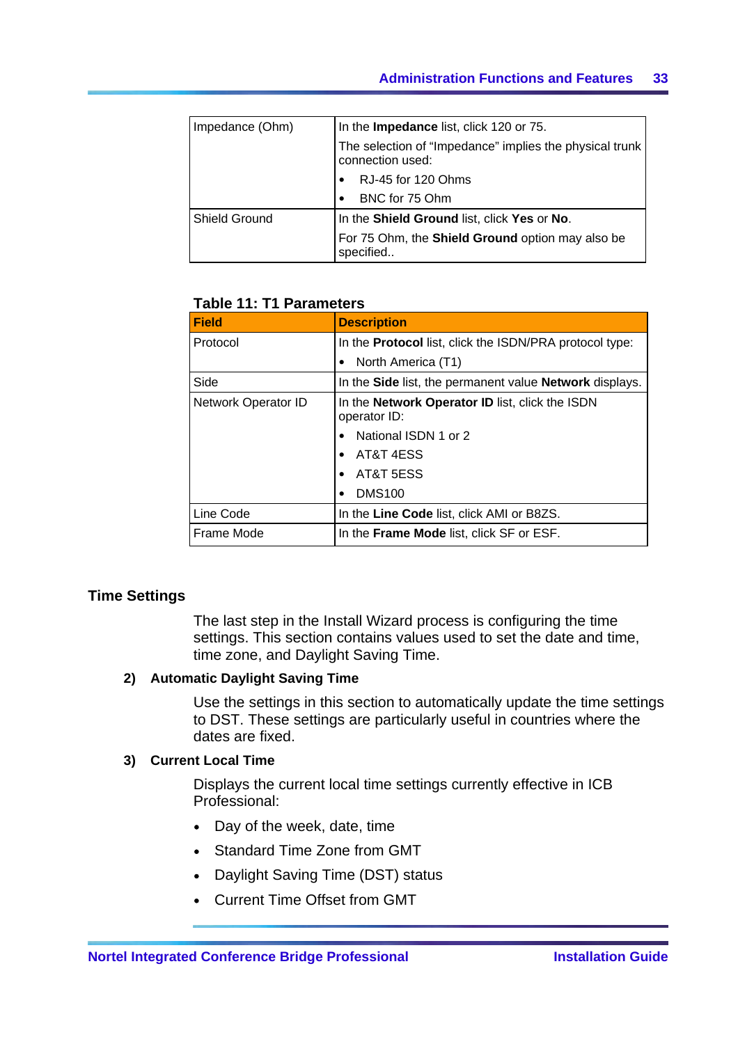| | |
|---|---|
| Impedance (Ohm) | In the **Impedance** list, click 120 or 75.<br>The selection of “Impedance” implies the physical trunk connection used:<br>• RJ-45 for 120 Ohms<br>• BNC for 75 Ohm |
| Shield Ground | In the **Shield Ground** list, click **Yes** or **No**.<br>For 75 Ohm, the **Shield Ground** option may also be specified.. |

**Table 11: T1 Parameters**

| Field | Description |
|---|---|
| Protocol | In the **Protocol** list, click the ISDN/PRA protocol type:<br>• North America (T1) |
| Side | In the **Side** list, the permanent value **Network** displays. |
| Network Operator ID | In the **Network Operator ID** list, click the ISDN operator ID:<br>• National ISDN 1 or 2<br>• AT&T 4ESS<br>• AT&T 5ESS<br>• DMS100 |
| Line Code | In the **Line Code** list, click AMI or B8ZS. |
| Frame Mode | In the **Frame Mode** list, click SF or ESF. |

## Time Settings

The last step in the Install Wizard process is configuring the time settings. This section contains values used to set the date and time, time zone, and Daylight Saving Time.

### 2) Automatic Daylight Saving Time

Use the settings in this section to automatically update the time settings to DST. These settings are particularly useful in countries where the dates are fixed.

### 3) Current Local Time

Displays the current local time settings currently effective in ICB Professional:

- Day of the week, date, time
- Standard Time Zone from GMT
- Daylight Saving Time (DST) status
- Current Time Offset from GMT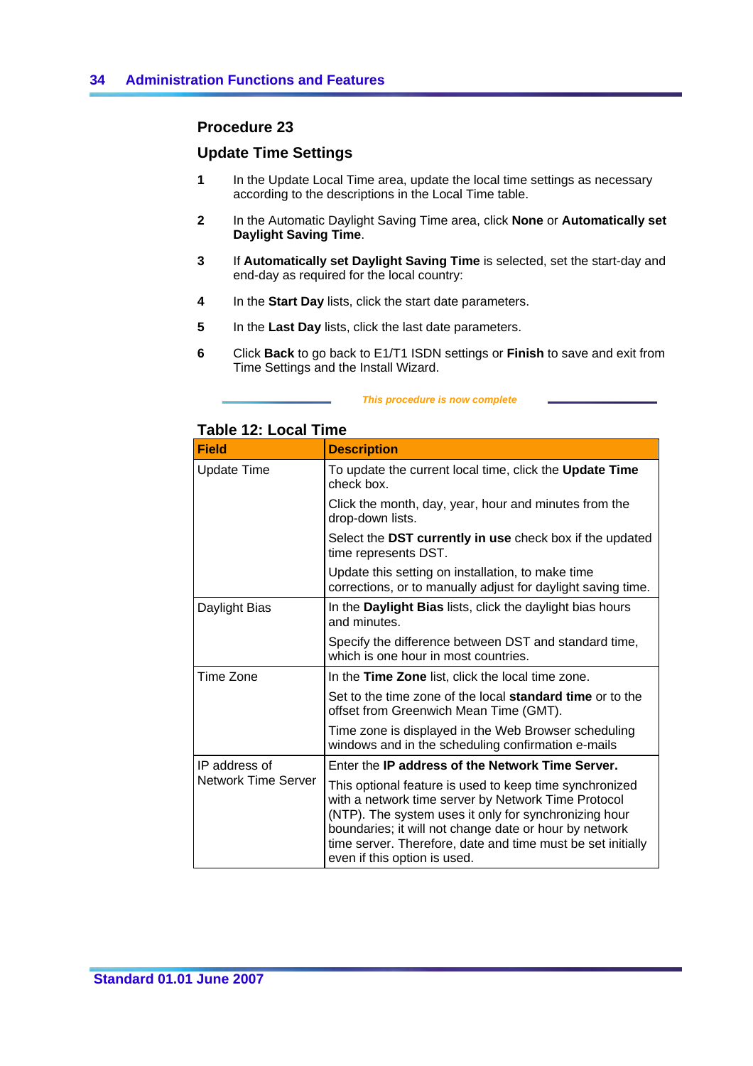### Procedure 23

### Update Time Settings

1. In the Update Local Time area, update the local time settings as necessary according to the descriptions in the Local Time table.
2. In the Automatic Daylight Saving Time area, click **None** or **Automatically set Daylight Saving Time**.
3. If **Automatically set Daylight Saving Time** is selected, set the start-day and end-day as required for the local country:
4. In the **Start Day** lists, click the start date parameters.
5. In the **Last Day** lists, click the last date parameters.
6. Click **Back** to go back to E1/T1 ISDN settings or **Finish** to save and exit from Time Settings and the Install Wizard.

*This procedure is now complete*

**Table 12: Local Time**

| Field | Description |
| --- | --- |
| Update Time | To update the current local time, click the **Update Time** check box.<br><br>Click the month, day, year, hour and minutes from the drop-down lists.<br><br>Select the **DST currently in use** check box if the updated time represents DST.<br><br>Update this setting on installation, to make time corrections, or to manually adjust for daylight saving time. |
| Daylight Bias | In the **Daylight Bias** lists, click the daylight bias hours and minutes.<br><br>Specify the difference between DST and standard time, which is one hour in most countries. |
| Time Zone | In the **Time Zone** list, click the local time zone.<br><br>Set to the time zone of the local **standard time** or to the offset from Greenwich Mean Time (GMT).<br><br>Time zone is displayed in the Web Browser scheduling windows and in the scheduling confirmation e-mails |
| IP address of Network Time Server | Enter the **IP address of the Network Time Server.**<br><br>This optional feature is used to keep time synchronized with a network time server by Network Time Protocol (NTP). The system uses it only for synchronizing hour boundaries; it will not change date or hour by network time server. Therefore, date and time must be set initially even if this option is used. |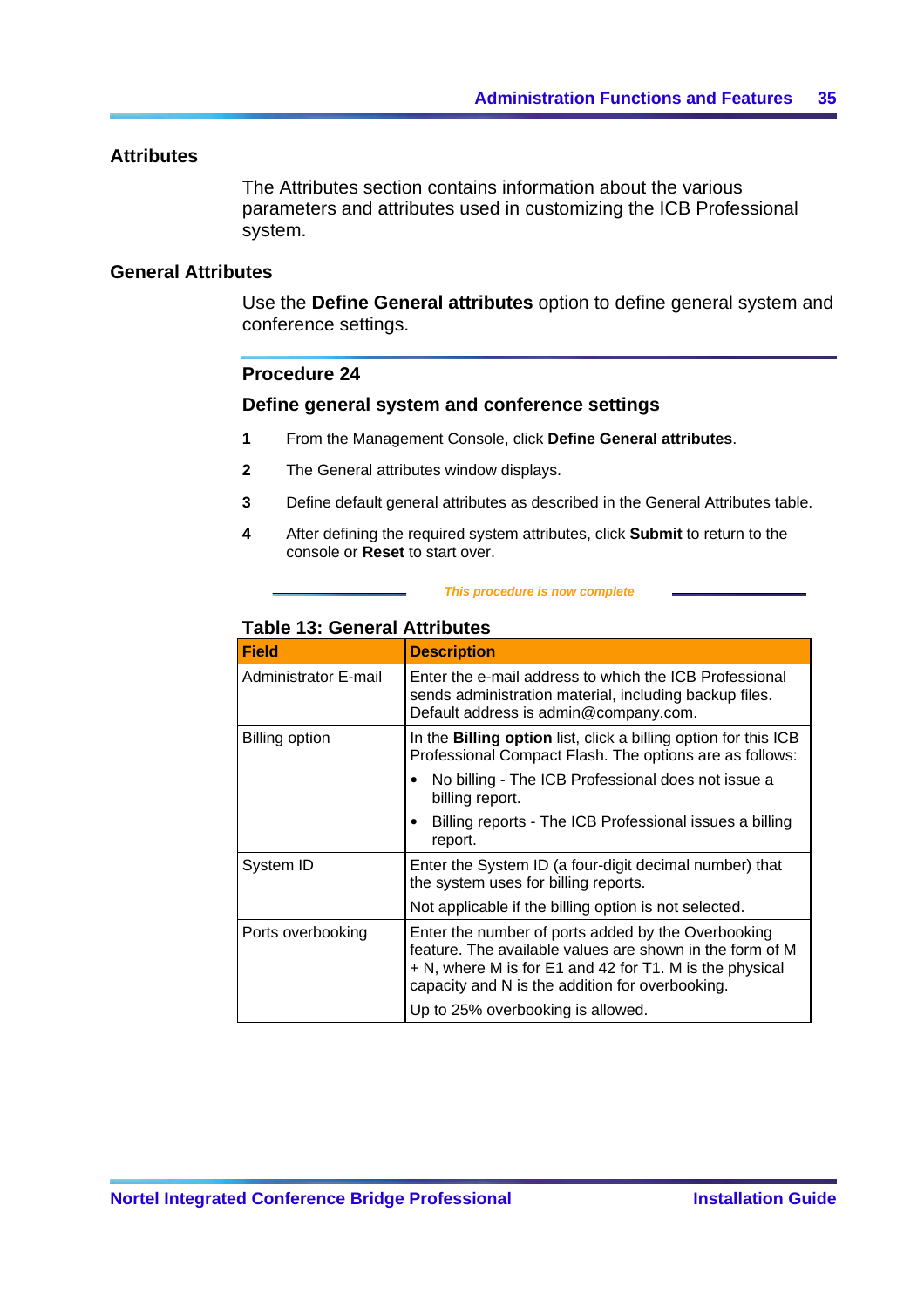## Attributes

The Attributes section contains information about the various parameters and attributes used in customizing the ICB Professional system.

## General Attributes

Use the **Define General attributes** option to define general system and conference settings.

### Procedure 24

### Define general system and conference settings

1. From the Management Console, click **Define General attributes**.
2. The General attributes window displays.
3. Define default general attributes as described in the General Attributes table.
4. After defining the required system attributes, click **Submit** to return to the console or **Reset** to start over.

*This procedure is now complete*

**Table 13: General Attributes**

| Field | Description |
|---|---|
| Administrator E-mail | Enter the e-mail address to which the ICB Professional sends administration material, including backup files. Default address is admin@company.com. |
| Billing option | In the **Billing option** list, click a billing option for this ICB Professional Compact Flash. The options are as follows:<br>• No billing - The ICB Professional does not issue a billing report.<br>• Billing reports - The ICB Professional issues a billing report. |
| System ID | Enter the System ID (a four-digit decimal number) that the system uses for billing reports.<br>Not applicable if the billing option is not selected. |
| Ports overbooking | Enter the number of ports added by the Overbooking feature. The available values are shown in the form of M + N, where M is for E1 and 42 for T1. M is the physical capacity and N is the addition for overbooking.<br>Up to 25% overbooking is allowed. |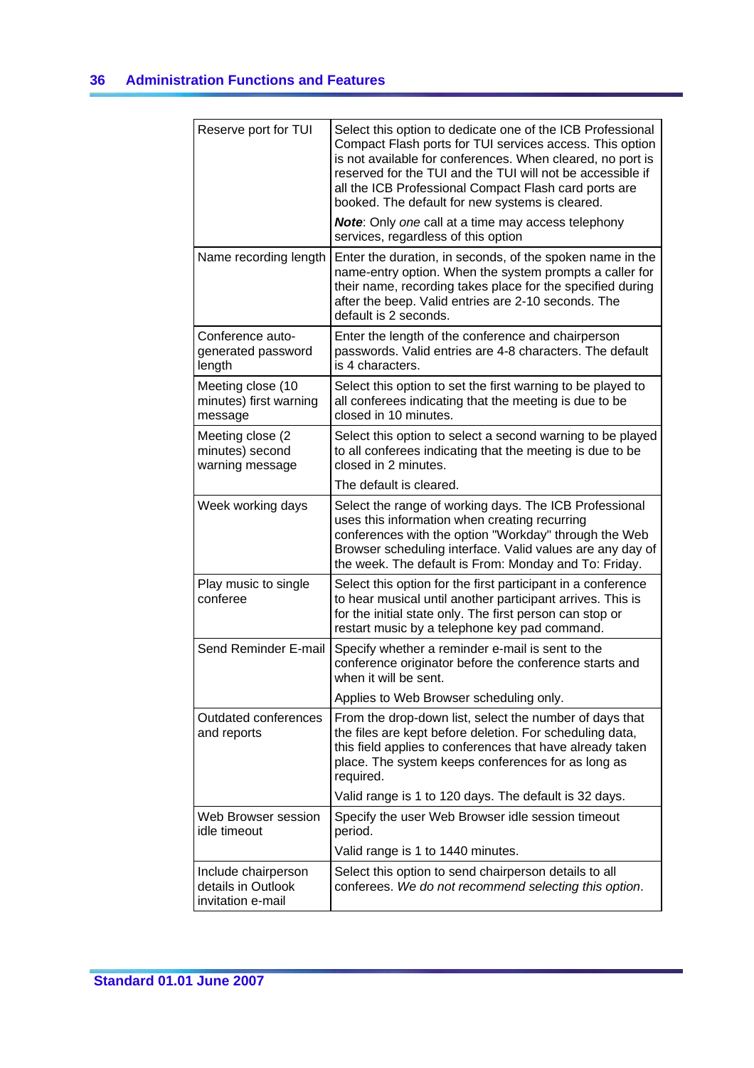| | |
|---|---|
| Reserve port for TUI | Select this option to dedicate one of the ICB Professional Compact Flash ports for TUI services access. This option is not available for conferences. When cleared, no port is reserved for the TUI and the TUI will not be accessible if all the ICB Professional Compact Flash card ports are booked. The default for new systems is cleared.<br><br>***Note***: Only *one* call at a time may access telephony services, regardless of this option |
| Name recording length | Enter the duration, in seconds, of the spoken name in the name-entry option. When the system prompts a caller for their name, recording takes place for the specified during after the beep. Valid entries are 2-10 seconds. The default is 2 seconds. |
| Conference auto-generated password length | Enter the length of the conference and chairperson passwords. Valid entries are 4-8 characters. The default is 4 characters. |
| Meeting close (10 minutes) first warning message | Select this option to set the first warning to be played to all conferees indicating that the meeting is due to be closed in 10 minutes. |
| Meeting close (2 minutes) second warning message | Select this option to select a second warning to be played to all conferees indicating that the meeting is due to be closed in 2 minutes.<br><br>The default is cleared. |
| Week working days | Select the range of working days. The ICB Professional uses this information when creating recurring conferences with the option "Workday" through the Web Browser scheduling interface. Valid values are any day of the week. The default is From: Monday and To: Friday. |
| Play music to single conferee | Select this option for the first participant in a conference to hear musical until another participant arrives. This is for the initial state only. The first person can stop or restart music by a telephone key pad command. |
| Send Reminder E-mail | Specify whether a reminder e-mail is sent to the conference originator before the conference starts and when it will be sent.<br><br>Applies to Web Browser scheduling only. |
| Outdated conferences and reports | From the drop-down list, select the number of days that the files are kept before deletion. For scheduling data, this field applies to conferences that have already taken place. The system keeps conferences for as long as required.<br><br>Valid range is 1 to 120 days. The default is 32 days. |
| Web Browser session idle timeout | Specify the user Web Browser idle session timeout period.<br><br>Valid range is 1 to 1440 minutes. |
| Include chairperson details in Outlook invitation e-mail | Select this option to send chairperson details to all conferees. *We do not recommend selecting this option*. |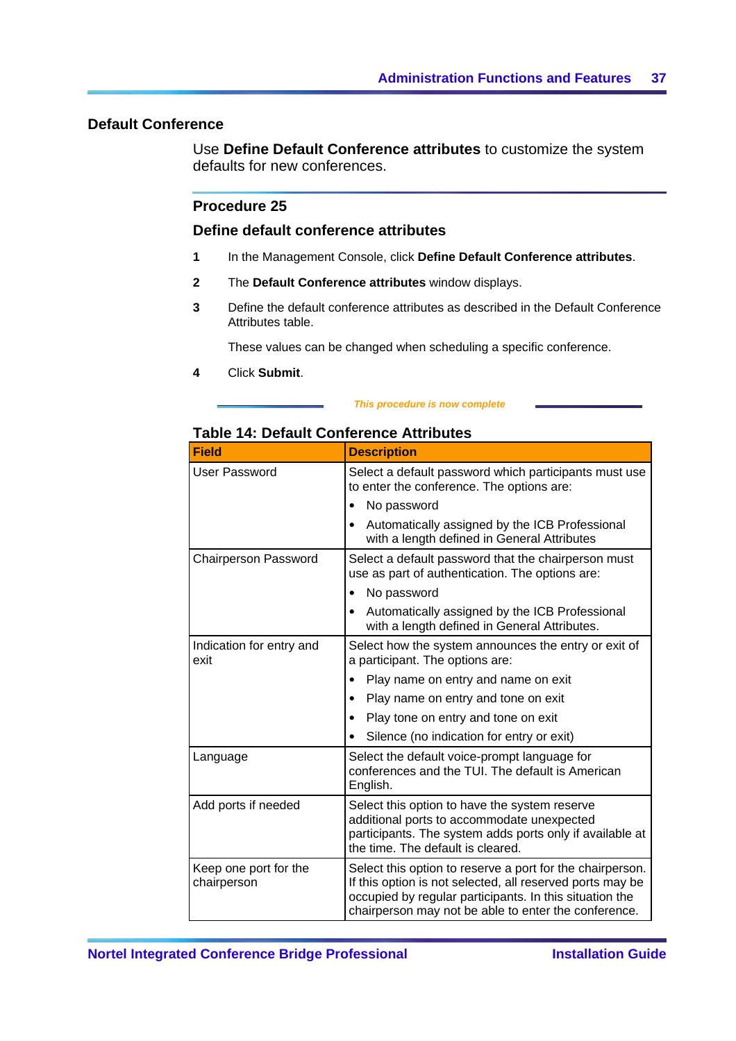## Default Conference

Use **Define Default Conference attributes** to customize the system defaults for new conferences.

### Procedure 25

### Define default conference attributes

1. In the Management Console, click **Define Default Conference attributes**.
2. The **Default Conference attributes** window displays.
3. Define the default conference attributes as described in the Default Conference Attributes table.

   These values can be changed when scheduling a specific conference.

4. Click **Submit**.

*This procedure is now complete*

**Table 14: Default Conference Attributes**

| Field | Description |
|---|---|
| User Password | Select a default password which participants must use to enter the conference. The options are:<br>• No password<br>• Automatically assigned by the ICB Professional with a length defined in General Attributes |
| Chairperson Password | Select a default password that the chairperson must use as part of authentication. The options are:<br>• No password<br>• Automatically assigned by the ICB Professional with a length defined in General Attributes. |
| Indication for entry and exit | Select how the system announces the entry or exit of a participant. The options are:<br>• Play name on entry and name on exit<br>• Play name on entry and tone on exit<br>• Play tone on entry and tone on exit<br>• Silence (no indication for entry or exit) |
| Language | Select the default voice-prompt language for conferences and the TUI. The default is American English. |
| Add ports if needed | Select this option to have the system reserve additional ports to accommodate unexpected participants. The system adds ports only if available at the time. The default is cleared. |
| Keep one port for the chairperson | Select this option to reserve a port for the chairperson. If this option is not selected, all reserved ports may be occupied by regular participants. In this situation the chairperson may not be able to enter the conference. |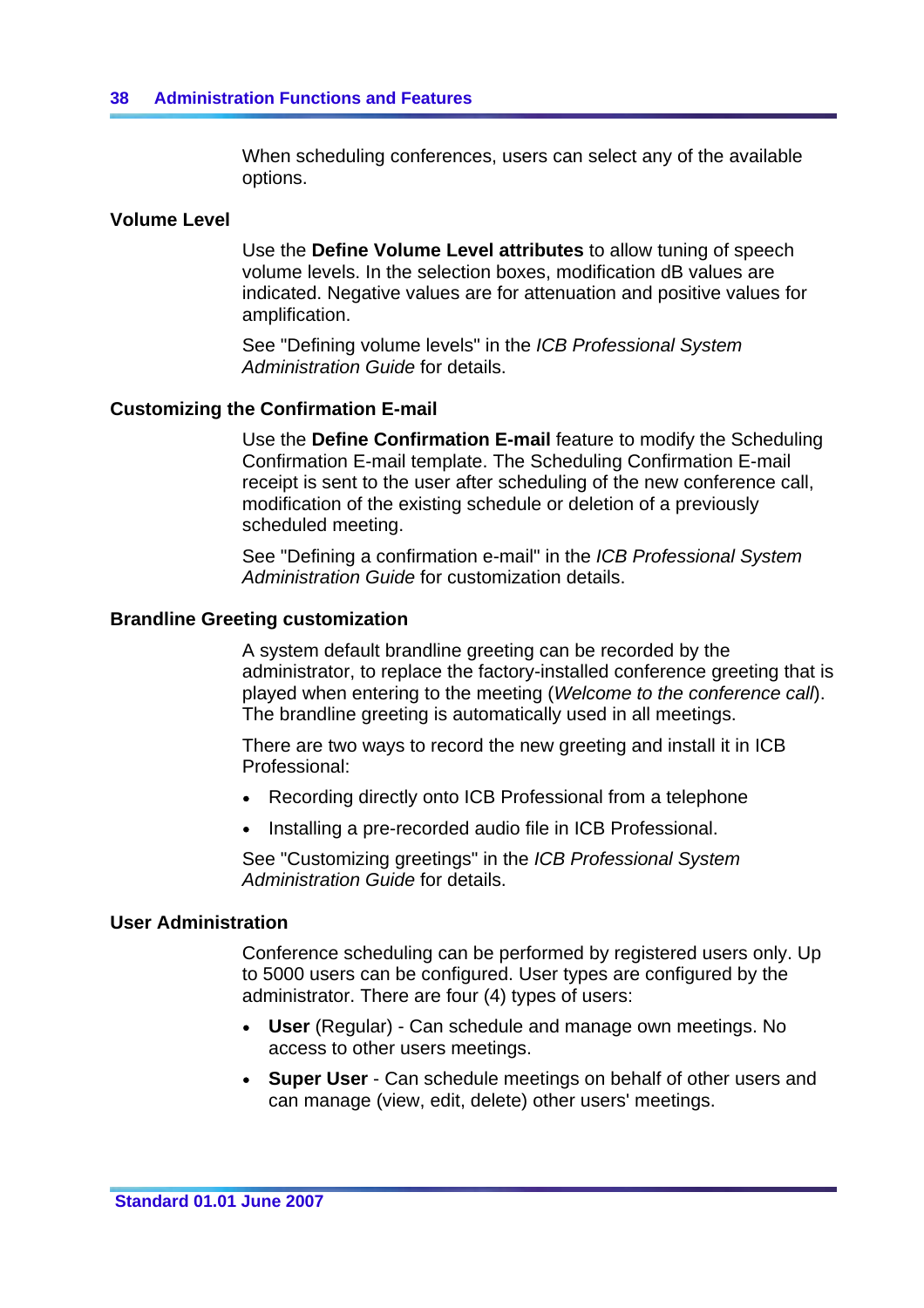When scheduling conferences, users can select any of the available options.

### Volume Level

Use the **Define Volume Level attributes** to allow tuning of speech volume levels. In the selection boxes, modification dB values are indicated. Negative values are for attenuation and positive values for amplification.

See "Defining volume levels" in the *ICB Professional System Administration Guide* for details.

### Customizing the Confirmation E-mail

Use the **Define Confirmation E-mail** feature to modify the Scheduling Confirmation E-mail template. The Scheduling Confirmation E-mail receipt is sent to the user after scheduling of the new conference call, modification of the existing schedule or deletion of a previously scheduled meeting.

See "Defining a confirmation e-mail" in the *ICB Professional System Administration Guide* for customization details.

### Brandline Greeting customization

A system default brandline greeting can be recorded by the administrator, to replace the factory-installed conference greeting that is played when entering to the meeting (*Welcome to the conference call*). The brandline greeting is automatically used in all meetings.

There are two ways to record the new greeting and install it in ICB Professional:

- Recording directly onto ICB Professional from a telephone
- Installing a pre-recorded audio file in ICB Professional.

See "Customizing greetings" in the *ICB Professional System Administration Guide* for details.

### User Administration

Conference scheduling can be performed by registered users only. Up to 5000 users can be configured. User types are configured by the administrator. There are four (4) types of users:

- **User** (Regular) - Can schedule and manage own meetings. No access to other users meetings.
- **Super User** - Can schedule meetings on behalf of other users and can manage (view, edit, delete) other users' meetings.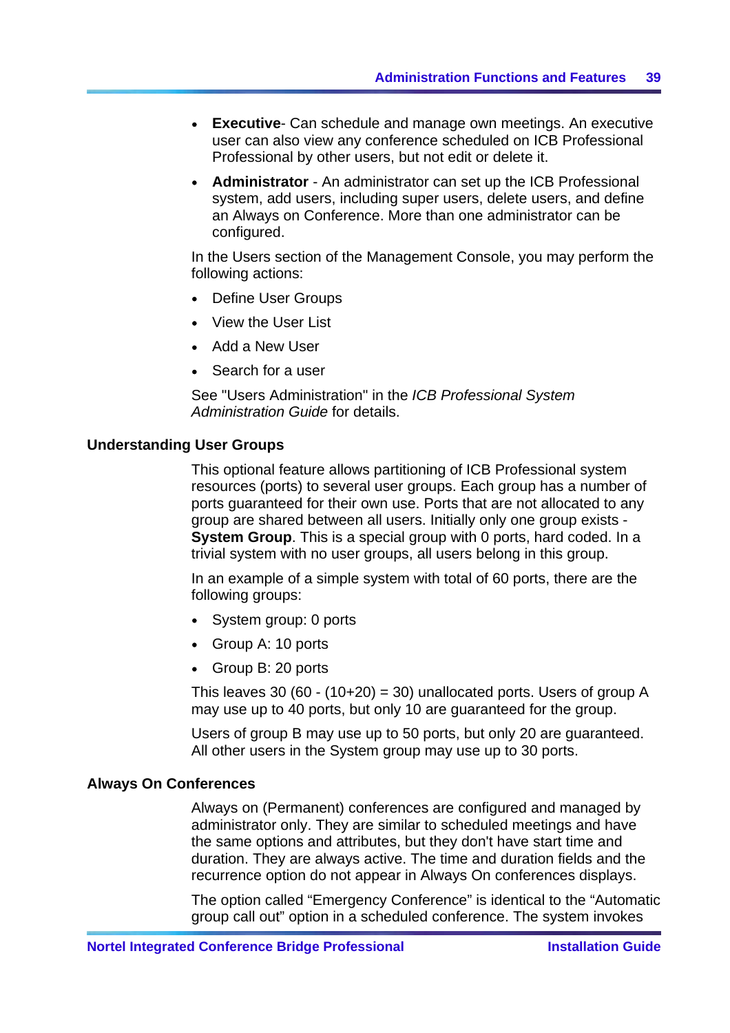- **Executive**- Can schedule and manage own meetings. An executive user can also view any conference scheduled on ICB Professional Professional by other users, but not edit or delete it.
- **Administrator** - An administrator can set up the ICB Professional system, add users, including super users, delete users, and define an Always on Conference. More than one administrator can be configured.

In the Users section of the Management Console, you may perform the following actions:

- Define User Groups
- View the User List
- Add a New User
- Search for a user

See "Users Administration" in the *ICB Professional System Administration Guide* for details.

## Understanding User Groups

This optional feature allows partitioning of ICB Professional system resources (ports) to several user groups. Each group has a number of ports guaranteed for their own use. Ports that are not allocated to any group are shared between all users. Initially only one group exists - **System Group**. This is a special group with 0 ports, hard coded. In a trivial system with no user groups, all users belong in this group.

In an example of a simple system with total of 60 ports, there are the following groups:

- System group: 0 ports
- Group A: 10 ports
- Group B: 20 ports

This leaves 30 (60 - (10+20) = 30) unallocated ports. Users of group A may use up to 40 ports, but only 10 are guaranteed for the group.

Users of group B may use up to 50 ports, but only 20 are guaranteed. All other users in the System group may use up to 30 ports.

## Always On Conferences

Always on (Permanent) conferences are configured and managed by administrator only. They are similar to scheduled meetings and have the same options and attributes, but they don't have start time and duration. They are always active. The time and duration fields and the recurrence option do not appear in Always On conferences displays.

The option called “Emergency Conference” is identical to the “Automatic group call out” option in a scheduled conference. The system invokes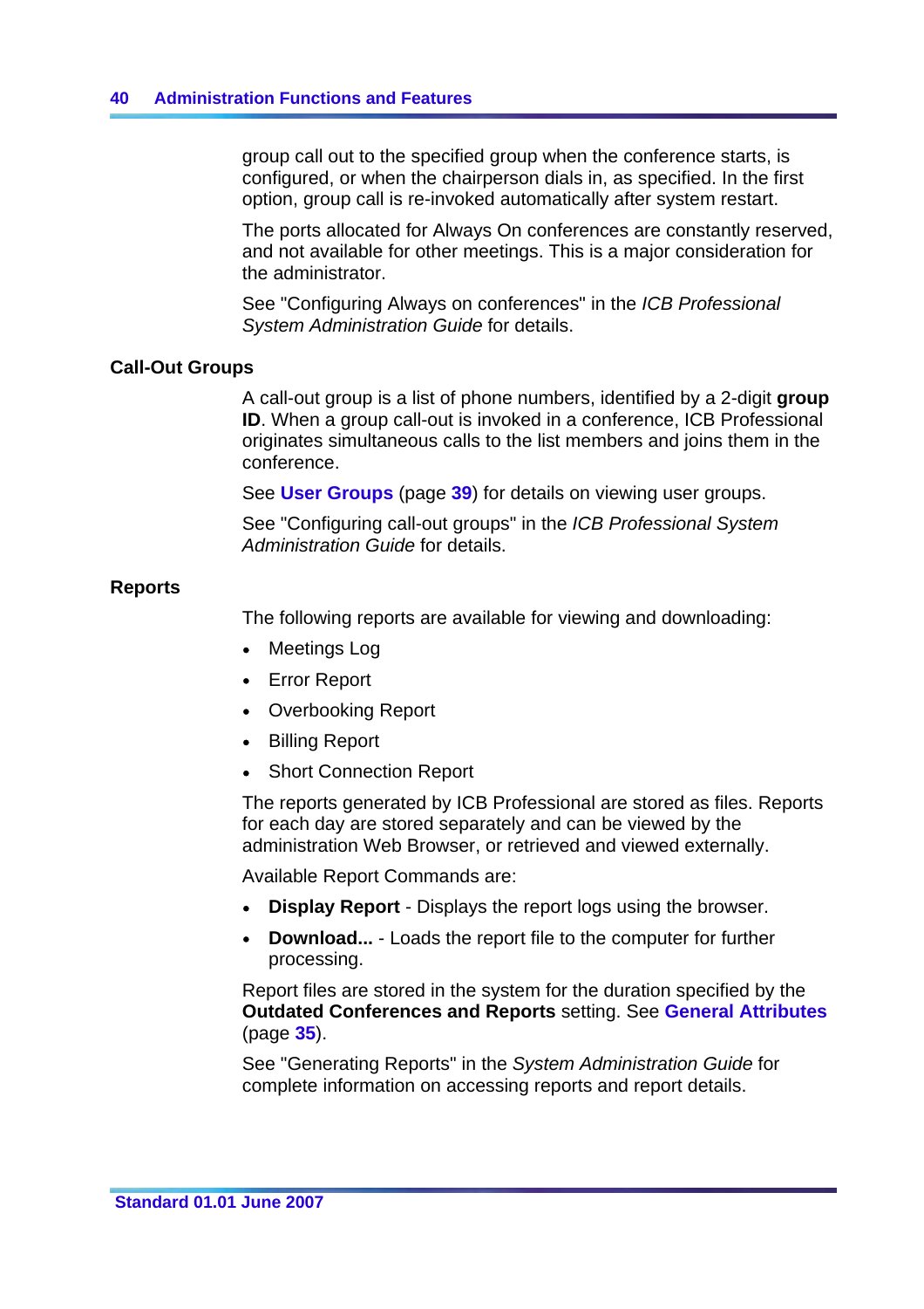group call out to the specified group when the conference starts, is configured, or when the chairperson dials in, as specified. In the first option, group call is re-invoked automatically after system restart.

The ports allocated for Always On conferences are constantly reserved, and not available for other meetings. This is a major consideration for the administrator.

See "Configuring Always on conferences" in the *ICB Professional System Administration Guide* for details.

### Call-Out Groups

A call-out group is a list of phone numbers, identified by a 2-digit **group ID**. When a group call-out is invoked in a conference, ICB Professional originates simultaneous calls to the list members and joins them in the conference.

See **User Groups** (page **39**) for details on viewing user groups.

See "Configuring call-out groups" in the *ICB Professional System Administration Guide* for details.

### Reports

The following reports are available for viewing and downloading:

- Meetings Log
- Error Report
- Overbooking Report
- Billing Report
- Short Connection Report

The reports generated by ICB Professional are stored as files. Reports for each day are stored separately and can be viewed by the administration Web Browser, or retrieved and viewed externally.

Available Report Commands are:

- **Display Report** - Displays the report logs using the browser.
- **Download...** - Loads the report file to the computer for further processing.

Report files are stored in the system for the duration specified by the **Outdated Conferences and Reports** setting. See **General Attributes** (page **35**).

See "Generating Reports" in the *System Administration Guide* for complete information on accessing reports and report details.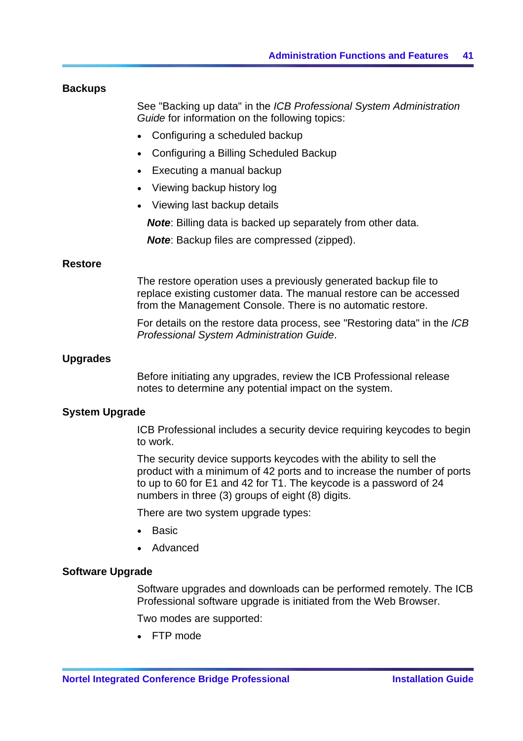### Backups

See "Backing up data" in the *ICB Professional System Administration Guide* for information on the following topics:

- Configuring a scheduled backup
- Configuring a Billing Scheduled Backup
- Executing a manual backup
- Viewing backup history log
- Viewing last backup details

***Note***: Billing data is backed up separately from other data.

***Note***: Backup files are compressed (zipped).

### Restore

The restore operation uses a previously generated backup file to replace existing customer data. The manual restore can be accessed from the Management Console. There is no automatic restore.

For details on the restore data process, see "Restoring data" in the *ICB Professional System Administration Guide*.

### Upgrades

Before initiating any upgrades, review the ICB Professional release notes to determine any potential impact on the system.

### System Upgrade

ICB Professional includes a security device requiring keycodes to begin to work.

The security device supports keycodes with the ability to sell the product with a minimum of 42 ports and to increase the number of ports to up to 60 for E1 and 42 for T1. The keycode is a password of 24 numbers in three (3) groups of eight (8) digits.

There are two system upgrade types:

- Basic
- Advanced

### Software Upgrade

Software upgrades and downloads can be performed remotely. The ICB Professional software upgrade is initiated from the Web Browser.

Two modes are supported:

- FTP mode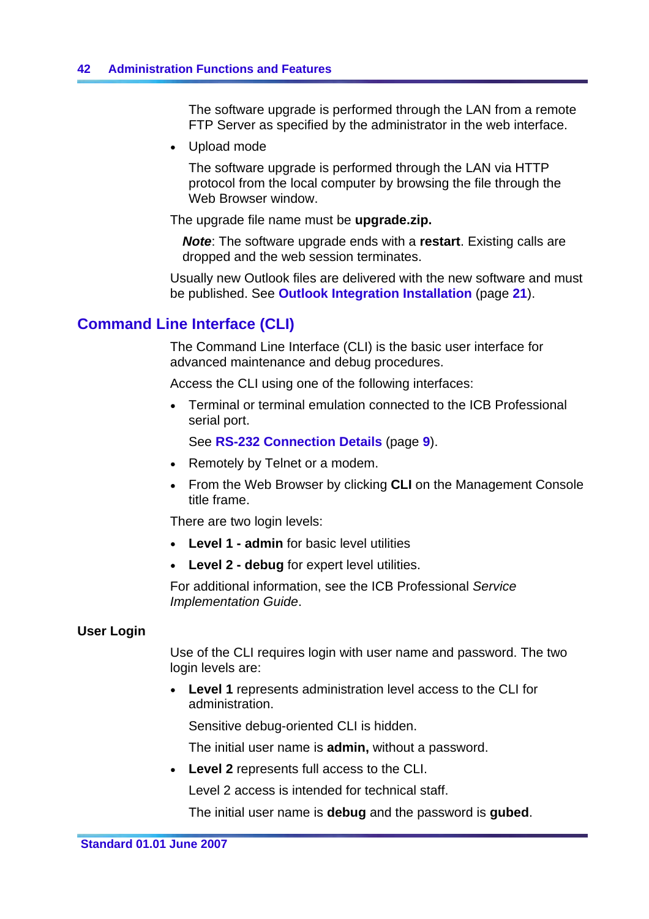The software upgrade is performed through the LAN from a remote FTP Server as specified by the administrator in the web interface.

- Upload mode

  The software upgrade is performed through the LAN via HTTP protocol from the local computer by browsing the file through the Web Browser window.

The upgrade file name must be **upgrade.zip.**

> ***Note***: The software upgrade ends with a **restart**. Existing calls are dropped and the web session terminates.

Usually new Outlook files are delivered with the new software and must be published. See **Outlook Integration Installation** (page **21**).

## Command Line Interface (CLI)

The Command Line Interface (CLI) is the basic user interface for advanced maintenance and debug procedures.

Access the CLI using one of the following interfaces:

- Terminal or terminal emulation connected to the ICB Professional serial port.

  See **RS-232 Connection Details** (page **9**).

- Remotely by Telnet or a modem.
- From the Web Browser by clicking **CLI** on the Management Console title frame.

There are two login levels:

- **Level 1 - admin** for basic level utilities
- **Level 2 - debug** for expert level utilities.

For additional information, see the ICB Professional *Service Implementation Guide*.

### User Login

Use of the CLI requires login with user name and password. The two login levels are:

- **Level 1** represents administration level access to the CLI for administration.

  Sensitive debug-oriented CLI is hidden.

  The initial user name is **admin,** without a password.

- **Level 2** represents full access to the CLI.

  Level 2 access is intended for technical staff.

  The initial user name is **debug** and the password is **gubed**.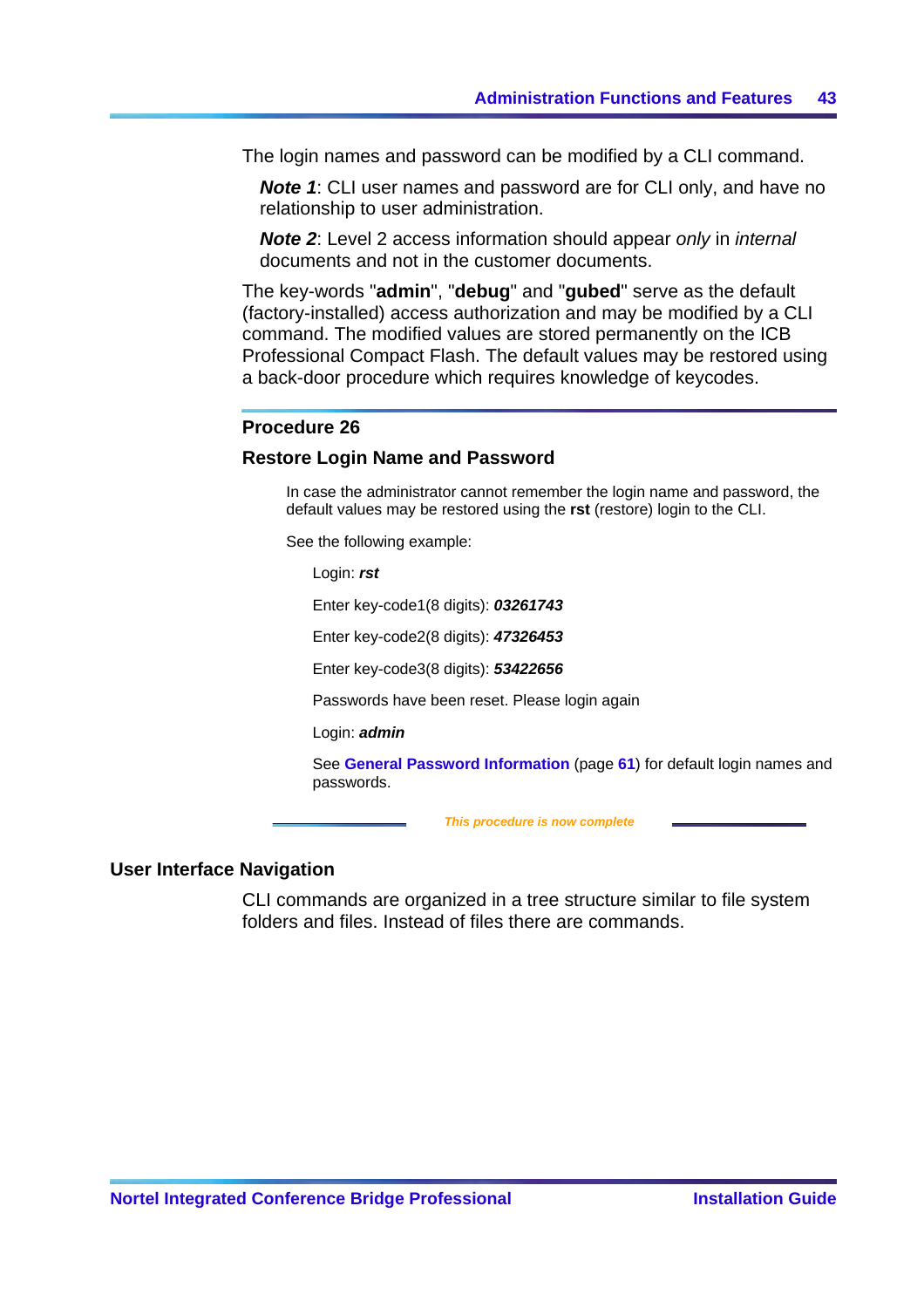The login names and password can be modified by a CLI command.

***Note 1***: CLI user names and password are for CLI only, and have no relationship to user administration.

***Note 2***: Level 2 access information should appear *only* in *internal* documents and not in the customer documents.

The key-words "**admin**", "**debug**" and "**gubed**" serve as the default (factory-installed) access authorization and may be modified by a CLI command. The modified values are stored permanently on the ICB Professional Compact Flash. The default values may be restored using a back-door procedure which requires knowledge of keycodes.

### Procedure 26

### Restore Login Name and Password

In case the administrator cannot remember the login name and password, the default values may be restored using the **rst** (restore) login to the CLI.

See the following example:

Login: ***rst***

Enter key-code1(8 digits): ***03261743***

Enter key-code2(8 digits): ***47326453***

Enter key-code3(8 digits): ***53422656***

Passwords have been reset. Please login again

Login: ***admin***

See **General Password Information** (page **61**) for default login names and passwords.

*This procedure is now complete*

## User Interface Navigation

CLI commands are organized in a tree structure similar to file system folders and files. Instead of files there are commands.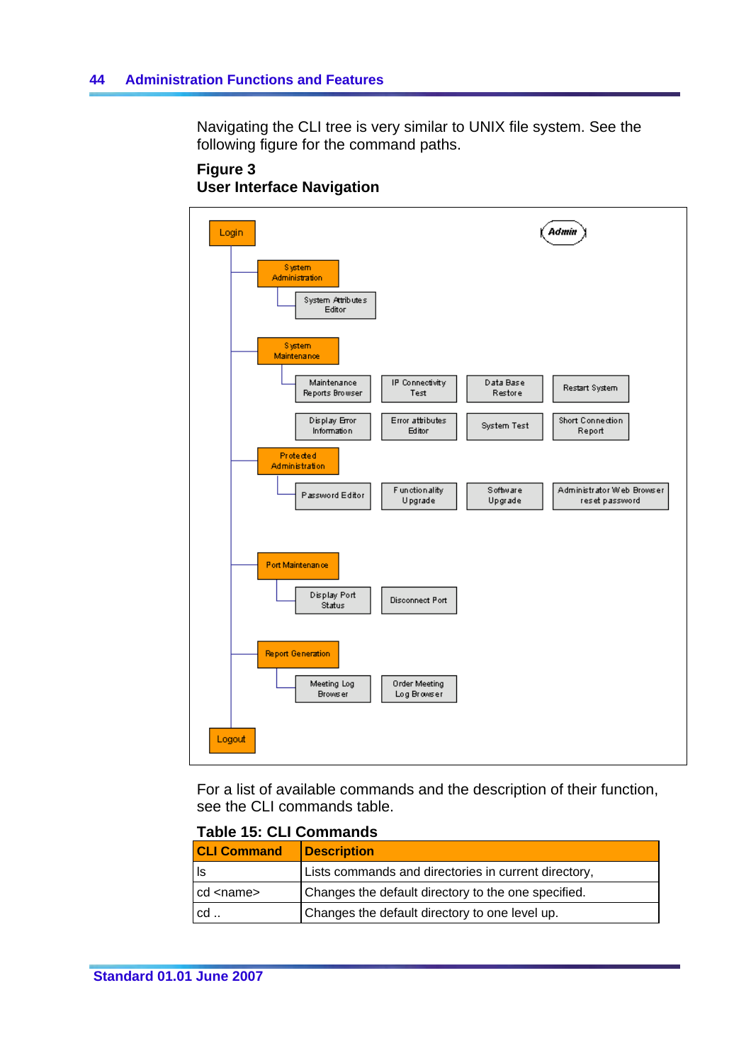Navigating the CLI tree is very similar to UNIX file system. See the following figure for the command paths.

**Figure 3**
**User Interface Navigation**

For a list of available commands and the description of their function, see the CLI commands table.

**Table 15: CLI Commands**

| CLI Command | Description |
|---|---|
| ls | Lists commands and directories in current directory, |
| cd <name> | Changes the default directory to the one specified. |
| cd .. | Changes the default directory to one level up. |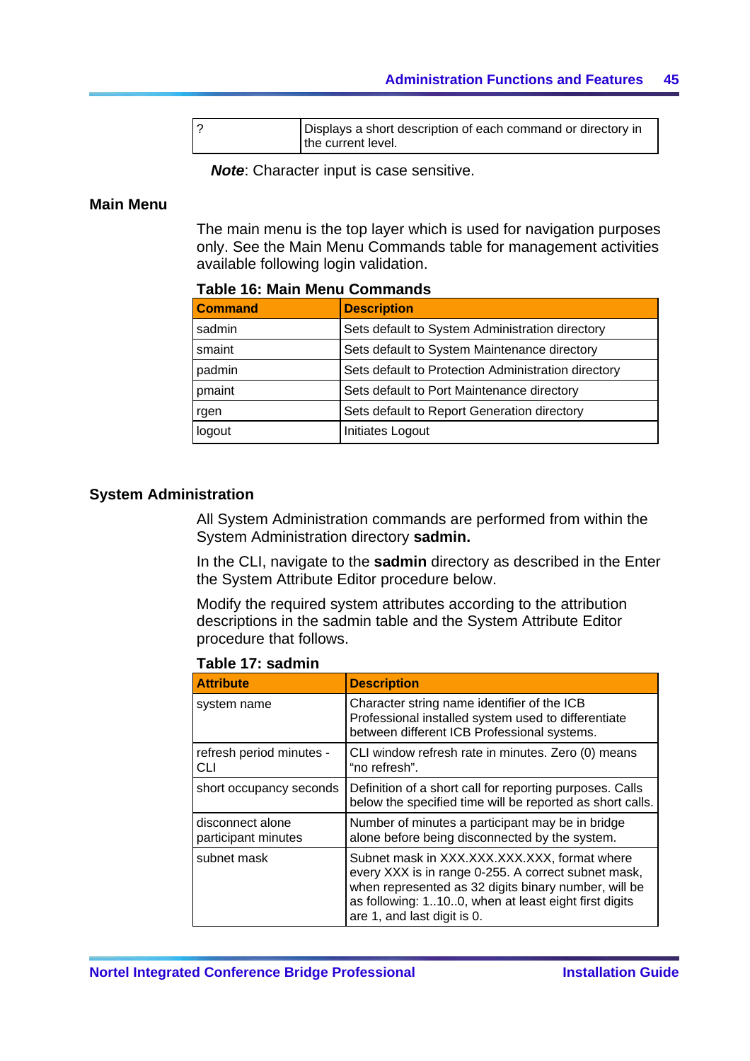| ? | Displays a short description of each command or directory in the current level. |
|---|---|

***Note***: Character input is case sensitive.

### Main Menu

The main menu is the top layer which is used for navigation purposes only. See the Main Menu Commands table for management activities available following login validation.

**Table 16: Main Menu Commands**

| Command | Description |
|---|---|
| sadmin | Sets default to System Administration directory |
| smaint | Sets default to System Maintenance directory |
| padmin | Sets default to Protection Administration directory |
| pmaint | Sets default to Port Maintenance directory |
| rgen | Sets default to Report Generation directory |
| logout | Initiates Logout |

### System Administration

All System Administration commands are performed from within the System Administration directory **sadmin.**

In the CLI, navigate to the **sadmin** directory as described in the Enter the System Attribute Editor procedure below.

Modify the required system attributes according to the attribution descriptions in the sadmin table and the System Attribute Editor procedure that follows.

**Table 17: sadmin**

| Attribute | Description |
|---|---|
| system name | Character string name identifier of the ICB Professional installed system used to differentiate between different ICB Professional systems. |
| refresh period minutes - CLI | CLI window refresh rate in minutes. Zero (0) means “no refresh”. |
| short occupancy seconds | Definition of a short call for reporting purposes. Calls below the specified time will be reported as short calls. |
| disconnect alone participant minutes | Number of minutes a participant may be in bridge alone before being disconnected by the system. |
| subnet mask | Subnet mask in XXX.XXX.XXX.XXX, format where every XXX is in range 0-255. A correct subnet mask, when represented as 32 digits binary number, will be as following: 1..10..0, when at least eight first digits are 1, and last digit is 0. |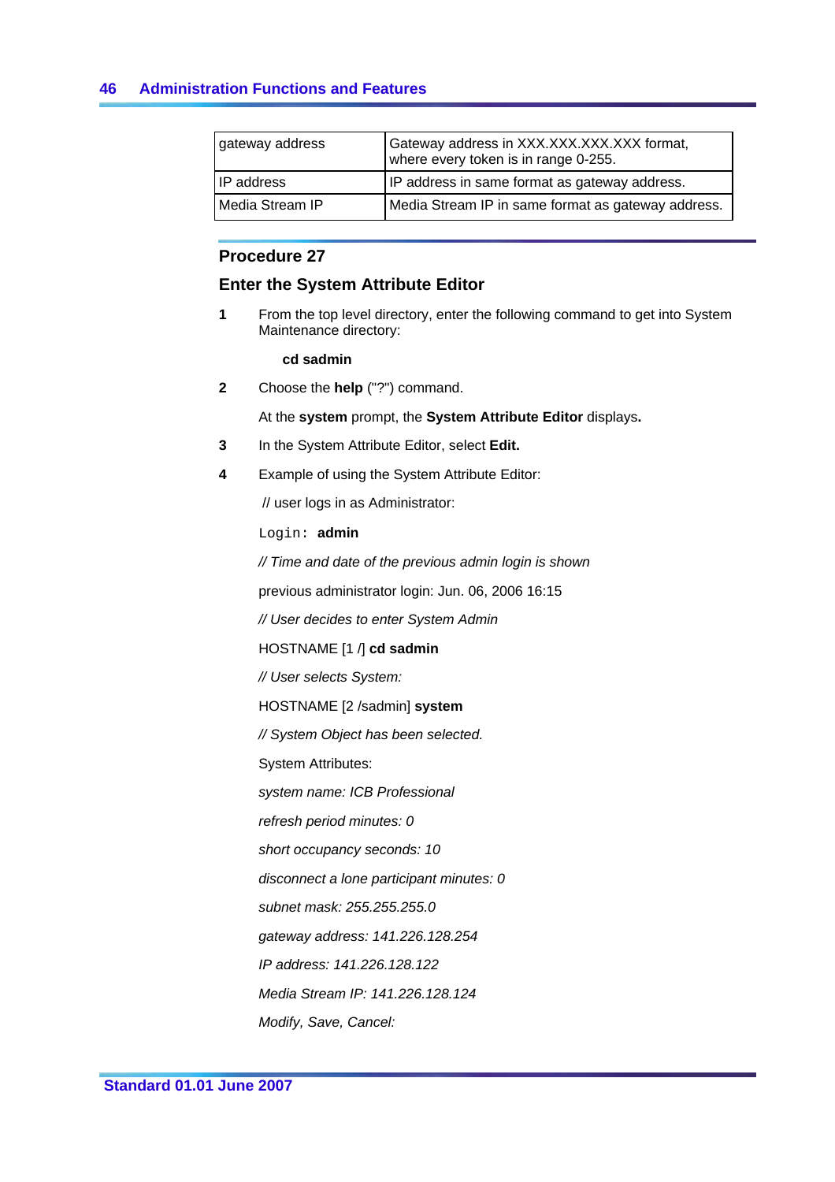| gateway address | Gateway address in XXX.XXX.XXX.XXX format, where every token is in range 0-255. |
|---|---|
| IP address | IP address in same format as gateway address. |
| Media Stream IP | Media Stream IP in same format as gateway address. |

## Procedure 27

### Enter the System Attribute Editor

1. From the top level directory, enter the following command to get into System Maintenance directory:

   **cd sadmin**

2. Choose the **help** ("?") command.

   At the **system** prompt, the **System Attribute Editor** displays**.**

3. In the System Attribute Editor, select **Edit.**

4. Example of using the System Attribute Editor:

   // user logs in as Administrator:

   `Login:` **admin**

   *// Time and date of the previous admin login is shown*

   previous administrator login: Jun. 06, 2006 16:15

   *// User decides to enter System Admin*

   HOSTNAME [1 /] **cd sadmin**

   *// User selects System:*

   HOSTNAME [2 /sadmin] **system**

   *// System Object has been selected.*

   System Attributes:

   *system name: ICB Professional*

   *refresh period minutes: 0*

   *short occupancy seconds: 10*

   *disconnect a lone participant minutes: 0*

   *subnet mask: 255.255.255.0*

   *gateway address: 141.226.128.254*

   *IP address: 141.226.128.122*

   *Media Stream IP: 141.226.128.124*

   *Modify, Save, Cancel:*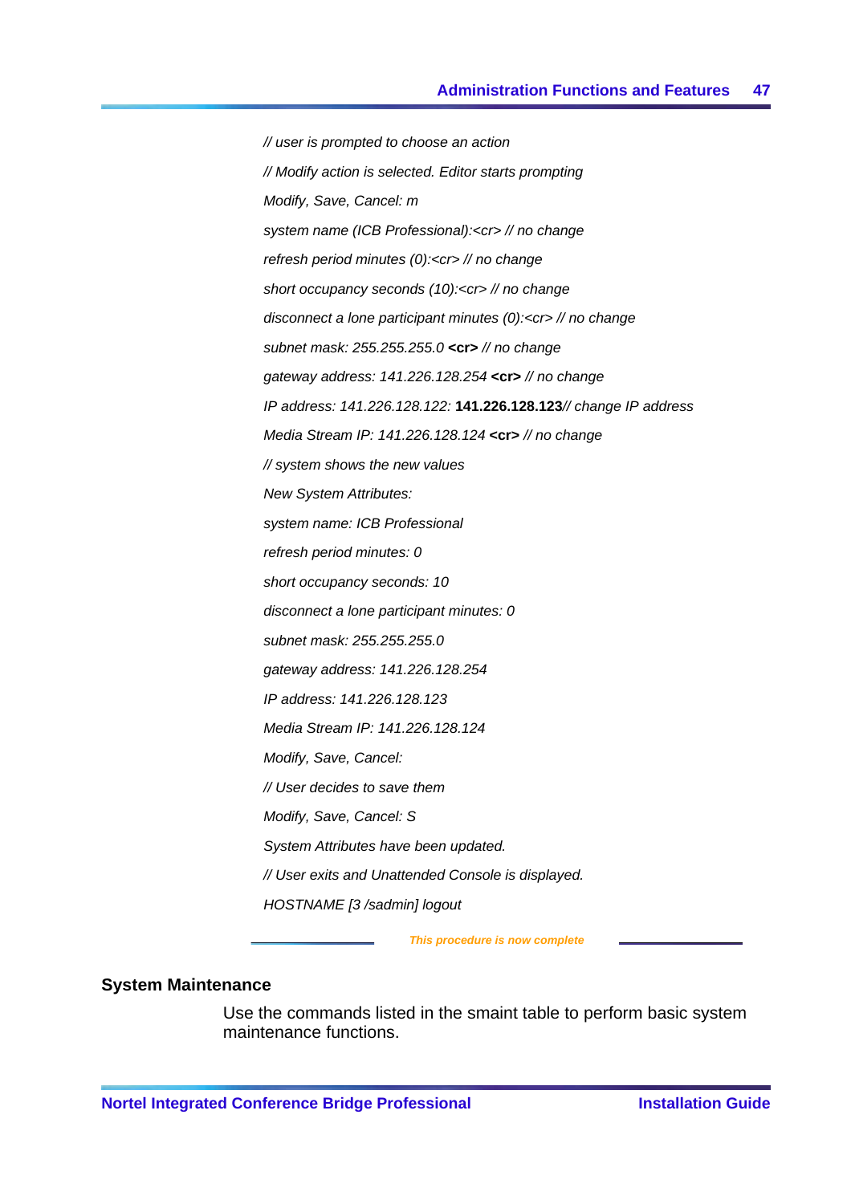*// user is prompted to choose an action*

*// Modify action is selected. Editor starts prompting*

*Modify, Save, Cancel: m*

*system name (ICB Professional):<cr> // no change*

*refresh period minutes (0):<cr> // no change*

*short occupancy seconds (10):<cr> // no change*

*disconnect a lone participant minutes (0):<cr> // no change*

*subnet mask: 255.255.255.0* **<cr>** *// no change*

*gateway address: 141.226.128.254* **<cr>** *// no change*

*IP address: 141.226.128.122:* **141.226.128.123***// change IP address*

*Media Stream IP: 141.226.128.124* **<cr>** *// no change*

*// system shows the new values*

*New System Attributes:*

*system name: ICB Professional*

*refresh period minutes: 0*

*short occupancy seconds: 10*

*disconnect a lone participant minutes: 0*

*subnet mask: 255.255.255.0*

*gateway address: 141.226.128.254*

*IP address: 141.226.128.123*

*Media Stream IP: 141.226.128.124*

*Modify, Save, Cancel:*

*// User decides to save them*

*Modify, Save, Cancel: S*

*System Attributes have been updated.*

*// User exits and Unattended Console is displayed.*

*HOSTNAME [3 /sadmin] logout*

***This procedure is now complete***

## System Maintenance

Use the commands listed in the smaint table to perform basic system maintenance functions.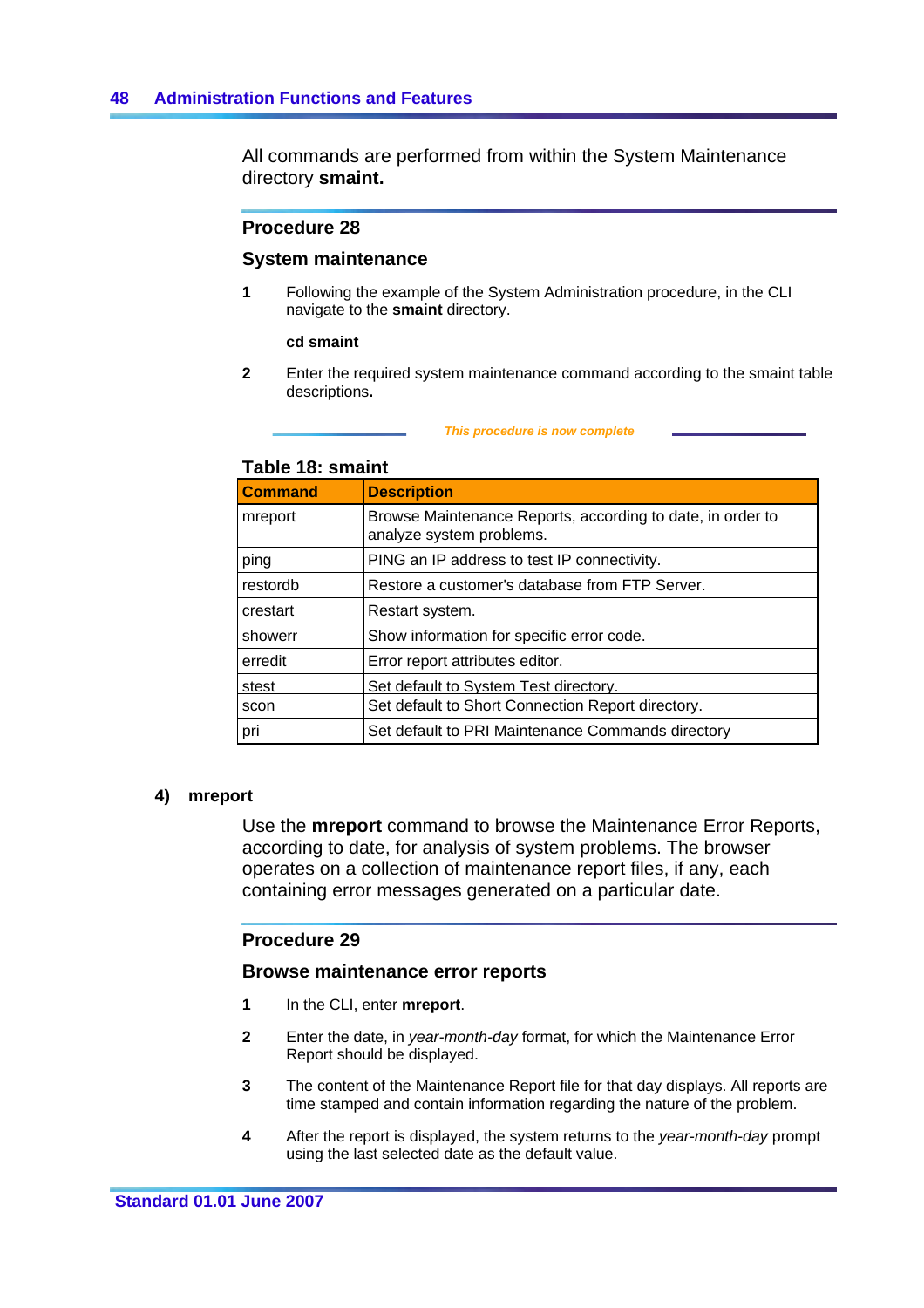All commands are performed from within the System Maintenance directory **smaint.**

### Procedure 28

### System maintenance

1. Following the example of the System Administration procedure, in the CLI navigate to the **smaint** directory.

   **cd smaint**

2. Enter the required system maintenance command according to the smaint table descriptions**.**

*This procedure is now complete*

**Table 18: smaint**

| Command | Description |
|---|---|
| mreport | Browse Maintenance Reports, according to date, in order to analyze system problems. |
| ping | PING an IP address to test IP connectivity. |
| restordb | Restore a customer's database from FTP Server. |
| crestart | Restart system. |
| showerr | Show information for specific error code. |
| erredit | Error report attributes editor. |
| stest | Set default to System Test directory. |
| scon | Set default to Short Connection Report directory. |
| pri | Set default to PRI Maintenance Commands directory |

## 4) mreport

Use the **mreport** command to browse the Maintenance Error Reports, according to date, for analysis of system problems. The browser operates on a collection of maintenance report files, if any, each containing error messages generated on a particular date.

### Procedure 29

### Browse maintenance error reports

1. In the CLI, enter **mreport**.
2. Enter the date, in *year-month-day* format, for which the Maintenance Error Report should be displayed.
3. The content of the Maintenance Report file for that day displays. All reports are time stamped and contain information regarding the nature of the problem.
4. After the report is displayed, the system returns to the *year-month-day* prompt using the last selected date as the default value.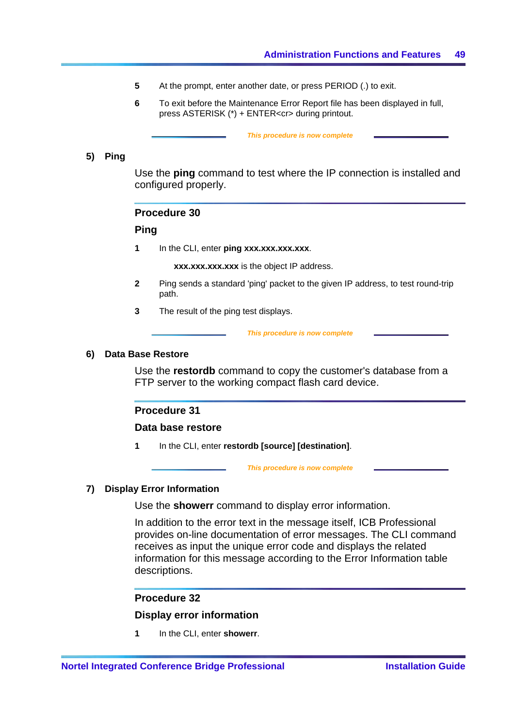5. At the prompt, enter another date, or press PERIOD (.) to exit.
6. To exit before the Maintenance Error Report file has been displayed in full, press ASTERISK (*) + ENTER<cr> during printout.

*This procedure is now complete*

## 5) Ping

Use the **ping** command to test where the IP connection is installed and configured properly.

### Procedure 30

### Ping

1. In the CLI, enter **ping xxx.xxx.xxx.xxx**.

   **xxx.xxx.xxx.xxx** is the object IP address.

2. Ping sends a standard 'ping' packet to the given IP address, to test round-trip path.
3. The result of the ping test displays.

*This procedure is now complete*

## 6) Data Base Restore

Use the **restordb** command to copy the customer's database from a FTP server to the working compact flash card device.

### Procedure 31

### Data base restore

1. In the CLI, enter **restordb [source] [destination]**.

*This procedure is now complete*

## 7) Display Error Information

Use the **showerr** command to display error information.

In addition to the error text in the message itself, ICB Professional provides on-line documentation of error messages. The CLI command receives as input the unique error code and displays the related information for this message according to the Error Information table descriptions.

### Procedure 32

### Display error information

1. In the CLI, enter **showerr**.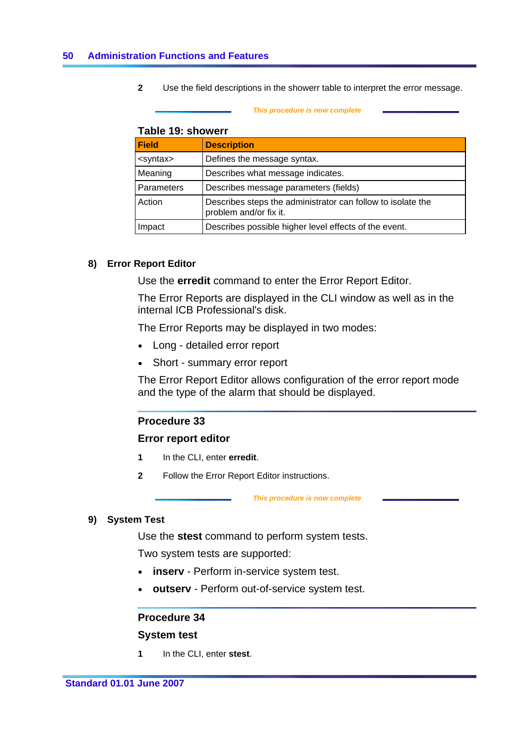2 Use the field descriptions in the showerr table to interpret the error message.

*This procedure is now complete*

**Table 19: showerr**

| Field | Description |
|---|---|
| <syntax> | Defines the message syntax. |
| Meaning | Describes what message indicates. |
| Parameters | Describes message parameters (fields) |
| Action | Describes steps the administrator can follow to isolate the problem and/or fix it. |
| Impact | Describes possible higher level effects of the event. |

### 8) Error Report Editor

Use the **erredit** command to enter the Error Report Editor.

The Error Reports are displayed in the CLI window as well as in the internal ICB Professional's disk.

The Error Reports may be displayed in two modes:

- Long - detailed error report
- Short - summary error report

The Error Report Editor allows configuration of the error report mode and the type of the alarm that should be displayed.

#### Procedure 33

#### Error report editor

1 In the CLI, enter **erredit**.

2 Follow the Error Report Editor instructions.

*This procedure is now complete*

### 9) System Test

Use the **stest** command to perform system tests.

Two system tests are supported:

- **inserv** - Perform in-service system test.
- **outserv** - Perform out-of-service system test.

#### Procedure 34

#### System test

1 In the CLI, enter **stest**.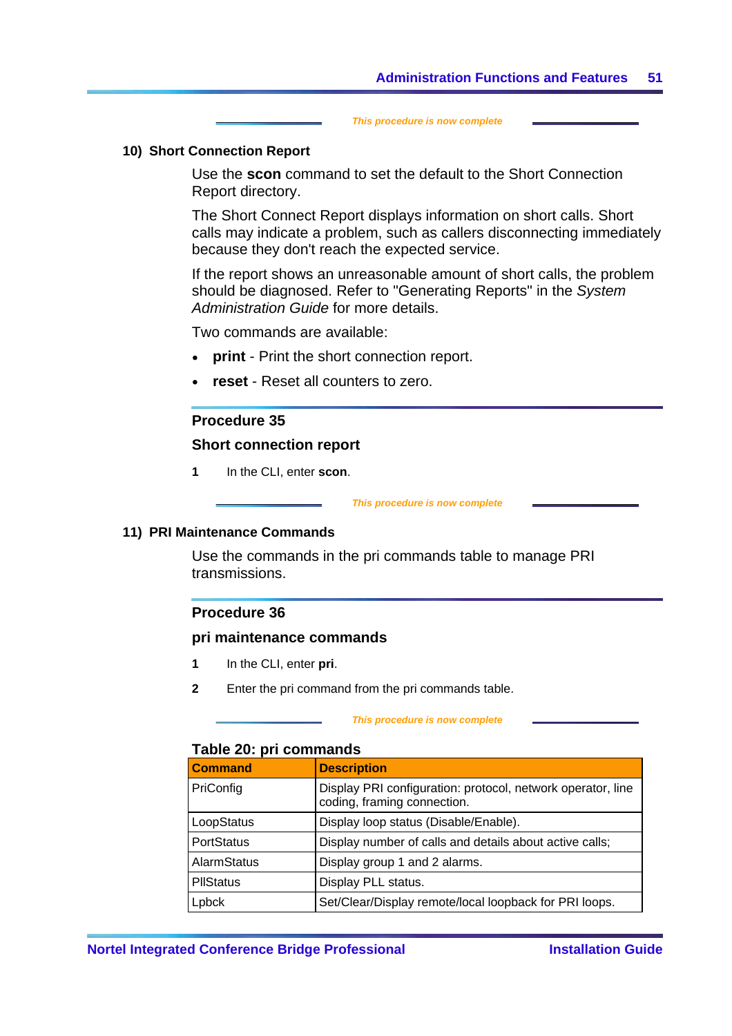*This procedure is now complete*

### 10) Short Connection Report

Use the **scon** command to set the default to the Short Connection Report directory.

The Short Connect Report displays information on short calls. Short calls may indicate a problem, such as callers disconnecting immediately because they don't reach the expected service.

If the report shows an unreasonable amount of short calls, the problem should be diagnosed. Refer to "Generating Reports" in the *System Administration Guide* for more details.

Two commands are available:

- **print** - Print the short connection report.
- **reset** - Reset all counters to zero.

#### Procedure 35

#### Short connection report

**1** In the CLI, enter **scon**.

*This procedure is now complete*

### 11) PRI Maintenance Commands

Use the commands in the pri commands table to manage PRI transmissions.

#### Procedure 36

#### pri maintenance commands

**1** In the CLI, enter **pri**.

**2** Enter the pri command from the pri commands table.

*This procedure is now complete*

**Table 20: pri commands**

| Command | Description |
|---|---|
| PriConfig | Display PRI configuration: protocol, network operator, line coding, framing connection. |
| LoopStatus | Display loop status (Disable/Enable). |
| PortStatus | Display number of calls and details about active calls; |
| AlarmStatus | Display group 1 and 2 alarms. |
| PllStatus | Display PLL status. |
| Lpbck | Set/Clear/Display remote/local loopback for PRI loops. |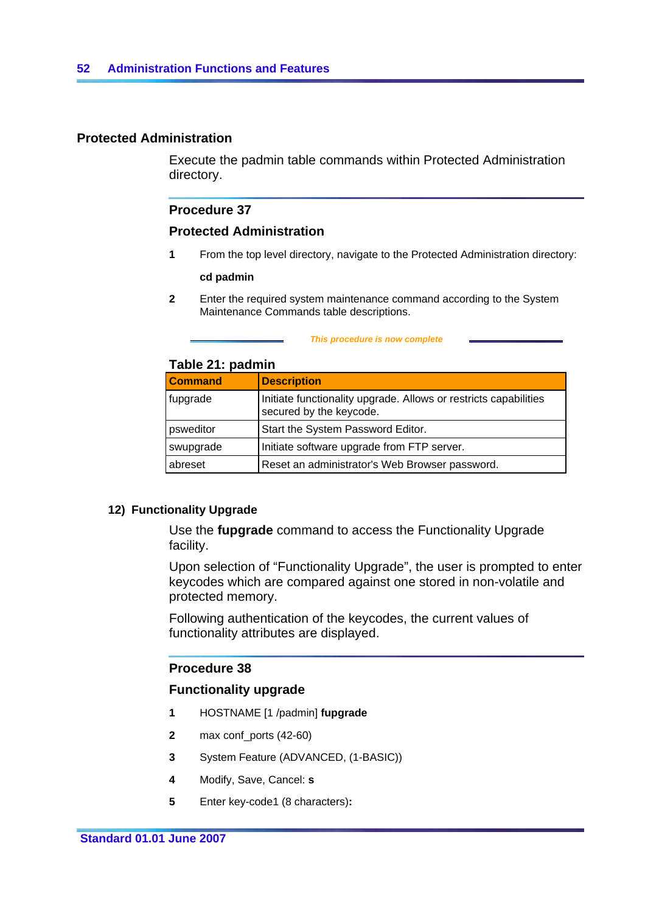## Protected Administration

Execute the padmin table commands within Protected Administration directory.

### Procedure 37

### Protected Administration

1. From the top level directory, navigate to the Protected Administration directory:

   **cd padmin**

2. Enter the required system maintenance command according to the System Maintenance Commands table descriptions.

*This procedure is now complete*

**Table 21: padmin**

| Command | Description |
|---|---|
| fupgrade | Initiate functionality upgrade. Allows or restricts capabilities secured by the keycode. |
| psweditor | Start the System Password Editor. |
| swupgrade | Initiate software upgrade from FTP server. |
| abreset | Reset an administrator's Web Browser password. |

### 12) Functionality Upgrade

Use the **fupgrade** command to access the Functionality Upgrade facility.

Upon selection of “Functionality Upgrade”, the user is prompted to enter keycodes which are compared against one stored in non-volatile and protected memory.

Following authentication of the keycodes, the current values of functionality attributes are displayed.

### Procedure 38

### Functionality upgrade

1. HOSTNAME [1 /padmin] **fupgrade**
2. max conf_ports (42-60)
3. System Feature (ADVANCED, (1-BASIC))
4. Modify, Save, Cancel: **s**
5. Enter key-code1 (8 characters)**:**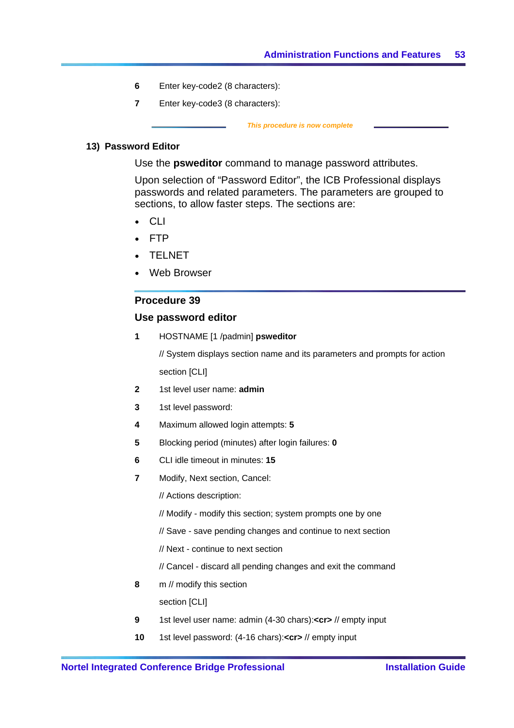6 Enter key-code2 (8 characters):

7 Enter key-code3 (8 characters):

*This procedure is now complete*

### 13) Password Editor

Use the **psweditor** command to manage password attributes.

Upon selection of “Password Editor”, the ICB Professional displays passwords and related parameters. The parameters are grouped to sections, to allow faster steps. The sections are:

- CLI
- FTP
- TELNET
- Web Browser

## Procedure 39

### Use password editor

1 HOSTNAME [1 /padmin] **psweditor**

// System displays section name and its parameters and prompts for action

section [CLI]

2 1st level user name: **admin**

3 1st level password:

4 Maximum allowed login attempts: **5**

5 Blocking period (minutes) after login failures: **0**

6 CLI idle timeout in minutes: **15**

7 Modify, Next section, Cancel:

// Actions description:

// Modify - modify this section; system prompts one by one

// Save - save pending changes and continue to next section

// Next - continue to next section

// Cancel - discard all pending changes and exit the command

8 m // modify this section

section [CLI]

9 1st level user name: admin (4-30 chars):**<cr>** // empty input

10 1st level password: (4-16 chars):**<cr>** // empty input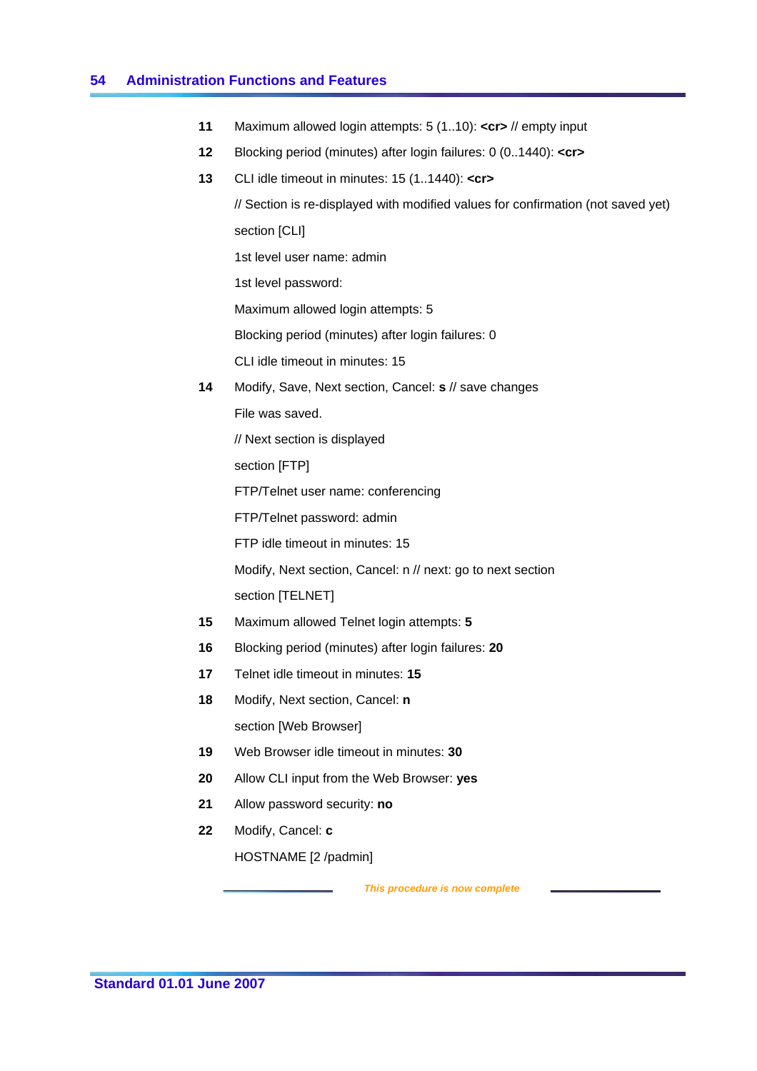11 Maximum allowed login attempts: 5 (1..10): **<cr>** // empty input

12 Blocking period (minutes) after login failures: 0 (0..1440): **<cr>**

13 CLI idle timeout in minutes: 15 (1..1440): **<cr>**

// Section is re-displayed with modified values for confirmation (not saved yet)

section [CLI]

1st level user name: admin

1st level password:

Maximum allowed login attempts: 5

Blocking period (minutes) after login failures: 0

CLI idle timeout in minutes: 15

14 Modify, Save, Next section, Cancel: **s** // save changes

File was saved.

// Next section is displayed

section [FTP]

FTP/Telnet user name: conferencing

FTP/Telnet password: admin

FTP idle timeout in minutes: 15

Modify, Next section, Cancel: n // next: go to next section

section [TELNET]

15 Maximum allowed Telnet login attempts: **5**

16 Blocking period (minutes) after login failures: **20**

17 Telnet idle timeout in minutes: **15**

18 Modify, Next section, Cancel: **n**

section [Web Browser]

19 Web Browser idle timeout in minutes: **30**

20 Allow CLI input from the Web Browser: **yes**

21 Allow password security: **no**

22 Modify, Cancel: **c**

HOSTNAME [2 /padmin]

*This procedure is now complete*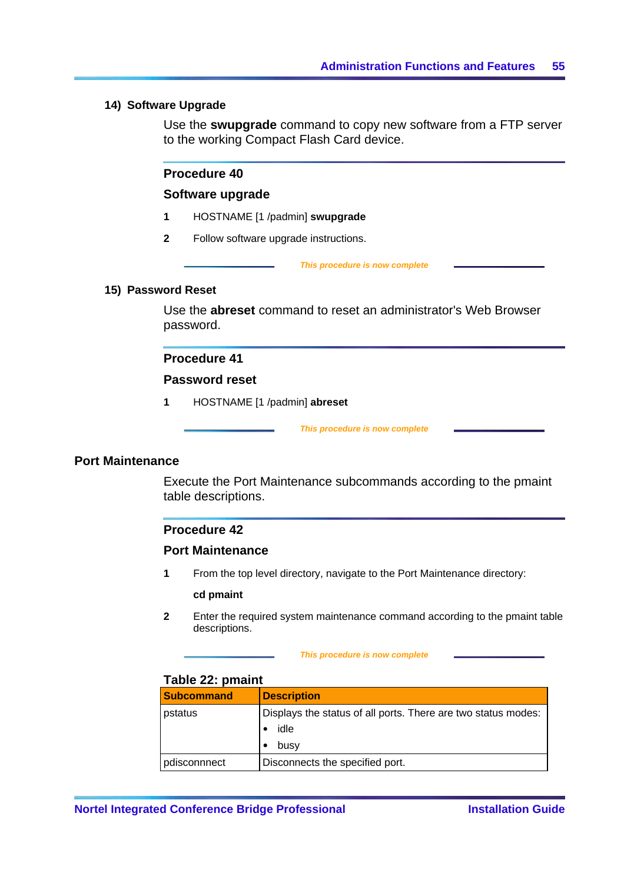### 14) Software Upgrade

Use the **swupgrade** command to copy new software from a FTP server to the working Compact Flash Card device.

#### Procedure 40

#### Software upgrade

1. HOSTNAME [1 /padmin] **swupgrade**
2. Follow software upgrade instructions.

*This procedure is now complete*

### 15) Password Reset

Use the **abreset** command to reset an administrator's Web Browser password.

#### Procedure 41

#### Password reset

1. HOSTNAME [1 /padmin] **abreset**

*This procedure is now complete*

## Port Maintenance

Execute the Port Maintenance subcommands according to the pmaint table descriptions.

#### Procedure 42

#### Port Maintenance

1. From the top level directory, navigate to the Port Maintenance directory:

   **cd pmaint**

2. Enter the required system maintenance command according to the pmaint table descriptions.

*This procedure is now complete*

**Table 22: pmaint**

| Subcommand | Description |
|---|---|
| pstatus | Displays the status of all ports. There are two status modes:<br>• idle<br>• busy |
| pdisconnnect | Disconnects the specified port. |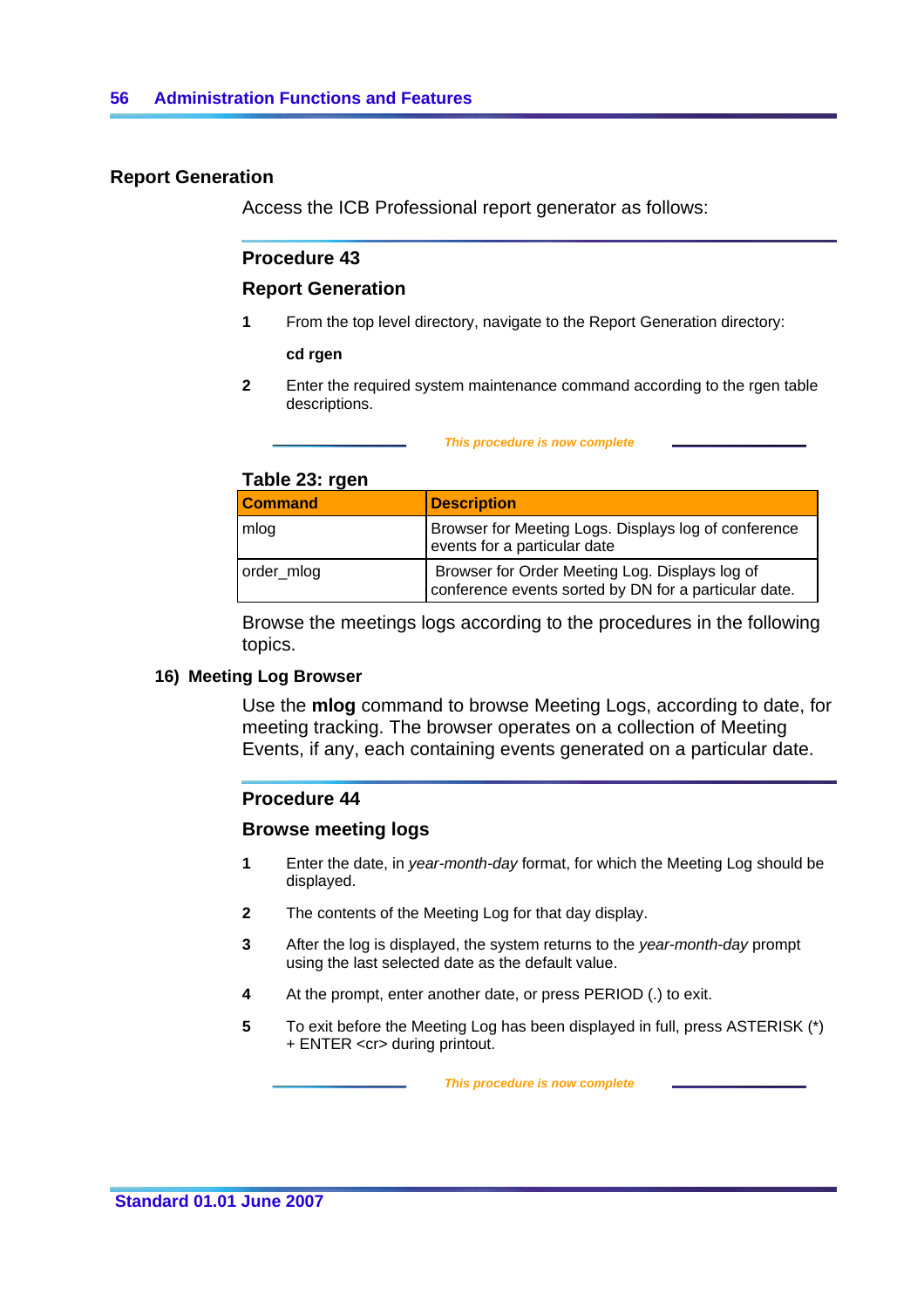## Report Generation

Access the ICB Professional report generator as follows:

### Procedure 43

### Report Generation

1. From the top level directory, navigate to the Report Generation directory:

   **cd rgen**

2. Enter the required system maintenance command according to the rgen table descriptions.

*This procedure is now complete*

**Table 23: rgen**

| Command | Description |
|---|---|
| mlog | Browser for Meeting Logs. Displays log of conference events for a particular date |
| order_mlog | Browser for Order Meeting Log. Displays log of conference events sorted by DN for a particular date. |

Browse the meetings logs according to the procedures in the following topics.

### 16) Meeting Log Browser

Use the **mlog** command to browse Meeting Logs, according to date, for meeting tracking. The browser operates on a collection of Meeting Events, if any, each containing events generated on a particular date.

### Procedure 44

### Browse meeting logs

1. Enter the date, in *year-month-day* format, for which the Meeting Log should be displayed.
2. The contents of the Meeting Log for that day display.
3. After the log is displayed, the system returns to the *year-month-day* prompt using the last selected date as the default value.
4. At the prompt, enter another date, or press PERIOD (.) to exit.
5. To exit before the Meeting Log has been displayed in full, press ASTERISK (*) + ENTER <cr> during printout.

*This procedure is now complete*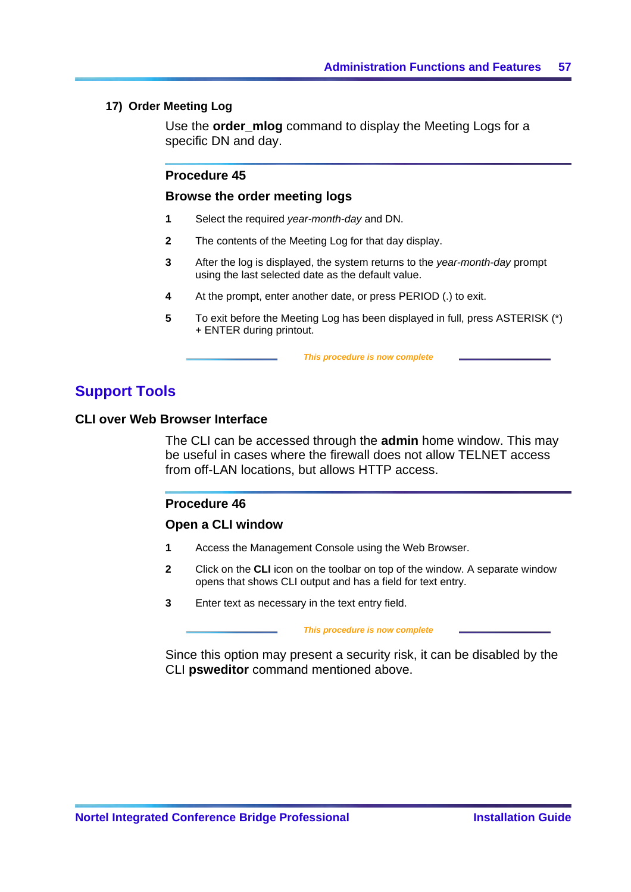### 17) Order Meeting Log

Use the **order_mlog** command to display the Meeting Logs for a specific DN and day.

#### Procedure 45

#### Browse the order meeting logs

1. Select the required *year-month-day* and DN.
2. The contents of the Meeting Log for that day display.
3. After the log is displayed, the system returns to the *year-month-day* prompt using the last selected date as the default value.
4. At the prompt, enter another date, or press PERIOD (.) to exit.
5. To exit before the Meeting Log has been displayed in full, press ASTERISK (*) + ENTER during printout.

*This procedure is now complete*

## Support Tools

### CLI over Web Browser Interface

The CLI can be accessed through the **admin** home window. This may be useful in cases where the firewall does not allow TELNET access from off-LAN locations, but allows HTTP access.

#### Procedure 46

#### Open a CLI window

1. Access the Management Console using the Web Browser.
2. Click on the **CLI** icon on the toolbar on top of the window. A separate window opens that shows CLI output and has a field for text entry.
3. Enter text as necessary in the text entry field.

*This procedure is now complete*

Since this option may present a security risk, it can be disabled by the CLI **psweditor** command mentioned above.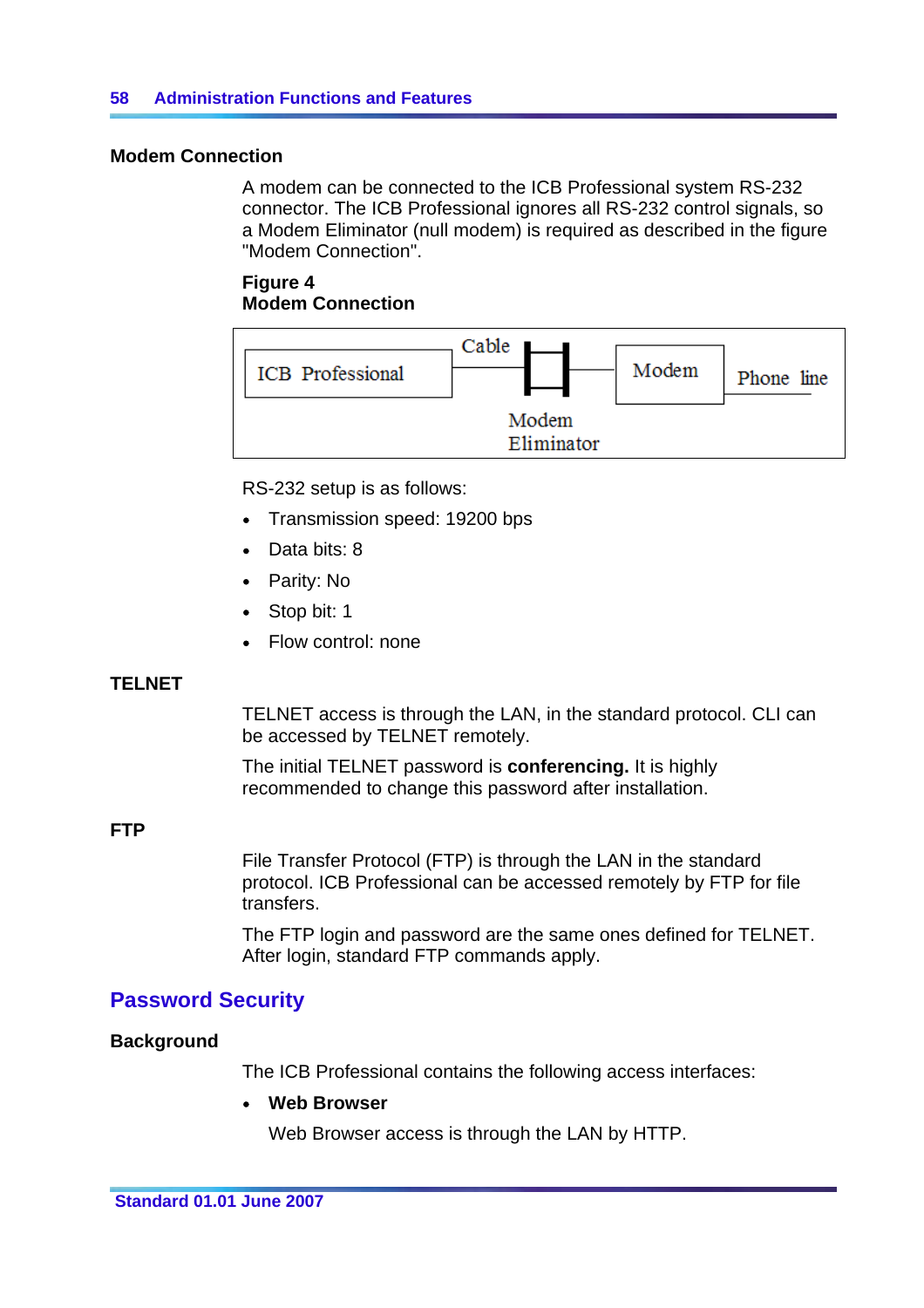### Modem Connection

A modem can be connected to the ICB Professional system RS-232 connector. The ICB Professional ignores all RS-232 control signals, so a Modem Eliminator (null modem) is required as described in the figure "Modem Connection".

**Figure 4**
**Modem Connection**

ICB Professional — Cable — Modem Eliminator — Modem — Phone line

RS-232 setup is as follows:

- Transmission speed: 19200 bps
- Data bits: 8
- Parity: No
- Stop bit: 1
- Flow control: none

### TELNET

TELNET access is through the LAN, in the standard protocol. CLI can be accessed by TELNET remotely.

The initial TELNET password is **conferencing.** It is highly recommended to change this password after installation.

### FTP

File Transfer Protocol (FTP) is through the LAN in the standard protocol. ICB Professional can be accessed remotely by FTP for file transfers.

The FTP login and password are the same ones defined for TELNET. After login, standard FTP commands apply.

## Password Security

### Background

The ICB Professional contains the following access interfaces:

- **Web Browser**

  Web Browser access is through the LAN by HTTP.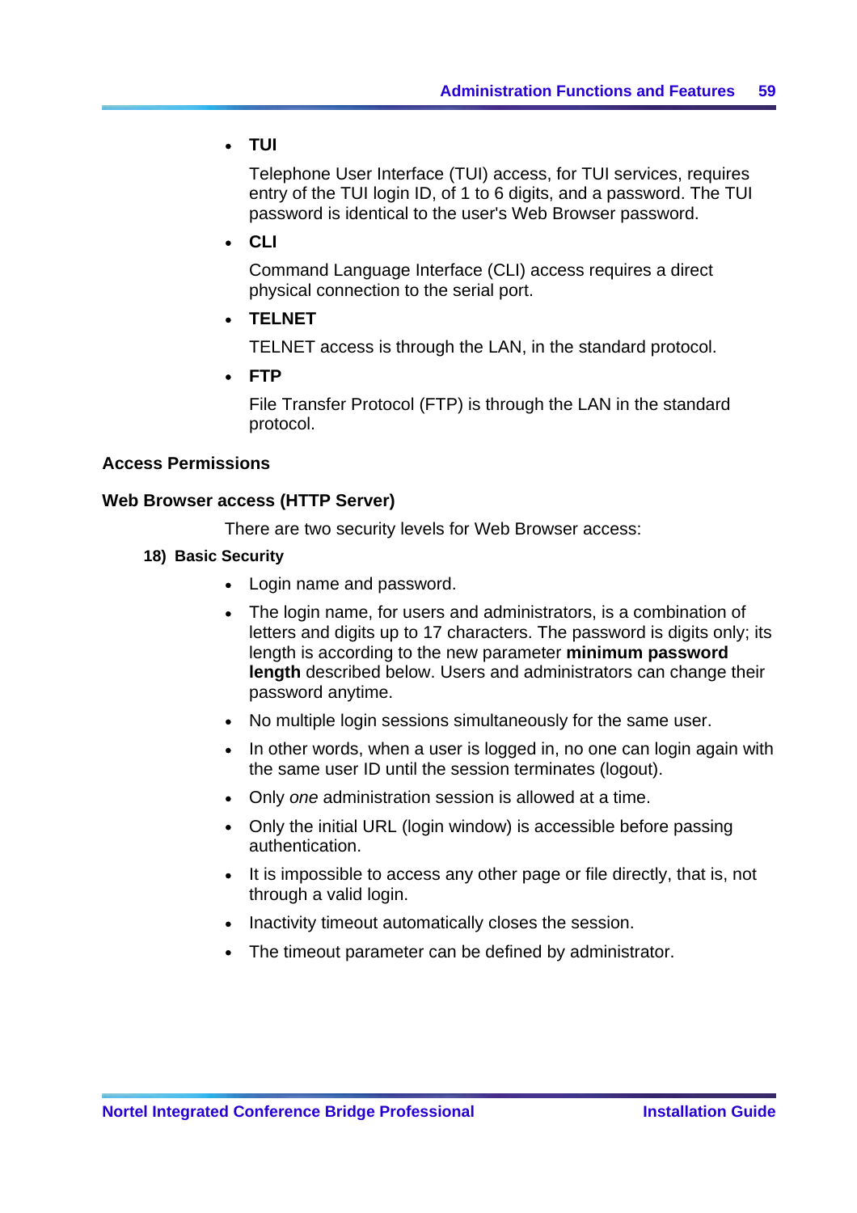- **TUI**

  Telephone User Interface (TUI) access, for TUI services, requires entry of the TUI login ID, of 1 to 6 digits, and a password. The TUI password is identical to the user's Web Browser password.

- **CLI**

  Command Language Interface (CLI) access requires a direct physical connection to the serial port.

- **TELNET**

  TELNET access is through the LAN, in the standard protocol.

- **FTP**

  File Transfer Protocol (FTP) is through the LAN in the standard protocol.

### Access Permissions

### Web Browser access (HTTP Server)

There are two security levels for Web Browser access:

**18) Basic Security**

- Login name and password.
- The login name, for users and administrators, is a combination of letters and digits up to 17 characters. The password is digits only; its length is according to the new parameter **minimum password length** described below. Users and administrators can change their password anytime.
- No multiple login sessions simultaneously for the same user.
- In other words, when a user is logged in, no one can login again with the same user ID until the session terminates (logout).
- Only *one* administration session is allowed at a time.
- Only the initial URL (login window) is accessible before passing authentication.
- It is impossible to access any other page or file directly, that is, not through a valid login.
- Inactivity timeout automatically closes the session.
- The timeout parameter can be defined by administrator.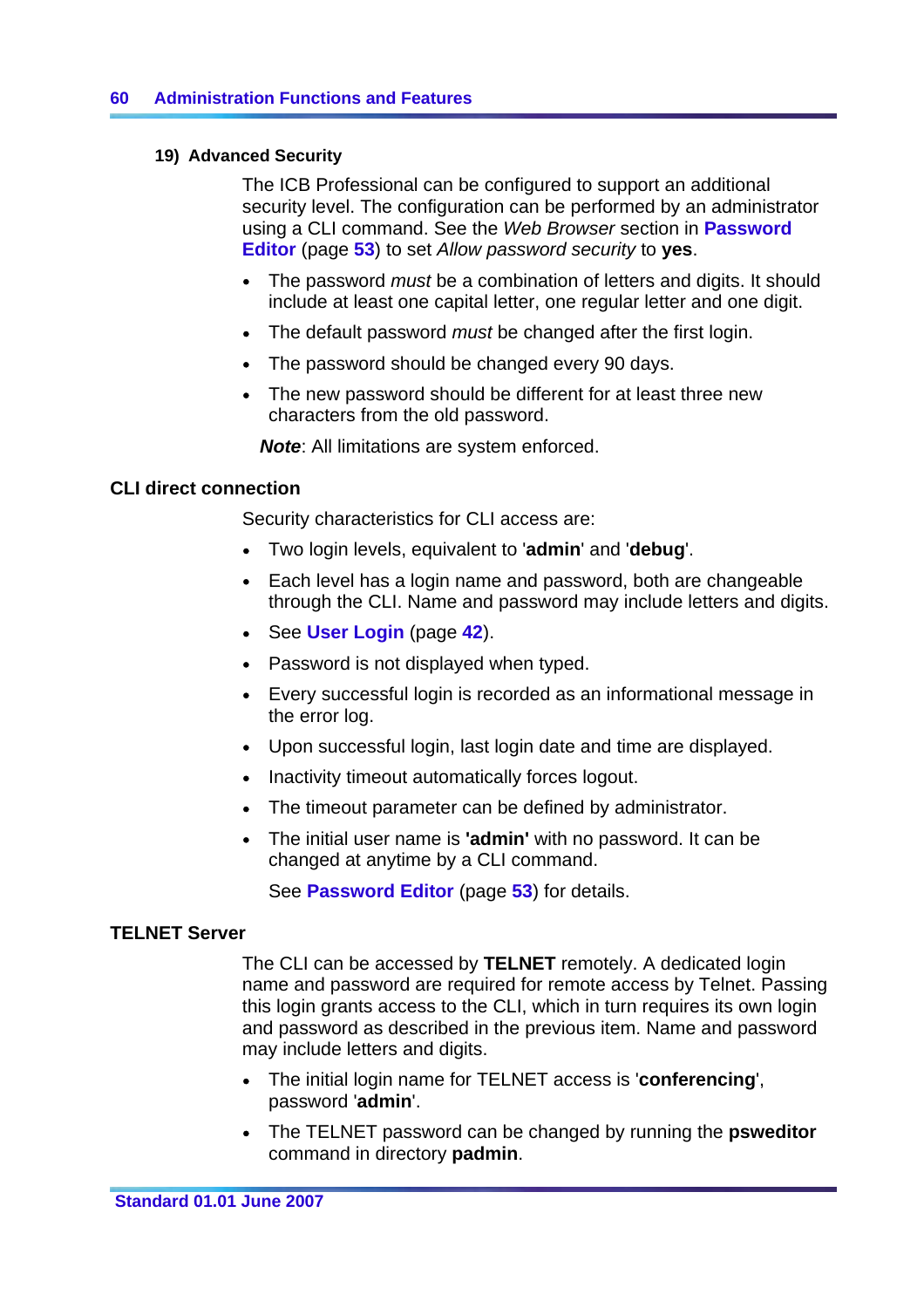#### 19) Advanced Security

The ICB Professional can be configured to support an additional security level. The configuration can be performed by an administrator using a CLI command. See the *Web Browser* section in **Password Editor** (page **53**) to set *Allow password security* to **yes**.

- The password *must* be a combination of letters and digits. It should include at least one capital letter, one regular letter and one digit.
- The default password *must* be changed after the first login.
- The password should be changed every 90 days.
- The new password should be different for at least three new characters from the old password.

***Note***: All limitations are system enforced.

### CLI direct connection

Security characteristics for CLI access are:

- Two login levels, equivalent to '**admin**' and '**debug**'.
- Each level has a login name and password, both are changeable through the CLI. Name and password may include letters and digits.
- See **User Login** (page **42**).
- Password is not displayed when typed.
- Every successful login is recorded as an informational message in the error log.
- Upon successful login, last login date and time are displayed.
- Inactivity timeout automatically forces logout.
- The timeout parameter can be defined by administrator.
- The initial user name is **'admin'** with no password. It can be changed at anytime by a CLI command.

  See **Password Editor** (page **53**) for details.

### TELNET Server

The CLI can be accessed by **TELNET** remotely. A dedicated login name and password are required for remote access by Telnet. Passing this login grants access to the CLI, which in turn requires its own login and password as described in the previous item. Name and password may include letters and digits.

- The initial login name for TELNET access is '**conferencing**', password '**admin**'.
- The TELNET password can be changed by running the **psweditor** command in directory **padmin**.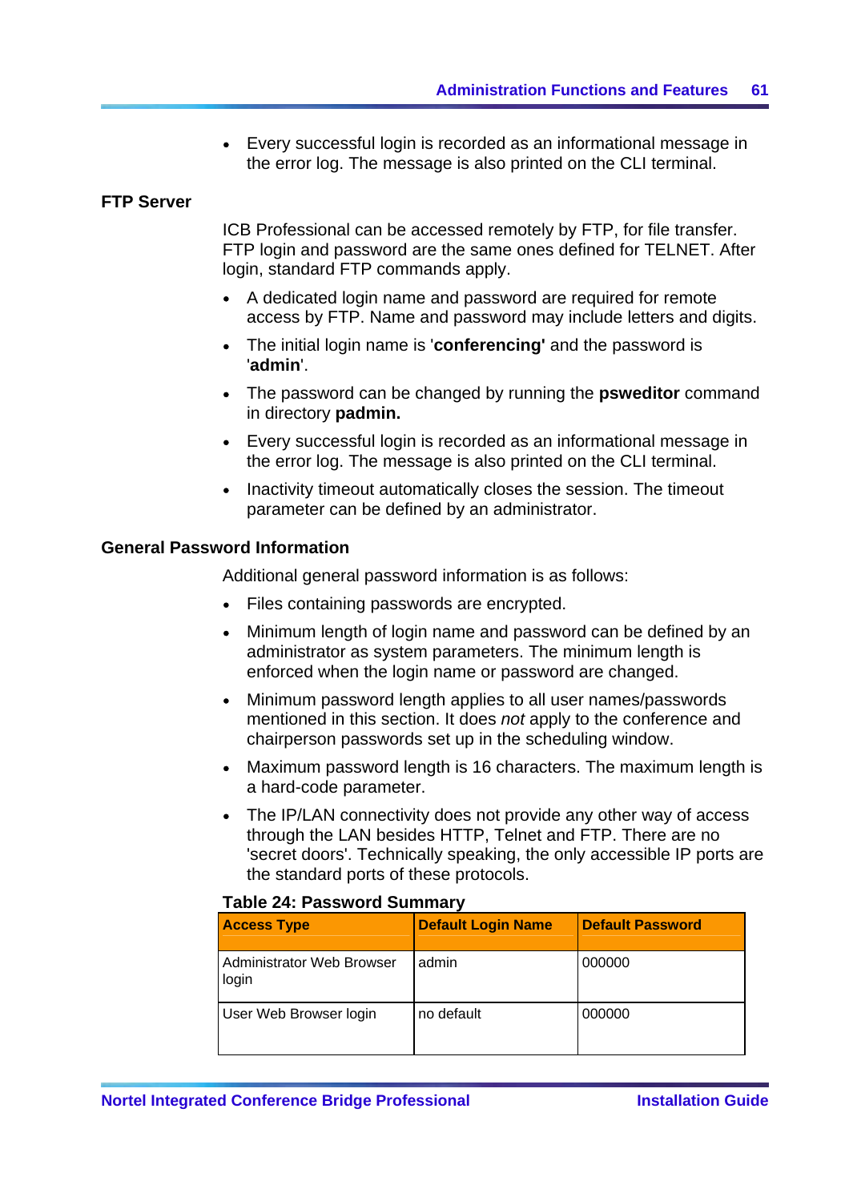- Every successful login is recorded as an informational message in the error log. The message is also printed on the CLI terminal.

## FTP Server

ICB Professional can be accessed remotely by FTP, for file transfer. FTP login and password are the same ones defined for TELNET. After login, standard FTP commands apply.

- A dedicated login name and password are required for remote access by FTP. Name and password may include letters and digits.
- The initial login name is '**conferencing'** and the password is '**admin**'.
- The password can be changed by running the **psweditor** command in directory **padmin.**
- Every successful login is recorded as an informational message in the error log. The message is also printed on the CLI terminal.
- Inactivity timeout automatically closes the session. The timeout parameter can be defined by an administrator.

## General Password Information

Additional general password information is as follows:

- Files containing passwords are encrypted.
- Minimum length of login name and password can be defined by an administrator as system parameters. The minimum length is enforced when the login name or password are changed.
- Minimum password length applies to all user names/passwords mentioned in this section. It does *not* apply to the conference and chairperson passwords set up in the scheduling window.
- Maximum password length is 16 characters. The maximum length is a hard-code parameter.
- The IP/LAN connectivity does not provide any other way of access through the LAN besides HTTP, Telnet and FTP. There are no 'secret doors'. Technically speaking, the only accessible IP ports are the standard ports of these protocols.

**Table 24: Password Summary**

| Access Type | Default Login Name | Default Password |
|---|---|---|
| Administrator Web Browser login | admin | 000000 |
| User Web Browser login | no default | 000000 |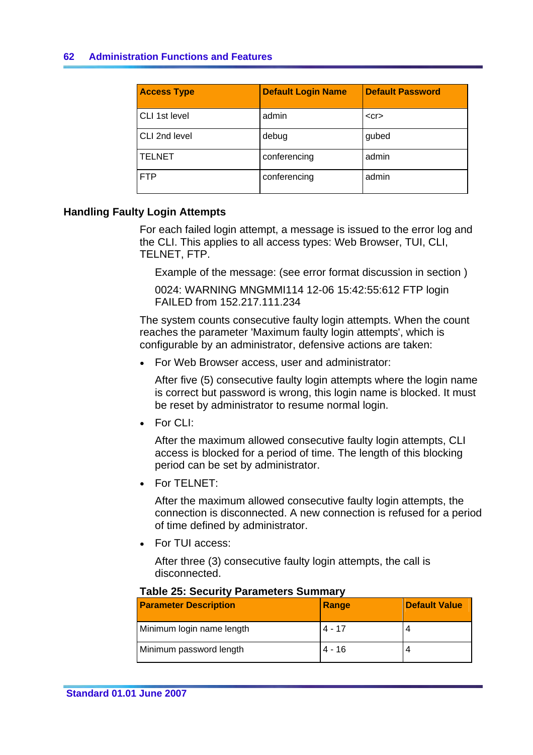| Access Type | Default Login Name | Default Password |
| --- | --- | --- |
| CLI 1st level | admin | <cr> |
| CLI 2nd level | debug | gubed |
| TELNET | conferencing | admin |
| FTP | conferencing | admin |

## Handling Faulty Login Attempts

For each failed login attempt, a message is issued to the error log and the CLI. This applies to all access types: Web Browser, TUI, CLI, TELNET, FTP.

Example of the message: (see error format discussion in section )

0024: WARNING MNGMMI114 12-06 15:42:55:612 FTP login FAILED from 152.217.111.234

The system counts consecutive faulty login attempts. When the count reaches the parameter 'Maximum faulty login attempts', which is configurable by an administrator, defensive actions are taken:

- For Web Browser access, user and administrator:

  After five (5) consecutive faulty login attempts where the login name is correct but password is wrong, this login name is blocked. It must be reset by administrator to resume normal login.

- For CLI:

  After the maximum allowed consecutive faulty login attempts, CLI access is blocked for a period of time. The length of this blocking period can be set by administrator.

- For TELNET:

  After the maximum allowed consecutive faulty login attempts, the connection is disconnected. A new connection is refused for a period of time defined by administrator.

- For TUI access:

  After three (3) consecutive faulty login attempts, the call is disconnected.

**Table 25: Security Parameters Summary**

| Parameter Description | Range | Default Value |
| --- | --- | --- |
| Minimum login name length | 4 - 17 | 4 |
| Minimum password length | 4 - 16 | 4 |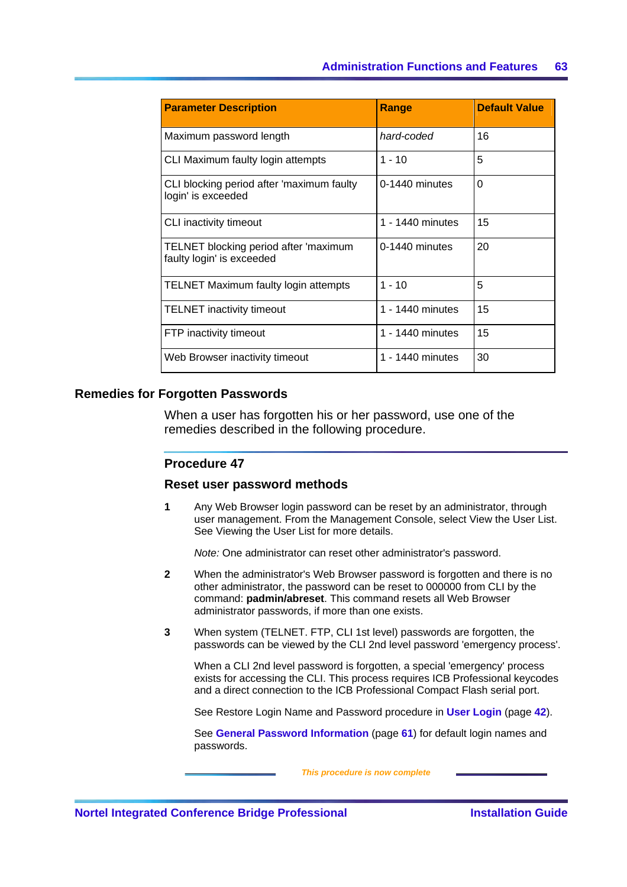| Parameter Description | Range | Default Value |
|---|---|---|
| Maximum password length | *hard-coded* | 16 |
| CLI Maximum faulty login attempts | 1 - 10 | 5 |
| CLI blocking period after 'maximum faulty login' is exceeded | 0-1440 minutes | 0 |
| CLI inactivity timeout | 1 - 1440 minutes | 15 |
| TELNET blocking period after 'maximum faulty login' is exceeded | 0-1440 minutes | 20 |
| TELNET Maximum faulty login attempts | 1 - 10 | 5 |
| TELNET inactivity timeout | 1 - 1440 minutes | 15 |
| FTP inactivity timeout | 1 - 1440 minutes | 15 |
| Web Browser inactivity timeout | 1 - 1440 minutes | 30 |

## Remedies for Forgotten Passwords

When a user has forgotten his or her password, use one of the remedies described in the following procedure.

### Procedure 47

### Reset user password methods

**1** Any Web Browser login password can be reset by an administrator, through user management. From the Management Console, select View the User List. See Viewing the User List for more details.

*Note:* One administrator can reset other administrator's password.

**2** When the administrator's Web Browser password is forgotten and there is no other administrator, the password can be reset to 000000 from CLI by the command: **padmin/abreset**. This command resets all Web Browser administrator passwords, if more than one exists.

**3** When system (TELNET. FTP, CLI 1st level) passwords are forgotten, the passwords can be viewed by the CLI 2nd level password 'emergency process'.

When a CLI 2nd level password is forgotten, a special 'emergency' process exists for accessing the CLI. This process requires ICB Professional keycodes and a direct connection to the ICB Professional Compact Flash serial port.

See Restore Login Name and Password procedure in **User Login** (page **42**).

See **General Password Information** (page **61**) for default login names and passwords.

*This procedure is now complete*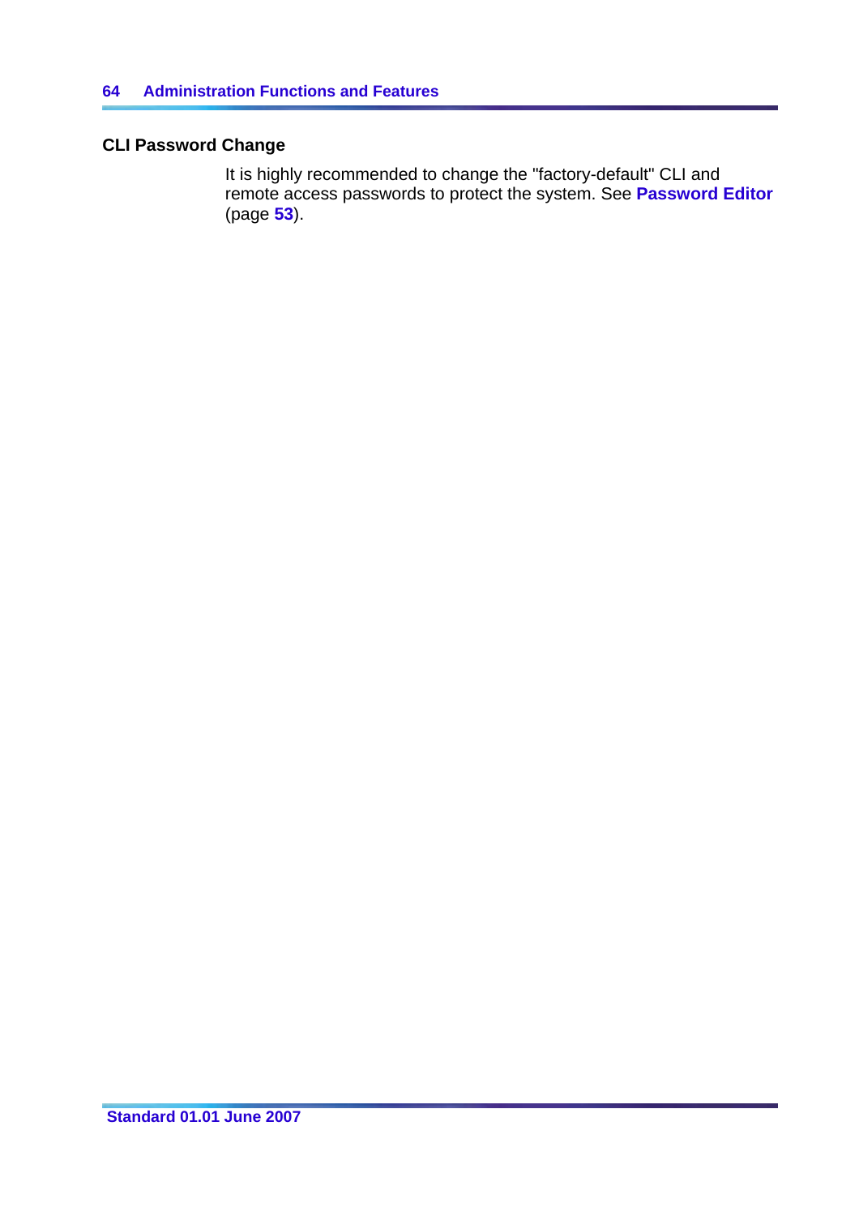## CLI Password Change

It is highly recommended to change the "factory-default" CLI and remote access passwords to protect the system. See **Password Editor** (page **53**).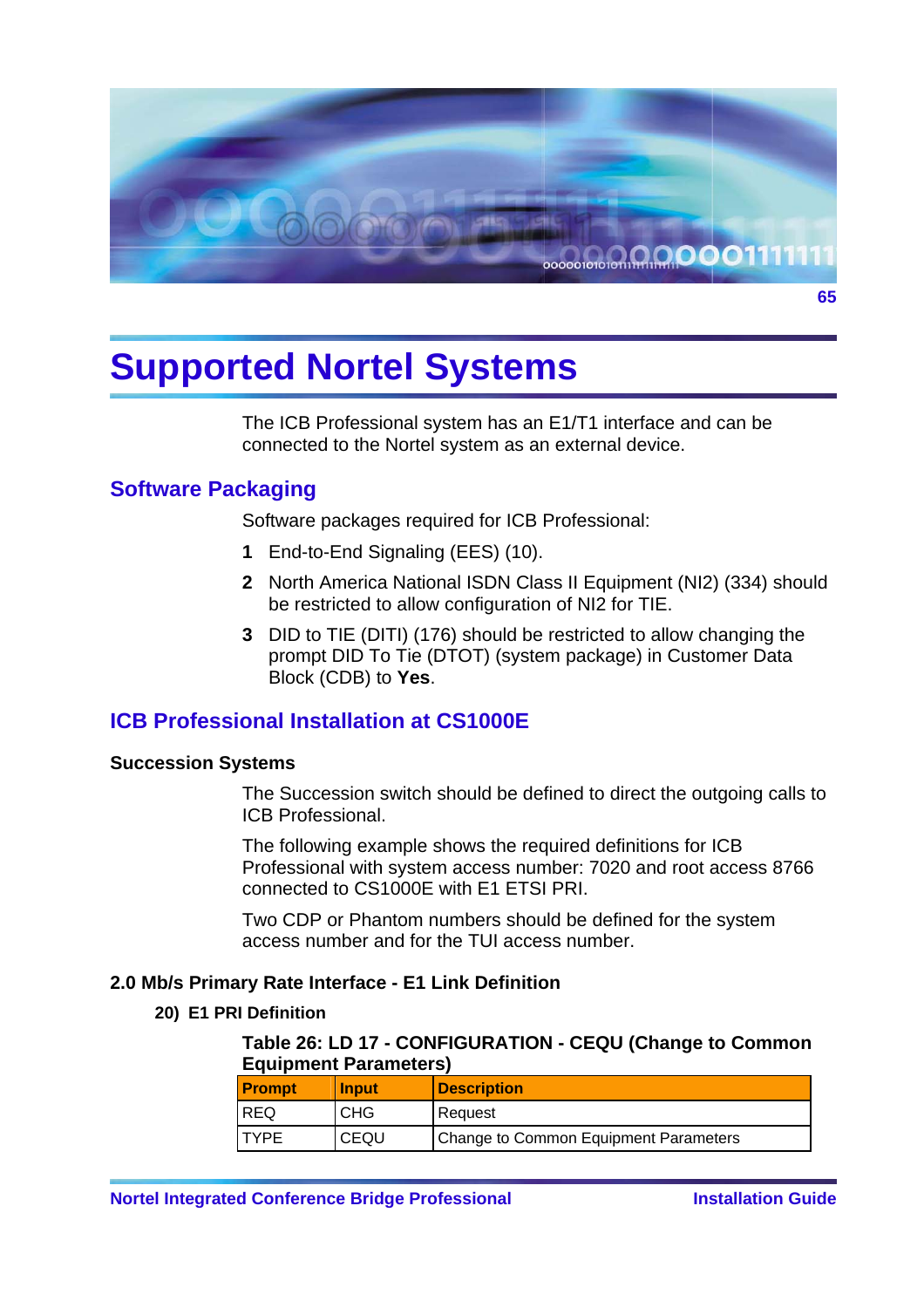# Supported Nortel Systems

The ICB Professional system has an E1/T1 interface and can be connected to the Nortel system as an external device.

## Software Packaging

Software packages required for ICB Professional:

1. End-to-End Signaling (EES) (10).
2. North America National ISDN Class II Equipment (NI2) (334) should be restricted to allow configuration of NI2 for TIE.
3. DID to TIE (DITI) (176) should be restricted to allow changing the prompt DID To Tie (DTOT) (system package) in Customer Data Block (CDB) to **Yes**.

## ICB Professional Installation at CS1000E

### Succession Systems

The Succession switch should be defined to direct the outgoing calls to ICB Professional.

The following example shows the required definitions for ICB Professional with system access number: 7020 and root access 8766 connected to CS1000E with E1 ETSI PRI.

Two CDP or Phantom numbers should be defined for the system access number and for the TUI access number.

### 2.0 Mb/s Primary Rate Interface - E1 Link Definition

#### 20) E1 PRI Definition

**Table 26: LD 17 - CONFIGURATION - CEQU (Change to Common Equipment Parameters)**

| Prompt | Input | Description |
|---|---|---|
| REQ | CHG | Request |
| TYPE | CEQU | Change to Common Equipment Parameters |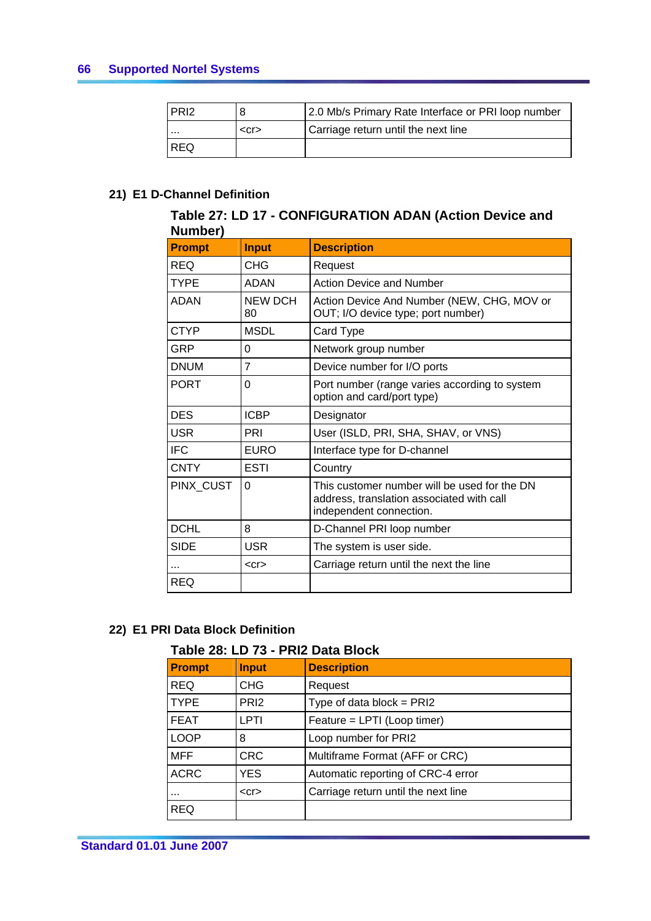| PRI2 | 8 | 2.0 Mb/s Primary Rate Interface or PRI loop number |
|---|---|---|
| ... | <cr> | Carriage return until the next line |
| REQ | | |

### 21) E1 D-Channel Definition

**Table 27: LD 17 - CONFIGURATION ADAN (Action Device and Number)**

| Prompt | Input | Description |
|---|---|---|
| REQ | CHG | Request |
| TYPE | ADAN | Action Device and Number |
| ADAN | NEW DCH 80 | Action Device And Number (NEW, CHG, MOV or OUT; I/O device type; port number) |
| CTYP | MSDL | Card Type |
| GRP | 0 | Network group number |
| DNUM | 7 | Device number for I/O ports |
| PORT | 0 | Port number (range varies according to system option and card/port type) |
| DES | ICBP | Designator |
| USR | PRI | User (ISLD, PRI, SHA, SHAV, or VNS) |
| IFC | EURO | Interface type for D-channel |
| CNTY | ESTI | Country |
| PINX_CUST | 0 | This customer number will be used for the DN address, translation associated with call independent connection. |
| DCHL | 8 | D-Channel PRI loop number |
| SIDE | USR | The system is user side. |
| ... | <cr> | Carriage return until the next the line |
| REQ | | |

### 22) E1 PRI Data Block Definition

**Table 28: LD 73 - PRI2 Data Block**

| Prompt | Input | Description |
|---|---|---|
| REQ | CHG | Request |
| TYPE | PRI2 | Type of data block = PRI2 |
| FEAT | LPTI | Feature = LPTI (Loop timer) |
| LOOP | 8 | Loop number for PRI2 |
| MFF | CRC | Multiframe Format (AFF or CRC) |
| ACRC | YES | Automatic reporting of CRC-4 error |
| ... | <cr> | Carriage return until the next line |
| REQ | | |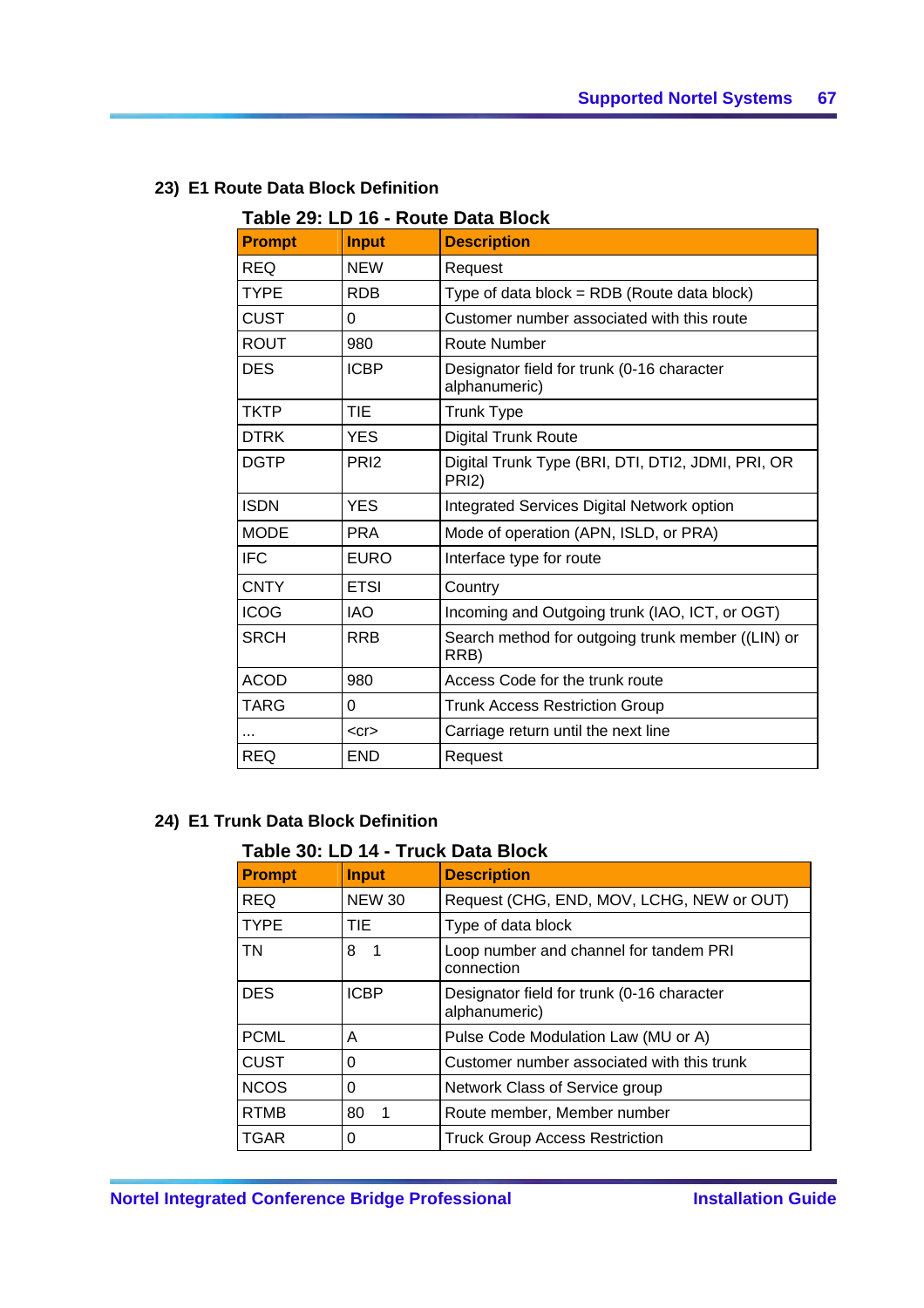### 23) E1 Route Data Block Definition

**Table 29: LD 16 - Route Data Block**

| Prompt | Input | Description |
|---|---|---|
| REQ | NEW | Request |
| TYPE | RDB | Type of data block = RDB (Route data block) |
| CUST | 0 | Customer number associated with this route |
| ROUT | 980 | Route Number |
| DES | ICBP | Designator field for trunk (0-16 character alphanumeric) |
| TKTP | TIE | Trunk Type |
| DTRK | YES | Digital Trunk Route |
| DGTP | PRI2 | Digital Trunk Type (BRI, DTI, DTI2, JDMI, PRI, OR PRI2) |
| ISDN | YES | Integrated Services Digital Network option |
| MODE | PRA | Mode of operation (APN, ISLD, or PRA) |
| IFC | EURO | Interface type for route |
| CNTY | ETSI | Country |
| ICOG | IAO | Incoming and Outgoing trunk (IAO, ICT, or OGT) |
| SRCH | RRB | Search method for outgoing trunk member ((LIN) or RRB) |
| ACOD | 980 | Access Code for the trunk route |
| TARG | 0 | Trunk Access Restriction Group |
| ... | <cr> | Carriage return until the next line |
| REQ | END | Request |

### 24) E1 Trunk Data Block Definition

**Table 30: LD 14 - Truck Data Block**

| Prompt | Input | Description |
|---|---|---|
| REQ | NEW 30 | Request (CHG, END, MOV, LCHG, NEW or OUT) |
| TYPE | TIE | Type of data block |
| TN | 8 1 | Loop number and channel for tandem PRI connection |
| DES | ICBP | Designator field for trunk (0-16 character alphanumeric) |
| PCML | A | Pulse Code Modulation Law (MU or A) |
| CUST | 0 | Customer number associated with this trunk |
| NCOS | 0 | Network Class of Service group |
| RTMB | 80 1 | Route member, Member number |
| TGAR | 0 | Truck Group Access Restriction |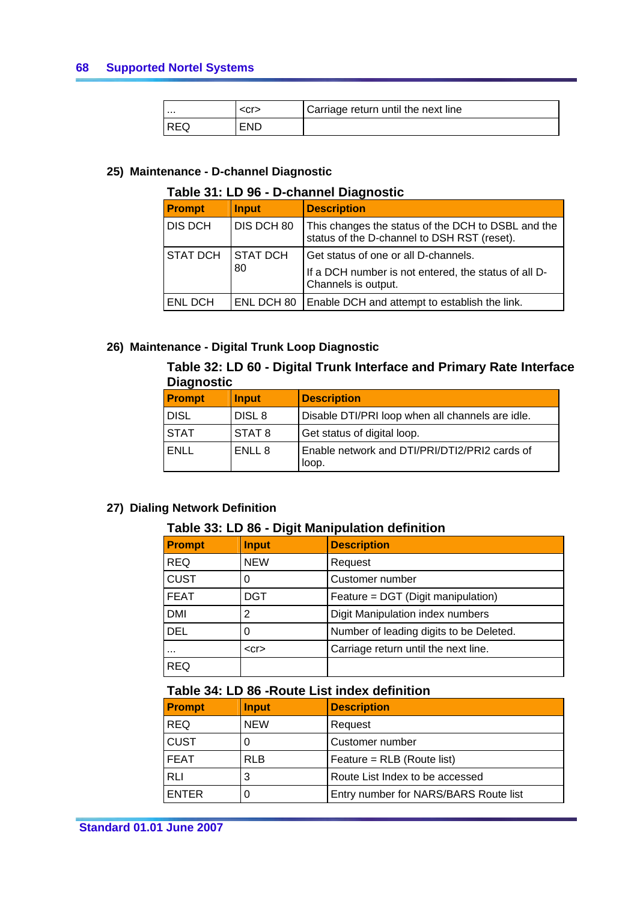| ... | <cr> | Carriage return until the next line |
|---|---|---|
| REQ | END | |

### 25) Maintenance - D-channel Diagnostic

**Table 31: LD 96 - D-channel Diagnostic**

| Prompt | Input | Description |
|---|---|---|
| DIS DCH | DIS DCH 80 | This changes the status of the DCH to DSBL and the status of the D-channel to DSH RST (reset). |
| STAT DCH | STAT DCH 80 | Get status of one or all D-channels. If a DCH number is not entered, the status of all D-Channels is output. |
| ENL DCH | ENL DCH 80 | Enable DCH and attempt to establish the link. |

### 26) Maintenance - Digital Trunk Loop Diagnostic

**Table 32: LD 60 - Digital Trunk Interface and Primary Rate Interface Diagnostic**

| Prompt | Input | Description |
|---|---|---|
| DISL | DISL 8 | Disable DTI/PRI loop when all channels are idle. |
| STAT | STAT 8 | Get status of digital loop. |
| ENLL | ENLL 8 | Enable network and DTI/PRI/DTI2/PRI2 cards of loop. |

### 27) Dialing Network Definition

**Table 33: LD 86 - Digit Manipulation definition**

| Prompt | Input | Description |
|---|---|---|
| REQ | NEW | Request |
| CUST | 0 | Customer number |
| FEAT | DGT | Feature = DGT (Digit manipulation) |
| DMI | 2 | Digit Manipulation index numbers |
| DEL | 0 | Number of leading digits to be Deleted. |
| ... | <cr> | Carriage return until the next line. |
| REQ | | |

**Table 34: LD 86 -Route List index definition**

| Prompt | Input | Description |
|---|---|---|
| REQ | NEW | Request |
| CUST | 0 | Customer number |
| FEAT | RLB | Feature = RLB (Route list) |
| RLI | 3 | Route List Index to be accessed |
| ENTER | 0 | Entry number for NARS/BARS Route list |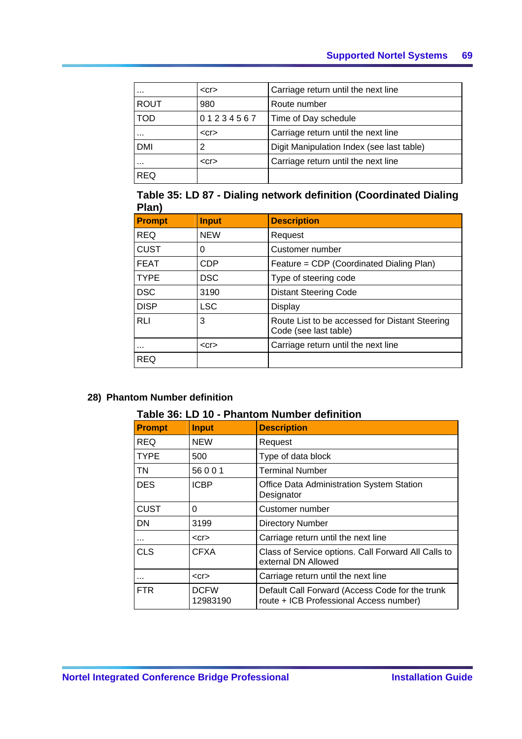| | | |
|---|---|---|
| ... | <cr> | Carriage return until the next line |
| ROUT | 980 | Route number |
| TOD | 0 1 2 3 4 5 6 7 | Time of Day schedule |
| ... | <cr> | Carriage return until the next line |
| DMI | 2 | Digit Manipulation Index (see last table) |
| ... | <cr> | Carriage return until the next line |
| REQ | | |

**Table 35: LD 87 - Dialing network definition (Coordinated Dialing Plan)**

| Prompt | Input | Description |
|---|---|---|
| REQ | NEW | Request |
| CUST | 0 | Customer number |
| FEAT | CDP | Feature = CDP (Coordinated Dialing Plan) |
| TYPE | DSC | Type of steering code |
| DSC | 3190 | Distant Steering Code |
| DISP | LSC | Display |
| RLI | 3 | Route List to be accessed for Distant Steering Code (see last table) |
| ... | <cr> | Carriage return until the next line |
| REQ | | |

**28) Phantom Number definition**

**Table 36: LD 10 - Phantom Number definition**

| Prompt | Input | Description |
|---|---|---|
| REQ | NEW | Request |
| TYPE | 500 | Type of data block |
| TN | 56 0 0 1 | Terminal Number |
| DES | ICBP | Office Data Administration System Station Designator |
| CUST | 0 | Customer number |
| DN | 3199 | Directory Number |
| ... | <cr> | Carriage return until the next line |
| CLS | CFXA | Class of Service options. Call Forward All Calls to external DN Allowed |
| ... | <cr> | Carriage return until the next line |
| FTR | DCFW 12983190 | Default Call Forward (Access Code for the trunk route + ICB Professional Access number) |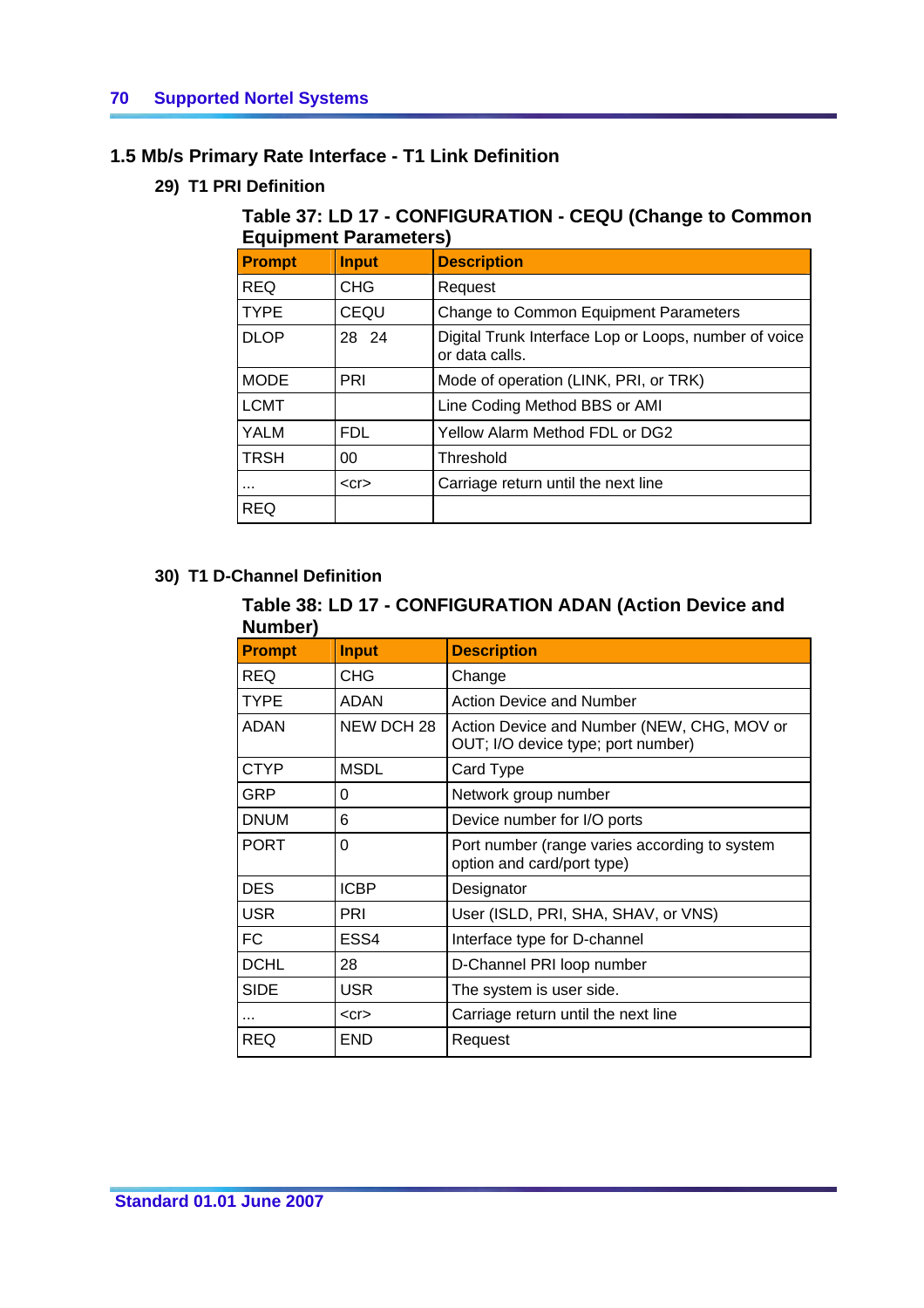## 1.5 Mb/s Primary Rate Interface - T1 Link Definition

### 29) T1 PRI Definition

**Table 37: LD 17 - CONFIGURATION - CEQU (Change to Common Equipment Parameters)**

| Prompt | Input | Description |
|---|---|---|
| REQ | CHG | Request |
| TYPE | CEQU | Change to Common Equipment Parameters |
| DLOP | 28 24 | Digital Trunk Interface Lop or Loops, number of voice or data calls. |
| MODE | PRI | Mode of operation (LINK, PRI, or TRK) |
| LCMT | | Line Coding Method BBS or AMI |
| YALM | FDL | Yellow Alarm Method FDL or DG2 |
| TRSH | 00 | Threshold |
| ... | <cr> | Carriage return until the next line |
| REQ | | |

### 30) T1 D-Channel Definition

**Table 38: LD 17 - CONFIGURATION ADAN (Action Device and Number)**

| Prompt | Input | Description |
|---|---|---|
| REQ | CHG | Change |
| TYPE | ADAN | Action Device and Number |
| ADAN | NEW DCH 28 | Action Device and Number (NEW, CHG, MOV or OUT; I/O device type; port number) |
| CTYP | MSDL | Card Type |
| GRP | 0 | Network group number |
| DNUM | 6 | Device number for I/O ports |
| PORT | 0 | Port number (range varies according to system option and card/port type) |
| DES | ICBP | Designator |
| USR | PRI | User (ISLD, PRI, SHA, SHAV, or VNS) |
| FC | ESS4 | Interface type for D-channel |
| DCHL | 28 | D-Channel PRI loop number |
| SIDE | USR | The system is user side. |
| ... | <cr> | Carriage return until the next line |
| REQ | END | Request |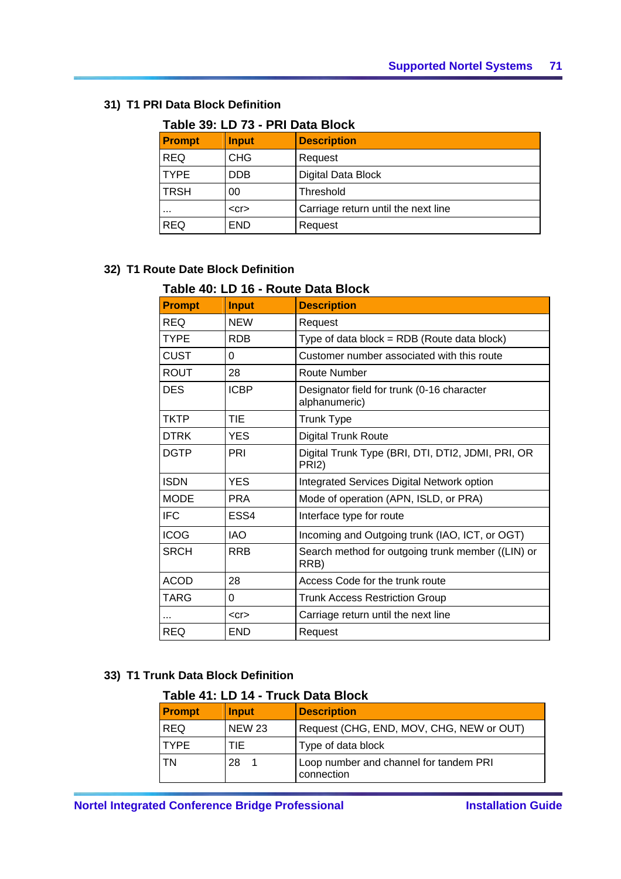### 31) T1 PRI Data Block Definition

**Table 39: LD 73 - PRI Data Block**

| Prompt | Input | Description |
|---|---|---|
| REQ | CHG | Request |
| TYPE | DDB | Digital Data Block |
| TRSH | 00 | Threshold |
| ... | <cr> | Carriage return until the next line |
| REQ | END | Request |

### 32) T1 Route Date Block Definition

**Table 40: LD 16 - Route Data Block**

| Prompt | Input | Description |
|---|---|---|
| REQ | NEW | Request |
| TYPE | RDB | Type of data block = RDB (Route data block) |
| CUST | 0 | Customer number associated with this route |
| ROUT | 28 | Route Number |
| DES | ICBP | Designator field for trunk (0-16 character alphanumeric) |
| TKTP | TIE | Trunk Type |
| DTRK | YES | Digital Trunk Route |
| DGTP | PRI | Digital Trunk Type (BRI, DTI, DTI2, JDMI, PRI, OR PRI2) |
| ISDN | YES | Integrated Services Digital Network option |
| MODE | PRA | Mode of operation (APN, ISLD, or PRA) |
| IFC | ESS4 | Interface type for route |
| ICOG | IAO | Incoming and Outgoing trunk (IAO, ICT, or OGT) |
| SRCH | RRB | Search method for outgoing trunk member ((LIN) or RRB) |
| ACOD | 28 | Access Code for the trunk route |
| TARG | 0 | Trunk Access Restriction Group |
| ... | <cr> | Carriage return until the next line |
| REQ | END | Request |

### 33) T1 Trunk Data Block Definition

**Table 41: LD 14 - Truck Data Block**

| Prompt | Input | Description |
|---|---|---|
| REQ | NEW 23 | Request (CHG, END, MOV, CHG, NEW or OUT) |
| TYPE | TIE | Type of data block |
| TN | 28 1 | Loop number and channel for tandem PRI connection |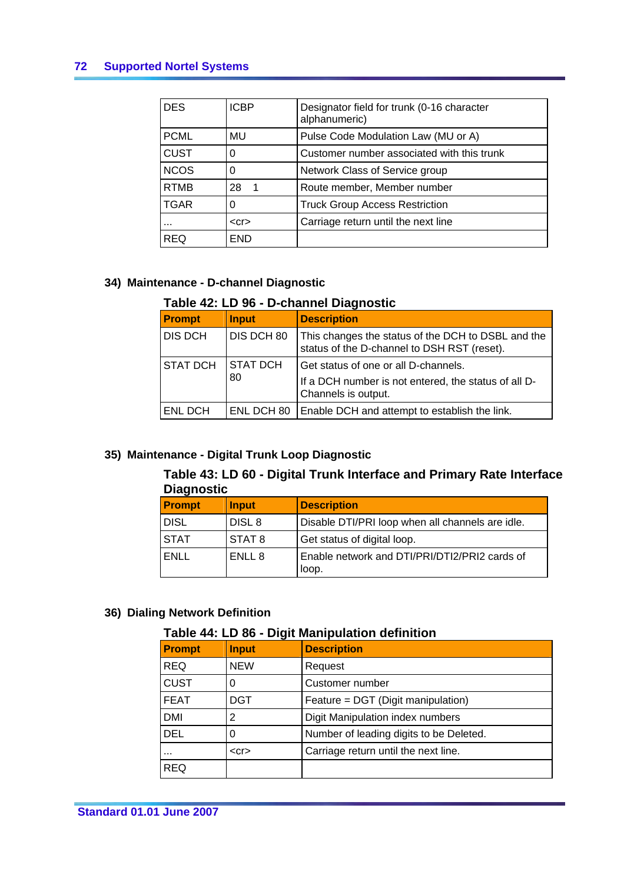| DES | ICBP | Designator field for trunk (0-16 character alphanumeric) |
|---|---|---|
| PCML | MU | Pulse Code Modulation Law (MU or A) |
| CUST | 0 | Customer number associated with this trunk |
| NCOS | 0 | Network Class of Service group |
| RTMB | 28 1 | Route member, Member number |
| TGAR | 0 | Truck Group Access Restriction |
| ... | <cr> | Carriage return until the next line |
| REQ | END | |

### 34) Maintenance - D-channel Diagnostic

**Table 42: LD 96 - D-channel Diagnostic**

| Prompt | Input | Description |
|---|---|---|
| DIS DCH | DIS DCH 80 | This changes the status of the DCH to DSBL and the status of the D-channel to DSH RST (reset). |
| STAT DCH | STAT DCH 80 | Get status of one or all D-channels.<br>If a DCH number is not entered, the status of all D-Channels is output. |
| ENL DCH | ENL DCH 80 | Enable DCH and attempt to establish the link. |

### 35) Maintenance - Digital Trunk Loop Diagnostic

**Table 43: LD 60 - Digital Trunk Interface and Primary Rate Interface Diagnostic**

| Prompt | Input | Description |
|---|---|---|
| DISL | DISL 8 | Disable DTI/PRI loop when all channels are idle. |
| STAT | STAT 8 | Get status of digital loop. |
| ENLL | ENLL 8 | Enable network and DTI/PRI/DTI2/PRI2 cards of loop. |

### 36) Dialing Network Definition

**Table 44: LD 86 - Digit Manipulation definition**

| Prompt | Input | Description |
|---|---|---|
| REQ | NEW | Request |
| CUST | 0 | Customer number |
| FEAT | DGT | Feature = DGT (Digit manipulation) |
| DMI | 2 | Digit Manipulation index numbers |
| DEL | 0 | Number of leading digits to be Deleted. |
| ... | <cr> | Carriage return until the next line. |
| REQ | | |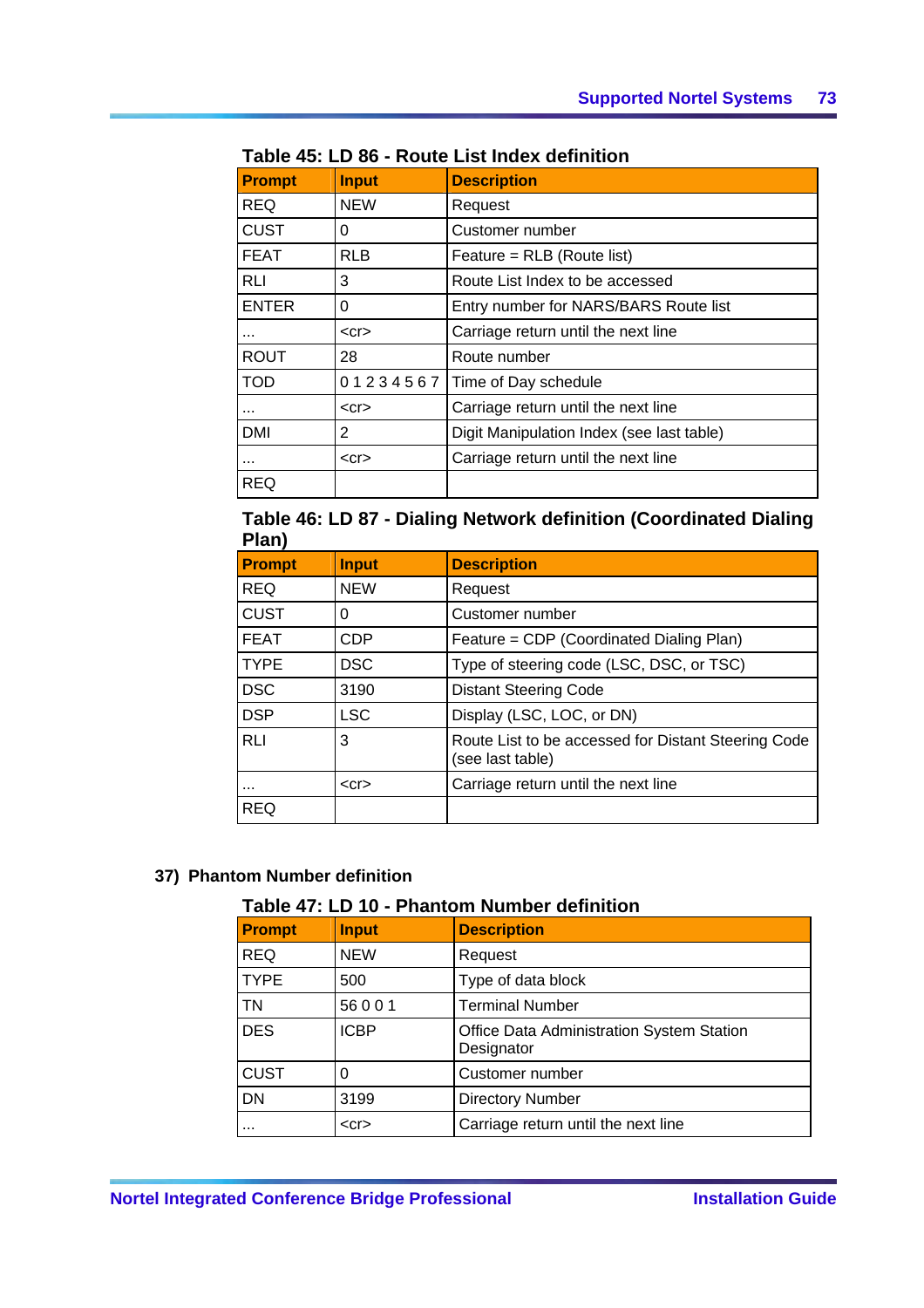**Table 45: LD 86 - Route List Index definition**

| Prompt | Input | Description |
|---|---|---|
| REQ | NEW | Request |
| CUST | 0 | Customer number |
| FEAT | RLB | Feature = RLB (Route list) |
| RLI | 3 | Route List Index to be accessed |
| ENTER | 0 | Entry number for NARS/BARS Route list |
| ... | <cr> | Carriage return until the next line |
| ROUT | 28 | Route number |
| TOD | 0 1 2 3 4 5 6 7 | Time of Day schedule |
| ... | <cr> | Carriage return until the next line |
| DMI | 2 | Digit Manipulation Index (see last table) |
| ... | <cr> | Carriage return until the next line |
| REQ | | |

**Table 46: LD 87 - Dialing Network definition (Coordinated Dialing Plan)**

| Prompt | Input | Description |
|---|---|---|
| REQ | NEW | Request |
| CUST | 0 | Customer number |
| FEAT | CDP | Feature = CDP (Coordinated Dialing Plan) |
| TYPE | DSC | Type of steering code (LSC, DSC, or TSC) |
| DSC | 3190 | Distant Steering Code |
| DSP | LSC | Display (LSC, LOC, or DN) |
| RLI | 3 | Route List to be accessed for Distant Steering Code (see last table) |
| ... | <cr> | Carriage return until the next line |
| REQ | | |

## 37) Phantom Number definition

**Table 47: LD 10 - Phantom Number definition**

| Prompt | Input | Description |
|---|---|---|
| REQ | NEW | Request |
| TYPE | 500 | Type of data block |
| TN | 56 0 0 1 | Terminal Number |
| DES | ICBP | Office Data Administration System Station Designator |
| CUST | 0 | Customer number |
| DN | 3199 | Directory Number |
| ... | <cr> | Carriage return until the next line |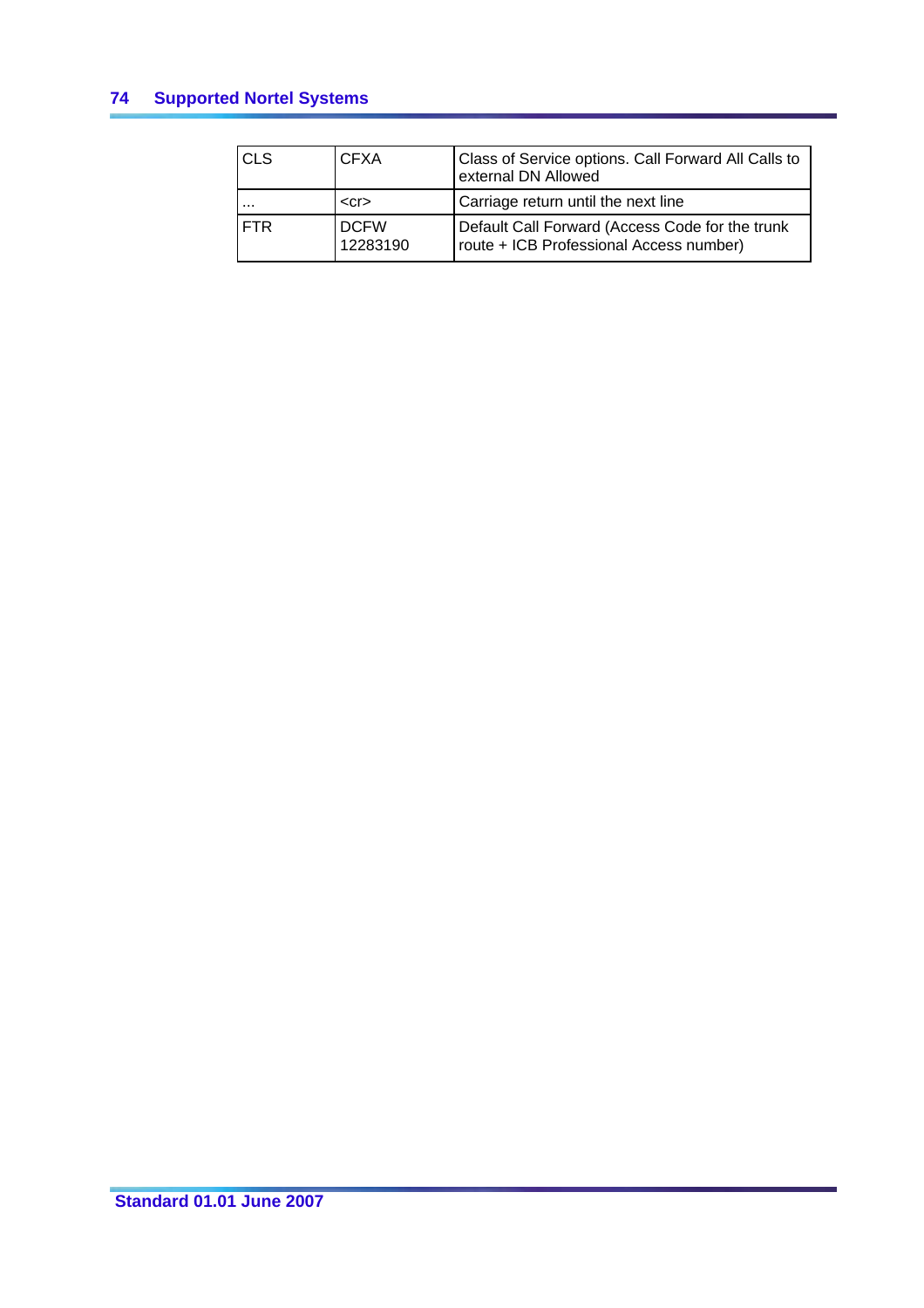| CLS | CFXA | Class of Service options. Call Forward All Calls to external DN Allowed |
|---|---|---|
| ... | <cr> | Carriage return until the next line |
| FTR | DCFW 12283190 | Default Call Forward (Access Code for the trunk route + ICB Professional Access number) |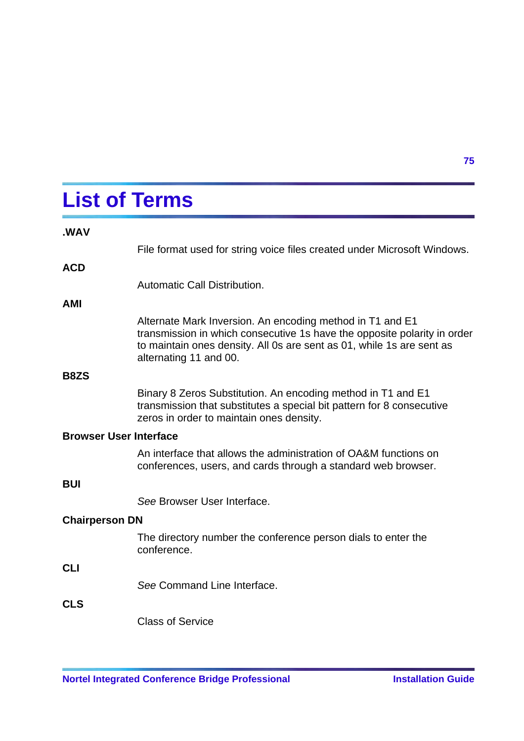# List of Terms

**.WAV**

File format used for string voice files created under Microsoft Windows.

**ACD**

Automatic Call Distribution.

**AMI**

Alternate Mark Inversion. An encoding method in T1 and E1 transmission in which consecutive 1s have the opposite polarity in order to maintain ones density. All 0s are sent as 01, while 1s are sent as alternating 11 and 00.

**B8ZS**

Binary 8 Zeros Substitution. An encoding method in T1 and E1 transmission that substitutes a special bit pattern for 8 consecutive zeros in order to maintain ones density.

**Browser User Interface**

An interface that allows the administration of OA&M functions on conferences, users, and cards through a standard web browser.

**BUI**

*See* Browser User Interface.

**Chairperson DN**

The directory number the conference person dials to enter the conference.

**CLI**

*See* Command Line Interface.

**CLS**

Class of Service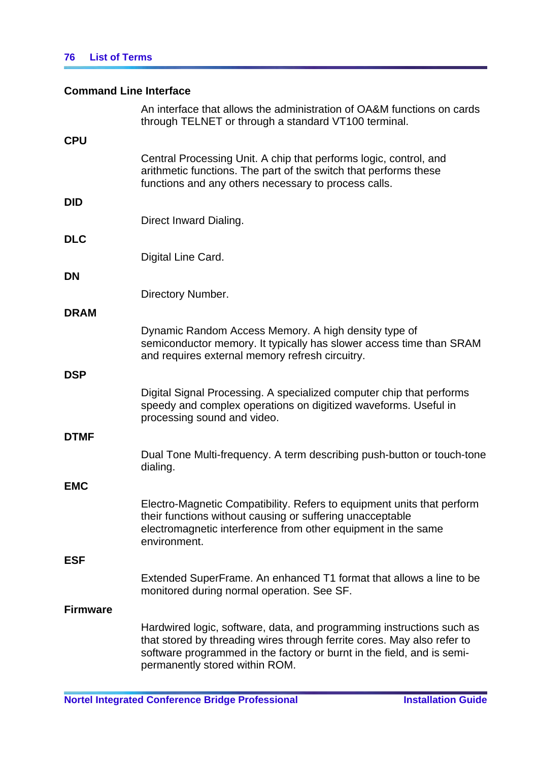**Command Line Interface**

An interface that allows the administration of OA&M functions on cards through TELNET or through a standard VT100 terminal.

**CPU**

Central Processing Unit. A chip that performs logic, control, and arithmetic functions. The part of the switch that performs these functions and any others necessary to process calls.

**DID**

Direct Inward Dialing.

**DLC**

Digital Line Card.

**DN**

Directory Number.

**DRAM**

Dynamic Random Access Memory. A high density type of semiconductor memory. It typically has slower access time than SRAM and requires external memory refresh circuitry.

**DSP**

Digital Signal Processing. A specialized computer chip that performs speedy and complex operations on digitized waveforms. Useful in processing sound and video.

**DTMF**

Dual Tone Multi-frequency. A term describing push-button or touch-tone dialing.

**EMC**

Electro-Magnetic Compatibility. Refers to equipment units that perform their functions without causing or suffering unacceptable electromagnetic interference from other equipment in the same environment.

**ESF**

Extended SuperFrame. An enhanced T1 format that allows a line to be monitored during normal operation. See SF.

**Firmware**

Hardwired logic, software, data, and programming instructions such as that stored by threading wires through ferrite cores. May also refer to software programmed in the factory or burnt in the field, and is semi-permanently stored within ROM.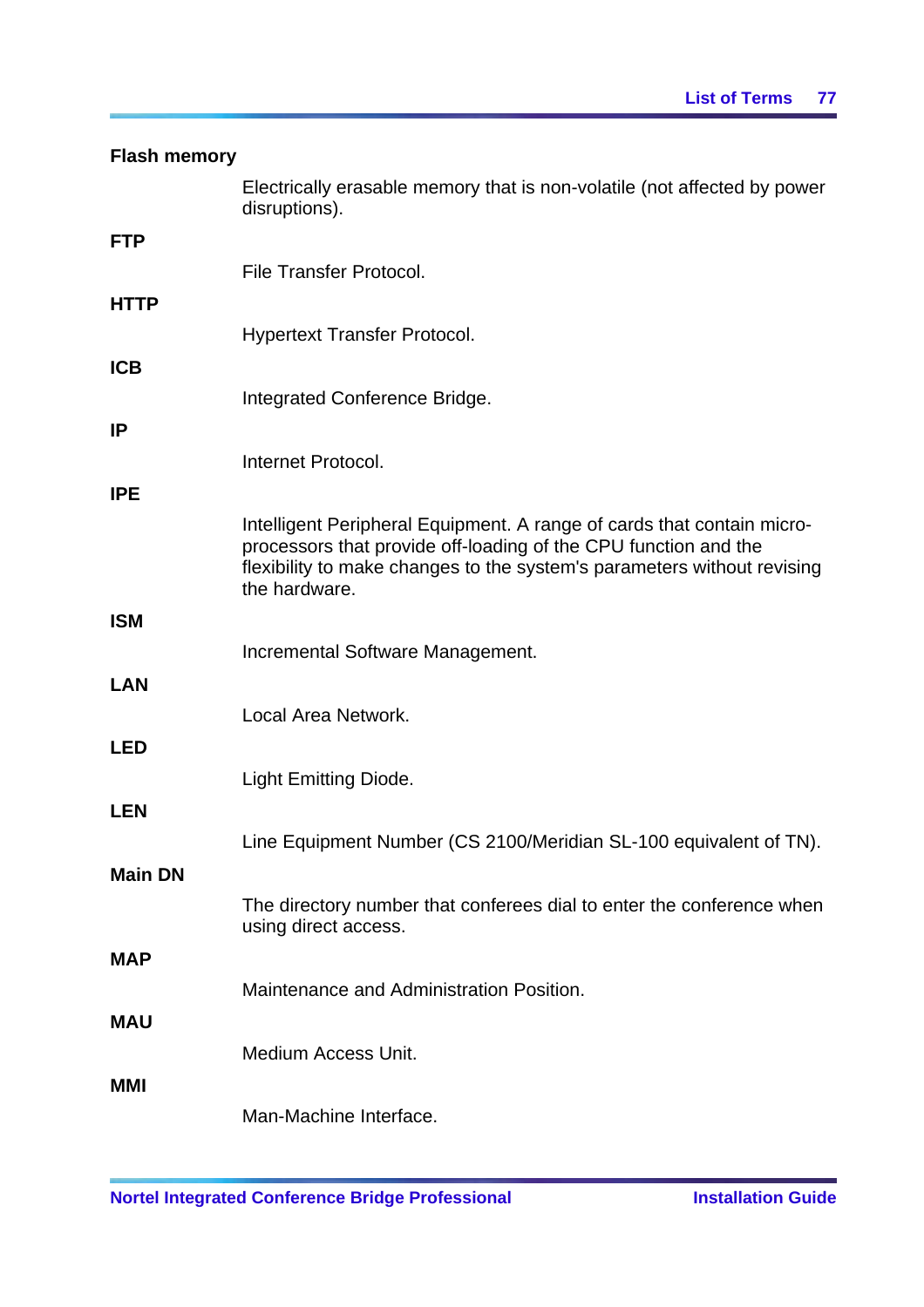**Flash memory**

Electrically erasable memory that is non-volatile (not affected by power disruptions).

**FTP**

File Transfer Protocol.

**HTTP**

Hypertext Transfer Protocol.

**ICB**

Integrated Conference Bridge.

**IP**

Internet Protocol.

**IPE**

Intelligent Peripheral Equipment. A range of cards that contain micro-processors that provide off-loading of the CPU function and the flexibility to make changes to the system's parameters without revising the hardware.

**ISM**

Incremental Software Management.

**LAN**

Local Area Network.

**LED**

Light Emitting Diode.

**LEN**

Line Equipment Number (CS 2100/Meridian SL-100 equivalent of TN).

**Main DN**

The directory number that conferees dial to enter the conference when using direct access.

**MAP**

Maintenance and Administration Position.

**MAU**

Medium Access Unit.

**MMI**

Man-Machine Interface.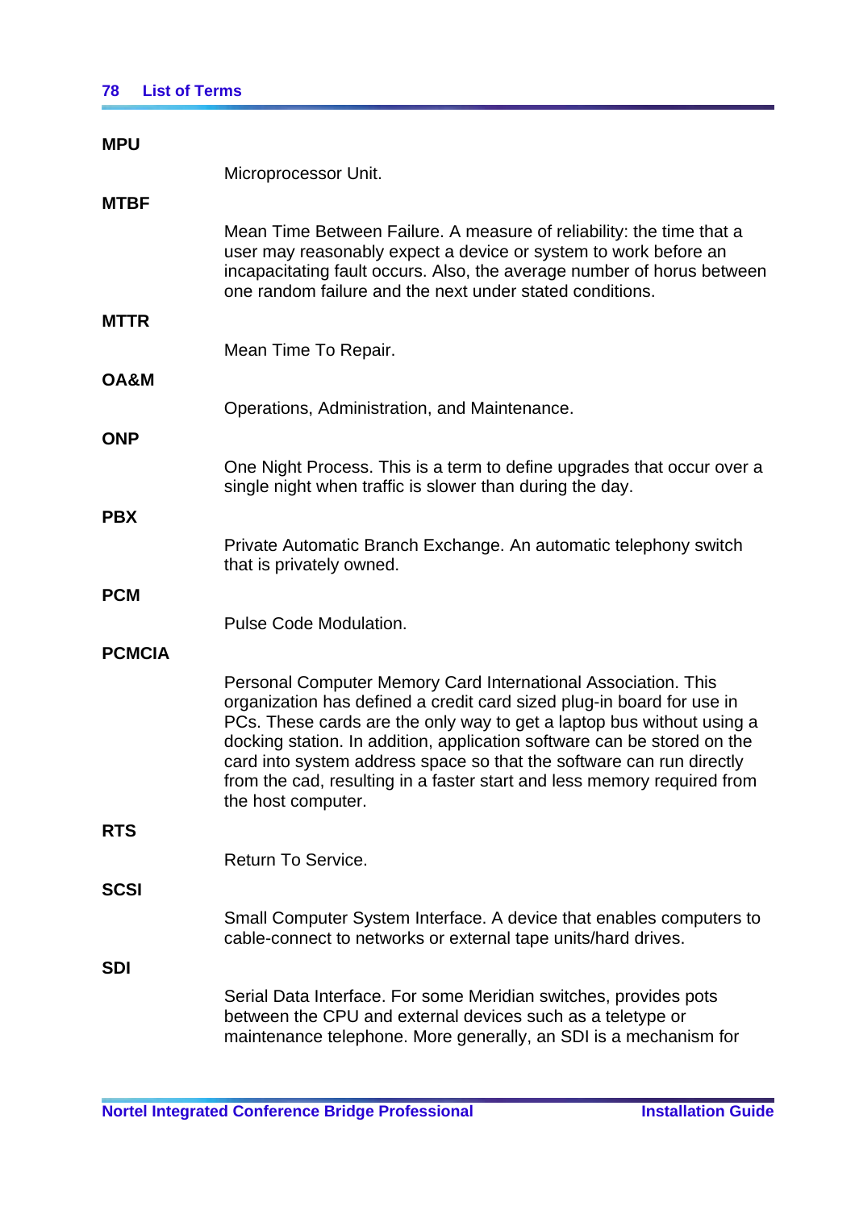**MPU**

Microprocessor Unit.

**MTBF**

Mean Time Between Failure. A measure of reliability: the time that a user may reasonably expect a device or system to work before an incapacitating fault occurs. Also, the average number of horus between one random failure and the next under stated conditions.

**MTTR**

Mean Time To Repair.

**OA&M**

Operations, Administration, and Maintenance.

**ONP**

One Night Process. This is a term to define upgrades that occur over a single night when traffic is slower than during the day.

**PBX**

Private Automatic Branch Exchange. An automatic telephony switch that is privately owned.

**PCM**

Pulse Code Modulation.

**PCMCIA**

Personal Computer Memory Card International Association. This organization has defined a credit card sized plug-in board for use in PCs. These cards are the only way to get a laptop bus without using a docking station. In addition, application software can be stored on the card into system address space so that the software can run directly from the cad, resulting in a faster start and less memory required from the host computer.

**RTS**

Return To Service.

**SCSI**

Small Computer System Interface. A device that enables computers to cable-connect to networks or external tape units/hard drives.

**SDI**

Serial Data Interface. For some Meridian switches, provides pots between the CPU and external devices such as a teletype or maintenance telephone. More generally, an SDI is a mechanism for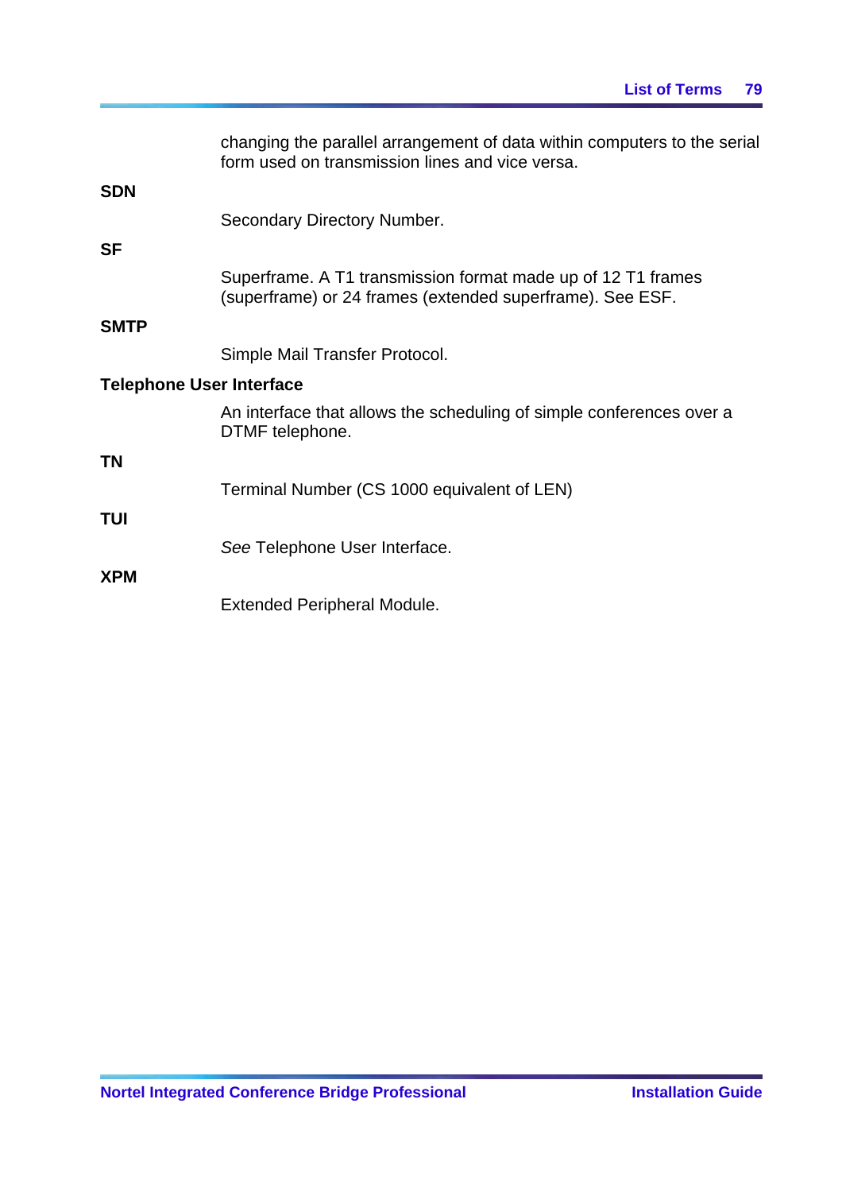changing the parallel arrangement of data within computers to the serial form used on transmission lines and vice versa.

**SDN**

Secondary Directory Number.

**SF**

Superframe. A T1 transmission format made up of 12 T1 frames (superframe) or 24 frames (extended superframe). See ESF.

**SMTP**

Simple Mail Transfer Protocol.

**Telephone User Interface**

An interface that allows the scheduling of simple conferences over a DTMF telephone.

**TN**

Terminal Number (CS 1000 equivalent of LEN)

**TUI**

*See* Telephone User Interface.

**XPM**

Extended Peripheral Module.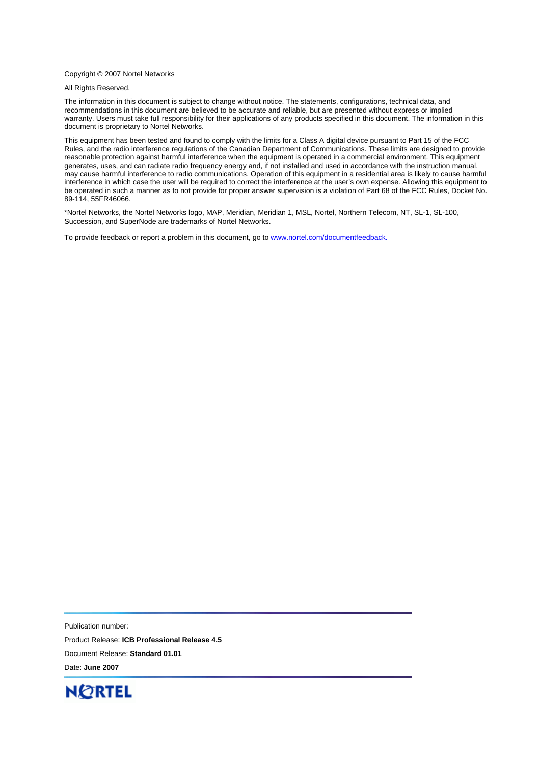Copyright © 2007 Nortel Networks

All Rights Reserved.

The information in this document is subject to change without notice. The statements, configurations, technical data, and recommendations in this document are believed to be accurate and reliable, but are presented without express or implied warranty. Users must take full responsibility for their applications of any products specified in this document. The information in this document is proprietary to Nortel Networks.

This equipment has been tested and found to comply with the limits for a Class A digital device pursuant to Part 15 of the FCC Rules, and the radio interference regulations of the Canadian Department of Communications. These limits are designed to provide reasonable protection against harmful interference when the equipment is operated in a commercial environment. This equipment generates, uses, and can radiate radio frequency energy and, if not installed and used in accordance with the instruction manual, may cause harmful interference to radio communications. Operation of this equipment in a residential area is likely to cause harmful interference in which case the user will be required to correct the interference at the user's own expense. Allowing this equipment to be operated in such a manner as to not provide for proper answer supervision is a violation of Part 68 of the FCC Rules, Docket No. 89-114, 55FR46066.

*Nortel Networks, the Nortel Networks logo, MAP, Meridian, Meridian 1, MSL, Nortel, Northern Telecom, NT, SL-1, SL-100, Succession, and SuperNode are trademarks of Nortel Networks.

To provide feedback or report a problem in this document, go to www.nortel.com/documentfeedback.

Publication number:

Product Release: **ICB Professional Release 4.5**

Document Release: **Standard 01.01**

Date: **June 2007**

NORTEL